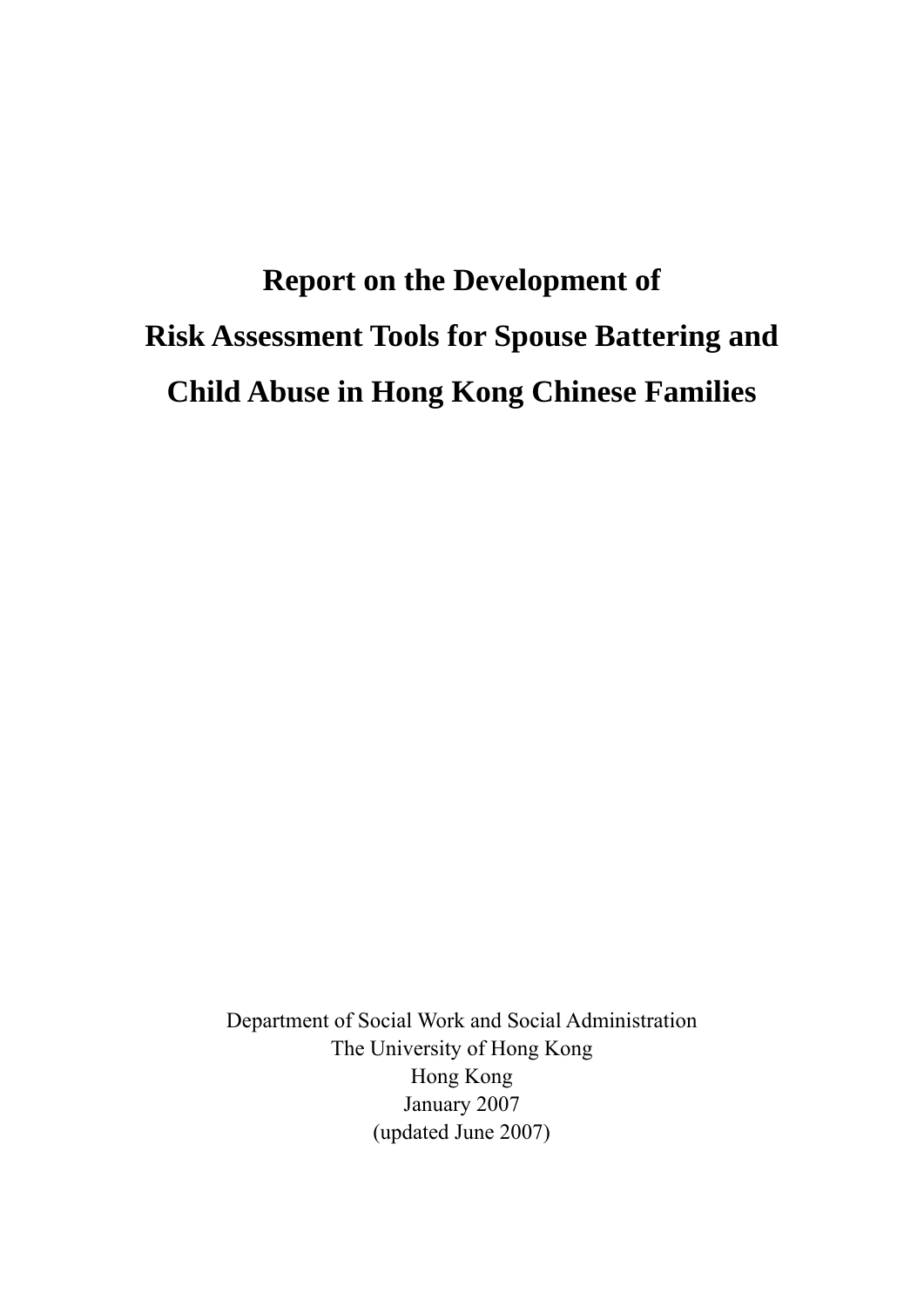# Report on the Development of Risk Assessment Tools for Spouse Battering and Child Abuse in Hong Kong Chinese Families

Department of Social Work and Social Administration
The University of Hong Kong
Hong Kong
January 2007
(updated June 2007)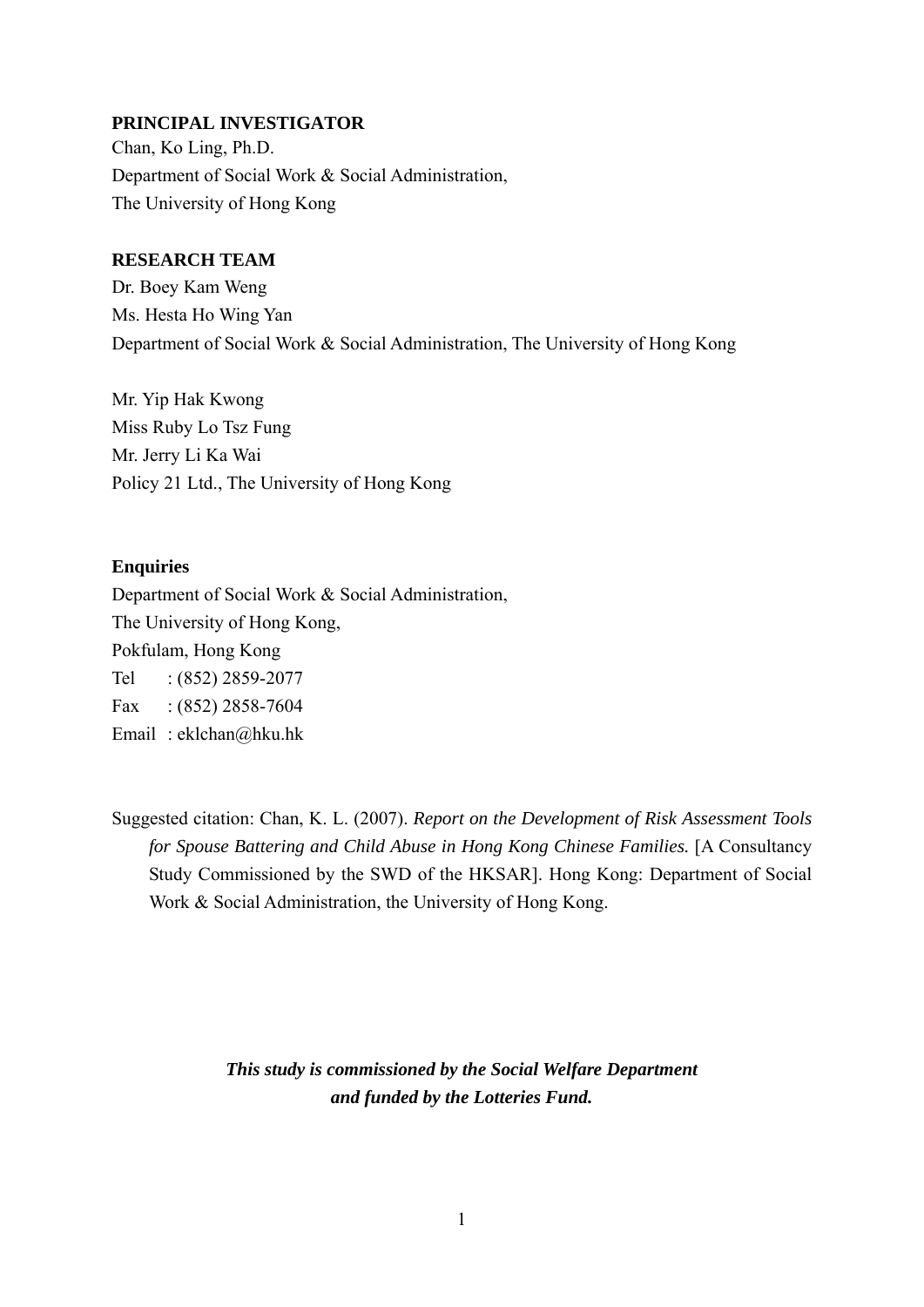**PRINCIPAL INVESTIGATOR**

Chan, Ko Ling, Ph.D.
Department of Social Work & Social Administration,
The University of Hong Kong

**RESEARCH TEAM**

Dr. Boey Kam Weng
Ms. Hesta Ho Wing Yan
Department of Social Work & Social Administration, The University of Hong Kong

Mr. Yip Hak Kwong
Miss Ruby Lo Tsz Fung
Mr. Jerry Li Ka Wai
Policy 21 Ltd., The University of Hong Kong

**Enquiries**

Department of Social Work & Social Administration,
The University of Hong Kong,
Pokfulam, Hong Kong
Tel : (852) 2859-2077
Fax : (852) 2858-7604
Email : eklchan@hku.hk

Suggested citation: Chan, K. L. (2007). *Report on the Development of Risk Assessment Tools for Spouse Battering and Child Abuse in Hong Kong Chinese Families.* [A Consultancy Study Commissioned by the SWD of the HKSAR]. Hong Kong: Department of Social Work & Social Administration, the University of Hong Kong.

***This study is commissioned by the Social Welfare Department and funded by the Lotteries Fund.***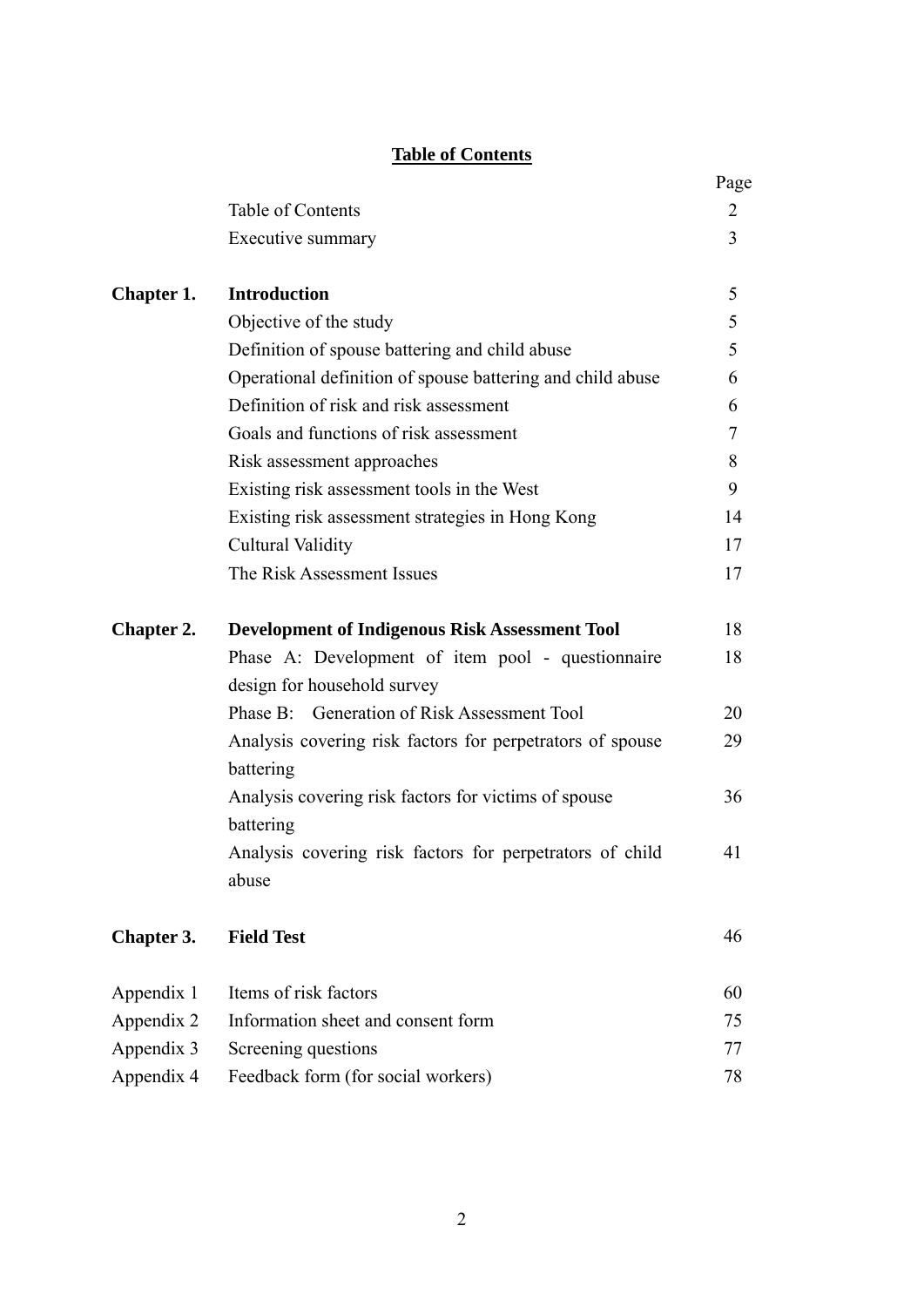# Table of Contents

| | | Page |
|---|---|---|
| | Table of Contents | 2 |
| | Executive summary | 3 |
| **Chapter 1.** | **Introduction** | 5 |
| | Objective of the study | 5 |
| | Definition of spouse battering and child abuse | 5 |
| | Operational definition of spouse battering and child abuse | 6 |
| | Definition of risk and risk assessment | 6 |
| | Goals and functions of risk assessment | 7 |
| | Risk assessment approaches | 8 |
| | Existing risk assessment tools in the West | 9 |
| | Existing risk assessment strategies in Hong Kong | 14 |
| | Cultural Validity | 17 |
| | The Risk Assessment Issues | 17 |
| **Chapter 2.** | **Development of Indigenous Risk Assessment Tool** | 18 |
| | Phase A: Development of item pool - questionnaire design for household survey | 18 |
| | Phase B: Generation of Risk Assessment Tool | 20 |
| | Analysis covering risk factors for perpetrators of spouse battering | 29 |
| | Analysis covering risk factors for victims of spouse battering | 36 |
| | Analysis covering risk factors for perpetrators of child abuse | 41 |
| **Chapter 3.** | **Field Test** | 46 |
| Appendix 1 | Items of risk factors | 60 |
| Appendix 2 | Information sheet and consent form | 75 |
| Appendix 3 | Screening questions | 77 |
| Appendix 4 | Feedback form (for social workers) | 78 |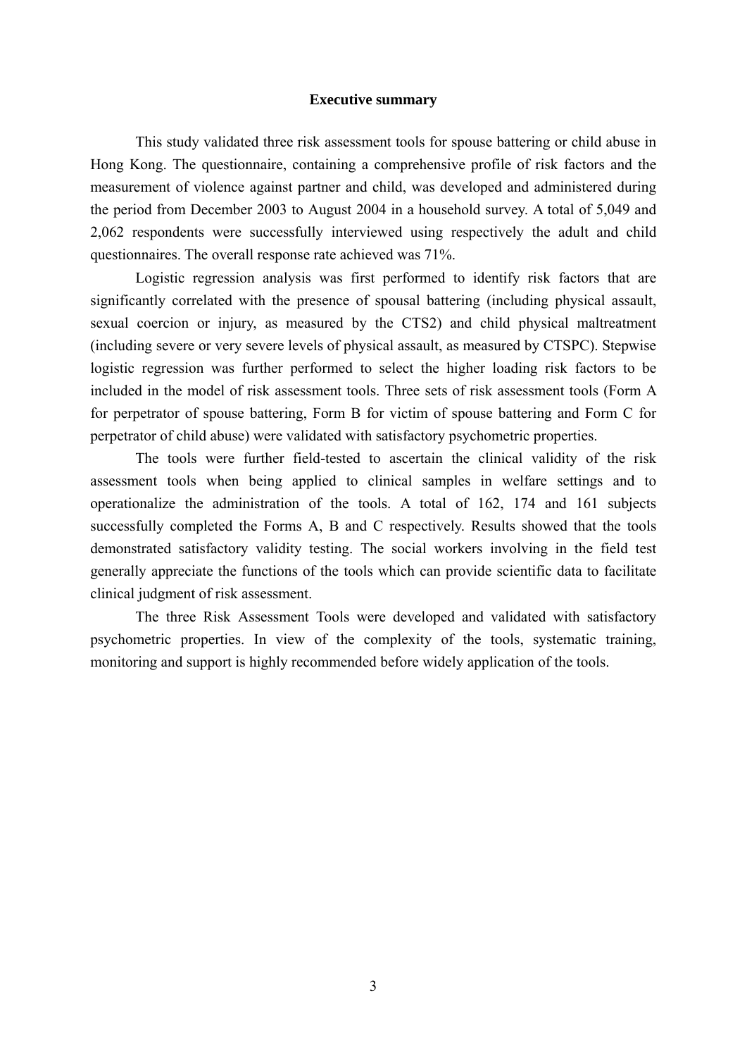**Executive summary**

This study validated three risk assessment tools for spouse battering or child abuse in Hong Kong. The questionnaire, containing a comprehensive profile of risk factors and the measurement of violence against partner and child, was developed and administered during the period from December 2003 to August 2004 in a household survey. A total of 5,049 and 2,062 respondents were successfully interviewed using respectively the adult and child questionnaires. The overall response rate achieved was 71%.

Logistic regression analysis was first performed to identify risk factors that are significantly correlated with the presence of spousal battering (including physical assault, sexual coercion or injury, as measured by the CTS2) and child physical maltreatment (including severe or very severe levels of physical assault, as measured by CTSPC). Stepwise logistic regression was further performed to select the higher loading risk factors to be included in the model of risk assessment tools. Three sets of risk assessment tools (Form A for perpetrator of spouse battering, Form B for victim of spouse battering and Form C for perpetrator of child abuse) were validated with satisfactory psychometric properties.

The tools were further field-tested to ascertain the clinical validity of the risk assessment tools when being applied to clinical samples in welfare settings and to operationalize the administration of the tools. A total of 162, 174 and 161 subjects successfully completed the Forms A, B and C respectively. Results showed that the tools demonstrated satisfactory validity testing. The social workers involving in the field test generally appreciate the functions of the tools which can provide scientific data to facilitate clinical judgment of risk assessment.

The three Risk Assessment Tools were developed and validated with satisfactory psychometric properties. In view of the complexity of the tools, systematic training, monitoring and support is highly recommended before widely application of the tools.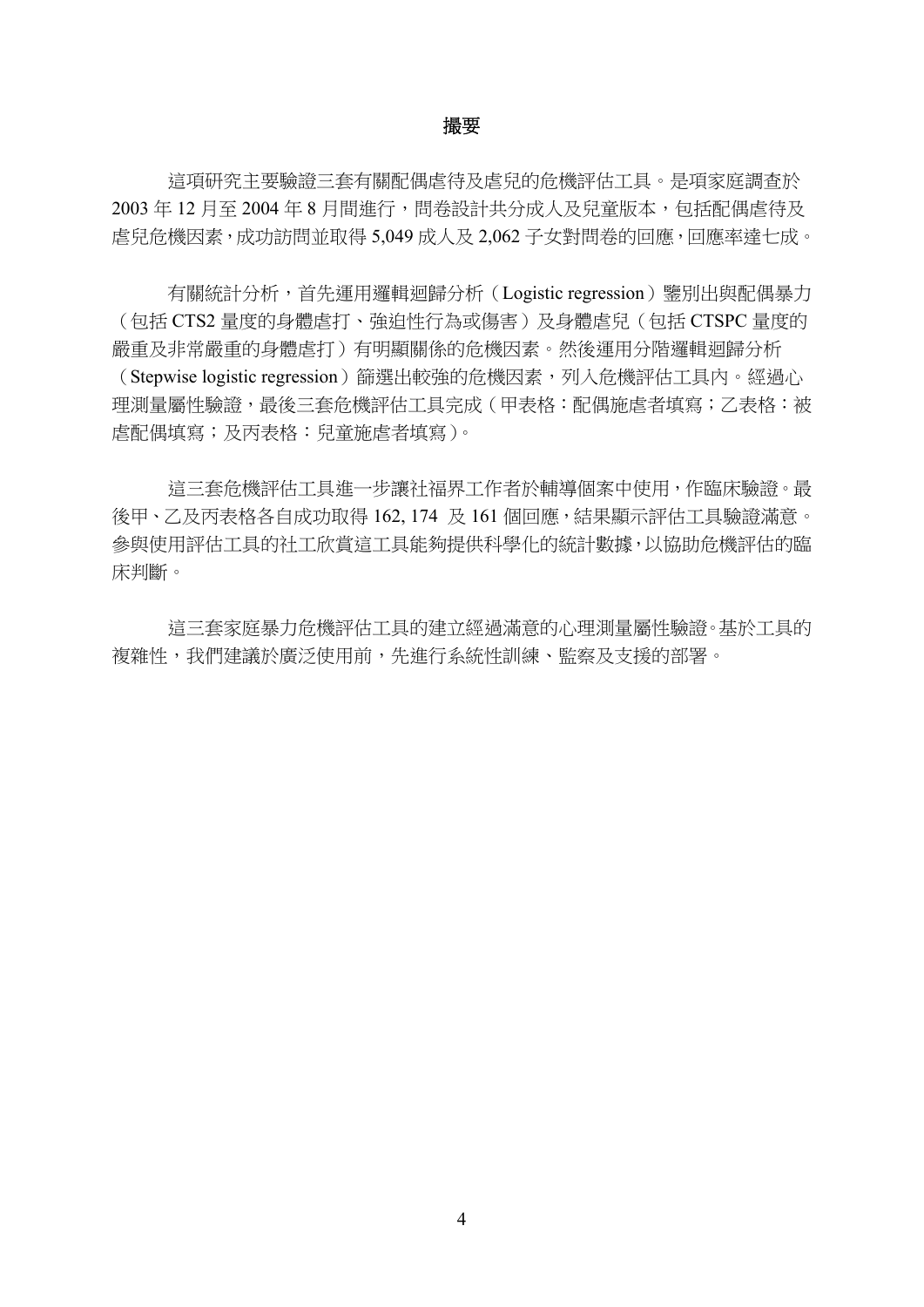# 撮要

這項研究主要驗證三套有關配偶虐待及虐兒的危機評估工具。是項家庭調查於 2003 年 12 月至 2004 年 8 月間進行，問卷設計共分成人及兒童版本，包括配偶虐待及虐兒危機因素，成功訪問並取得 5,049 成人及 2,062 子女對問卷的回應，回應率達七成。

有關統計分析，首先運用邏輯迴歸分析（Logistic regression）鑒別出與配偶暴力（包括 CTS2 量度的身體虐打、強迫性行為或傷害）及身體虐兒（包括 CTSPC 量度的嚴重及非常嚴重的身體虐打）有明顯關係的危機因素。然後運用分階邏輯迴歸分析（Stepwise logistic regression）篩選出較強的危機因素，列入危機評估工具內。經過心理測量屬性驗證，最後三套危機評估工具完成（甲表格：配偶施虐者填寫；乙表格：被虐配偶填寫；及丙表格：兒童施虐者填寫）。

這三套危機評估工具進一步讓社福界工作者於輔導個案中使用，作臨床驗證。最後甲、乙及丙表格各自成功取得 162, 174 及 161 個回應，結果顯示評估工具驗證滿意。參與使用評估工具的社工欣賞這工具能夠提供科學化的統計數據，以協助危機評估的臨床判斷。

這三套家庭暴力危機評估工具的建立經過滿意的心理測量屬性驗證。基於工具的複雜性，我們建議於廣泛使用前，先進行系統性訓練、監察及支援的部署。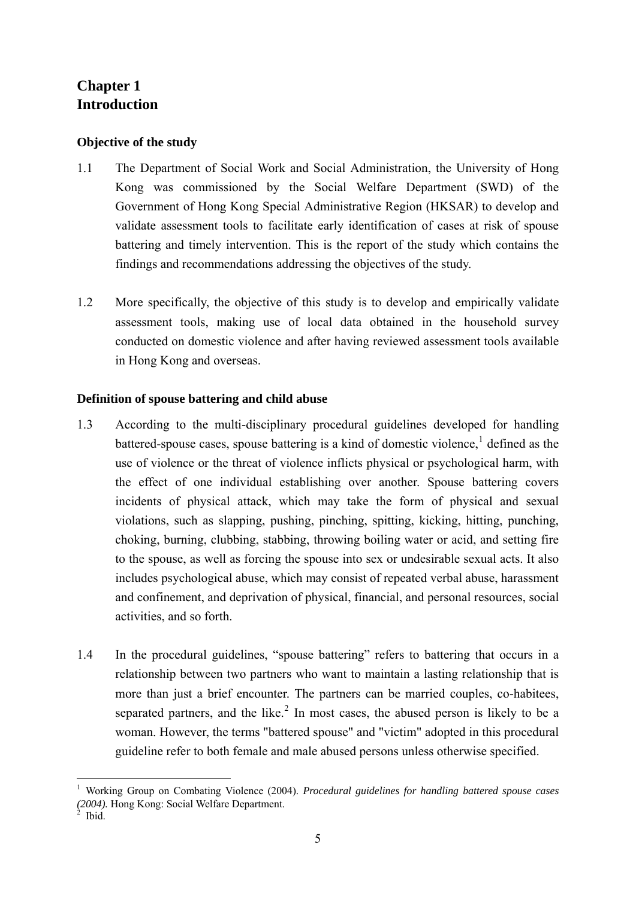# Chapter 1
# Introduction

### Objective of the study

1.1 The Department of Social Work and Social Administration, the University of Hong Kong was commissioned by the Social Welfare Department (SWD) of the Government of Hong Kong Special Administrative Region (HKSAR) to develop and validate assessment tools to facilitate early identification of cases at risk of spouse battering and timely intervention. This is the report of the study which contains the findings and recommendations addressing the objectives of the study.

1.2 More specifically, the objective of this study is to develop and empirically validate assessment tools, making use of local data obtained in the household survey conducted on domestic violence and after having reviewed assessment tools available in Hong Kong and overseas.

### Definition of spouse battering and child abuse

1.3 According to the multi-disciplinary procedural guidelines developed for handling battered-spouse cases, spouse battering is a kind of domestic violence,[1] defined as the use of violence or the threat of violence inflicts physical or psychological harm, with the effect of one individual establishing over another. Spouse battering covers incidents of physical attack, which may take the form of physical and sexual violations, such as slapping, pushing, pinching, spitting, kicking, hitting, punching, choking, burning, clubbing, stabbing, throwing boiling water or acid, and setting fire to the spouse, as well as forcing the spouse into sex or undesirable sexual acts. It also includes psychological abuse, which may consist of repeated verbal abuse, harassment and confinement, and deprivation of physical, financial, and personal resources, social activities, and so forth.

1.4 In the procedural guidelines, "spouse battering" refers to battering that occurs in a relationship between two partners who want to maintain a lasting relationship that is more than just a brief encounter. The partners can be married couples, co-habitees, separated partners, and the like.[2] In most cases, the abused person is likely to be a woman. However, the terms "battered spouse" and "victim" adopted in this procedural guideline refer to both female and male abused persons unless otherwise specified.

---

[1] Working Group on Combating Violence (2004). *Procedural guidelines for handling battered spouse cases (2004).* Hong Kong: Social Welfare Department.

[2] Ibid.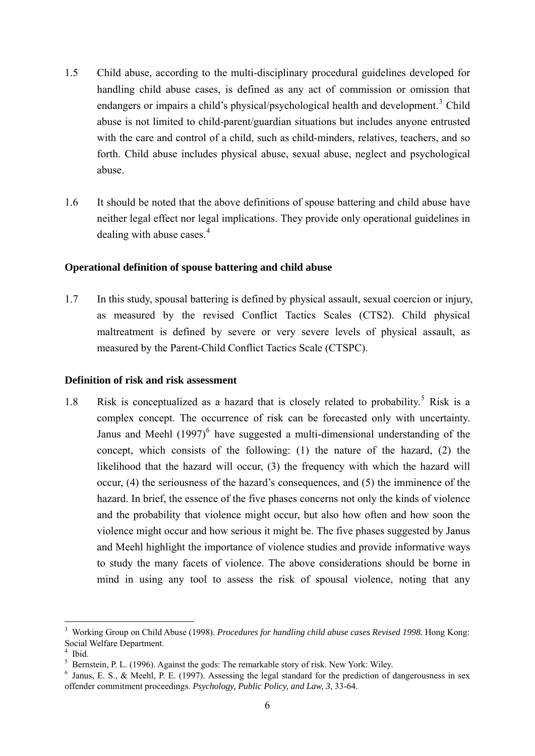1.5 Child abuse, according to the multi-disciplinary procedural guidelines developed for handling child abuse cases, is defined as any act of commission or omission that endangers or impairs a child's physical/psychological health and development.[3] Child abuse is not limited to child-parent/guardian situations but includes anyone entrusted with the care and control of a child, such as child-minders, relatives, teachers, and so forth. Child abuse includes physical abuse, sexual abuse, neglect and psychological abuse.

1.6 It should be noted that the above definitions of spouse battering and child abuse have neither legal effect nor legal implications. They provide only operational guidelines in dealing with abuse cases.[4]

**Operational definition of spouse battering and child abuse**

1.7 In this study, spousal battering is defined by physical assault, sexual coercion or injury, as measured by the revised Conflict Tactics Scales (CTS2). Child physical maltreatment is defined by severe or very severe levels of physical assault, as measured by the Parent-Child Conflict Tactics Scale (CTSPC).

**Definition of risk and risk assessment**

1.8 Risk is conceptualized as a hazard that is closely related to probability.[5] Risk is a complex concept. The occurrence of risk can be forecasted only with uncertainty. Janus and Meehl (1997)[6] have suggested a multi-dimensional understanding of the concept, which consists of the following: (1) the nature of the hazard, (2) the likelihood that the hazard will occur, (3) the frequency with which the hazard will occur, (4) the seriousness of the hazard's consequences, and (5) the imminence of the hazard. In brief, the essence of the five phases concerns not only the kinds of violence and the probability that violence might occur, but also how often and how soon the violence might occur and how serious it might be. The five phases suggested by Janus and Meehl highlight the importance of violence studies and provide informative ways to study the many facets of violence. The above considerations should be borne in mind in using any tool to assess the risk of spousal violence, noting that any

---

[3] Working Group on Child Abuse (1998). *Procedures for handling child abuse cases Revised 1998.* Hong Kong: Social Welfare Department.

[4] Ibid.

[5] Bernstein, P. L. (1996). Against the gods: The remarkable story of risk. New York: Wiley.

[6] Janus, E. S., & Meehl, P. E. (1997). Assessing the legal standard for the prediction of dangerousness in sex offender commitment proceedings. *Psychology, Public Policy, and Law, 3*, 33-64.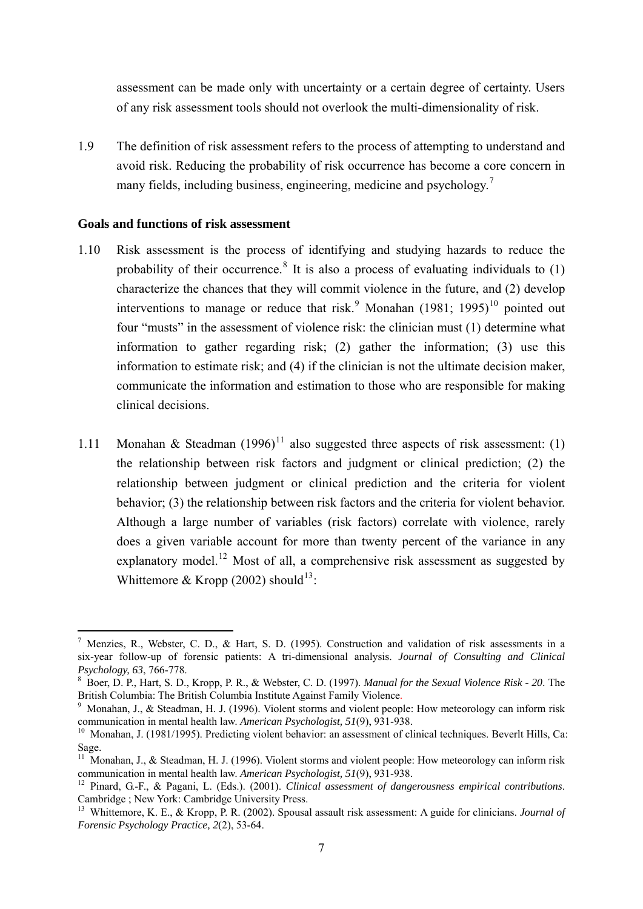assessment can be made only with uncertainty or a certain degree of certainty. Users of any risk assessment tools should not overlook the multi-dimensionality of risk.

1.9 The definition of risk assessment refers to the process of attempting to understand and avoid risk. Reducing the probability of risk occurrence has become a core concern in many fields, including business, engineering, medicine and psychology.[7]

**Goals and functions of risk assessment**

1.10 Risk assessment is the process of identifying and studying hazards to reduce the probability of their occurrence.[8] It is also a process of evaluating individuals to (1) characterize the chances that they will commit violence in the future, and (2) develop interventions to manage or reduce that risk.[9] Monahan (1981; 1995)[10] pointed out four "musts" in the assessment of violence risk: the clinician must (1) determine what information to gather regarding risk; (2) gather the information; (3) use this information to estimate risk; and (4) if the clinician is not the ultimate decision maker, communicate the information and estimation to those who are responsible for making clinical decisions.

1.11 Monahan & Steadman (1996)[11] also suggested three aspects of risk assessment: (1) the relationship between risk factors and judgment or clinical prediction; (2) the relationship between judgment or clinical prediction and the criteria for violent behavior; (3) the relationship between risk factors and the criteria for violent behavior. Although a large number of variables (risk factors) correlate with violence, rarely does a given variable account for more than twenty percent of the variance in any explanatory model.[12] Most of all, a comprehensive risk assessment as suggested by Whittemore & Kropp (2002) should[13]:

---

[7] Menzies, R., Webster, C. D., & Hart, S. D. (1995). Construction and validation of risk assessments in a six-year follow-up of forensic patients: A tri-dimensional analysis. *Journal of Consulting and Clinical Psychology, 63*, 766-778.

[8] Boer, D. P., Hart, S. D., Kropp, P. R., & Webster, C. D. (1997). *Manual for the Sexual Violence Risk - 20*. The British Columbia: The British Columbia Institute Against Family Violence.

[9] Monahan, J., & Steadman, H. J. (1996). Violent storms and violent people: How meteorology can inform risk communication in mental health law. *American Psychologist, 51*(9), 931-938.

[10] Monahan, J. (1981/1995). Predicting violent behavior: an assessment of clinical techniques. Beverlt Hills, Ca: Sage.

[11] Monahan, J., & Steadman, H. J. (1996). Violent storms and violent people: How meteorology can inform risk communication in mental health law. *American Psychologist, 51*(9), 931-938.

[12] Pinard, G.-F., & Pagani, L. (Eds.). (2001). *Clinical assessment of dangerousness empirical contributions*. Cambridge ; New York: Cambridge University Press.

[13] Whittemore, K. E., & Kropp, P. R. (2002). Spousal assault risk assessment: A guide for clinicians. *Journal of Forensic Psychology Practice, 2*(2), 53-64.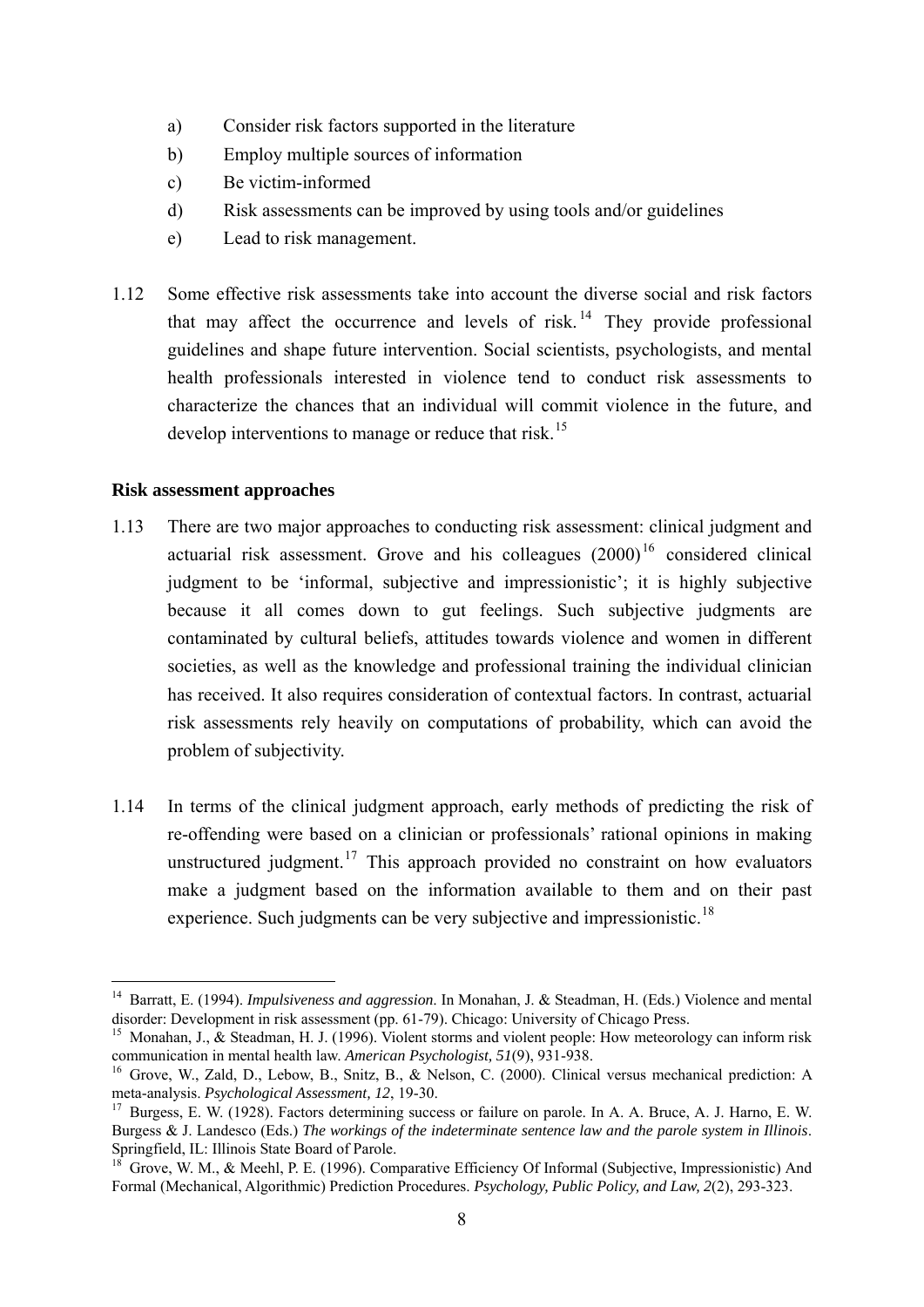a) Consider risk factors supported in the literature
b) Employ multiple sources of information
c) Be victim-informed
d) Risk assessments can be improved by using tools and/or guidelines
e) Lead to risk management.

1.12 Some effective risk assessments take into account the diverse social and risk factors that may affect the occurrence and levels of risk.[14] They provide professional guidelines and shape future intervention. Social scientists, psychologists, and mental health professionals interested in violence tend to conduct risk assessments to characterize the chances that an individual will commit violence in the future, and develop interventions to manage or reduce that risk.[15]

**Risk assessment approaches**

1.13 There are two major approaches to conducting risk assessment: clinical judgment and actuarial risk assessment. Grove and his colleagues (2000)[16] considered clinical judgment to be 'informal, subjective and impressionistic'; it is highly subjective because it all comes down to gut feelings. Such subjective judgments are contaminated by cultural beliefs, attitudes towards violence and women in different societies, as well as the knowledge and professional training the individual clinician has received. It also requires consideration of contextual factors. In contrast, actuarial risk assessments rely heavily on computations of probability, which can avoid the problem of subjectivity.

1.14 In terms of the clinical judgment approach, early methods of predicting the risk of re-offending were based on a clinician or professionals' rational opinions in making unstructured judgment.[17] This approach provided no constraint on how evaluators make a judgment based on the information available to them and on their past experience. Such judgments can be very subjective and impressionistic.[18]

---

[14] Barratt, E. (1994). *Impulsiveness and aggression*. In Monahan, J. & Steadman, H. (Eds.) Violence and mental disorder: Development in risk assessment (pp. 61-79). Chicago: University of Chicago Press.

[15] Monahan, J., & Steadman, H. J. (1996). Violent storms and violent people: How meteorology can inform risk communication in mental health law. *American Psychologist, 51*(9), 931-938.

[16] Grove, W., Zald, D., Lebow, B., Snitz, B., & Nelson, C. (2000). Clinical versus mechanical prediction: A meta-analysis. *Psychological Assessment, 12*, 19-30.

[17] Burgess, E. W. (1928). Factors determining success or failure on parole. In A. A. Bruce, A. J. Harno, E. W. Burgess & J. Landesco (Eds.) *The workings of the indeterminate sentence law and the parole system in Illinois*. Springfield, IL: Illinois State Board of Parole.

[18] Grove, W. M., & Meehl, P. E. (1996). Comparative Efficiency Of Informal (Subjective, Impressionistic) And Formal (Mechanical, Algorithmic) Prediction Procedures. *Psychology, Public Policy, and Law, 2*(2), 293-323.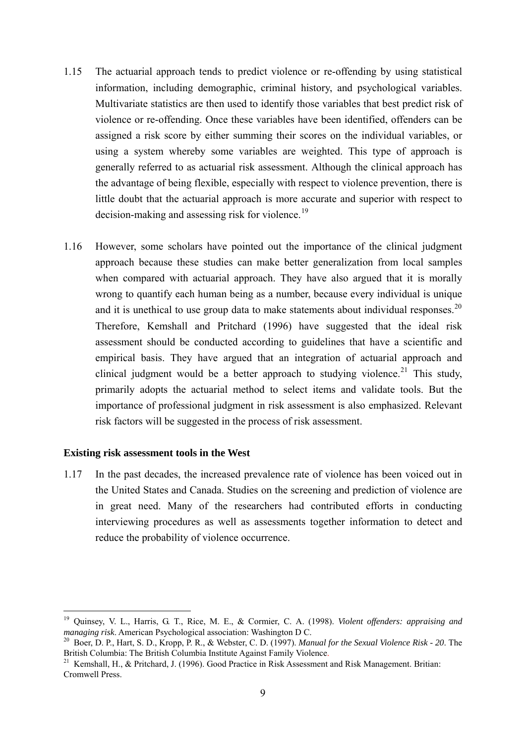1.15 The actuarial approach tends to predict violence or re-offending by using statistical information, including demographic, criminal history, and psychological variables. Multivariate statistics are then used to identify those variables that best predict risk of violence or re-offending. Once these variables have been identified, offenders can be assigned a risk score by either summing their scores on the individual variables, or using a system whereby some variables are weighted. This type of approach is generally referred to as actuarial risk assessment. Although the clinical approach has the advantage of being flexible, especially with respect to violence prevention, there is little doubt that the actuarial approach is more accurate and superior with respect to decision-making and assessing risk for violence.[19]

1.16 However, some scholars have pointed out the importance of the clinical judgment approach because these studies can make better generalization from local samples when compared with actuarial approach. They have also argued that it is morally wrong to quantify each human being as a number, because every individual is unique and it is unethical to use group data to make statements about individual responses.[20] Therefore, Kemshall and Pritchard (1996) have suggested that the ideal risk assessment should be conducted according to guidelines that have a scientific and empirical basis. They have argued that an integration of actuarial approach and clinical judgment would be a better approach to studying violence.[21] This study, primarily adopts the actuarial method to select items and validate tools. But the importance of professional judgment in risk assessment is also emphasized. Relevant risk factors will be suggested in the process of risk assessment.

**Existing risk assessment tools in the West**

1.17 In the past decades, the increased prevalence rate of violence has been voiced out in the United States and Canada. Studies on the screening and prediction of violence are in great need. Many of the researchers had contributed efforts in conducting interviewing procedures as well as assessments together information to detect and reduce the probability of violence occurrence.

---

[19] Quinsey, V. L., Harris, G. T., Rice, M. E., & Cormier, C. A. (1998). *Violent offenders: appraising and managing risk*. American Psychological association: Washington D C.

[20] Boer, D. P., Hart, S. D., Kropp, P. R., & Webster, C. D. (1997). *Manual for the Sexual Violence Risk - 20*. The British Columbia: The British Columbia Institute Against Family Violence.

[21] Kemshall, H., & Pritchard, J. (1996). Good Practice in Risk Assessment and Risk Management. Britian: Cromwell Press.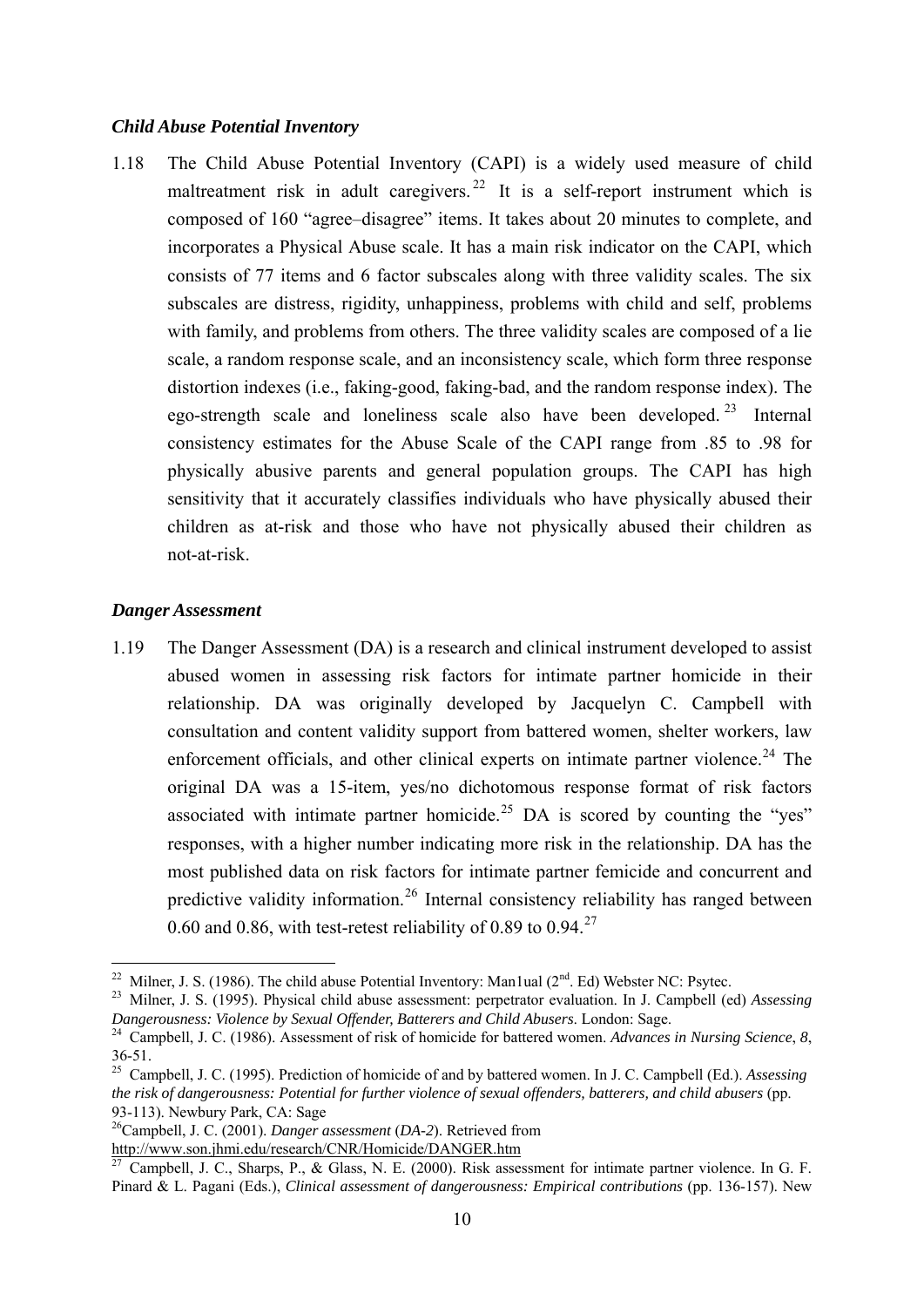### *Child Abuse Potential Inventory*

1.18 The Child Abuse Potential Inventory (CAPI) is a widely used measure of child maltreatment risk in adult caregivers.[22] It is a self-report instrument which is composed of 160 "agree–disagree" items. It takes about 20 minutes to complete, and incorporates a Physical Abuse scale. It has a main risk indicator on the CAPI, which consists of 77 items and 6 factor subscales along with three validity scales. The six subscales are distress, rigidity, unhappiness, problems with child and self, problems with family, and problems from others. The three validity scales are composed of a lie scale, a random response scale, and an inconsistency scale, which form three response distortion indexes (i.e., faking-good, faking-bad, and the random response index). The ego-strength scale and loneliness scale also have been developed.[23] Internal consistency estimates for the Abuse Scale of the CAPI range from .85 to .98 for physically abusive parents and general population groups. The CAPI has high sensitivity that it accurately classifies individuals who have physically abused their children as at-risk and those who have not physically abused their children as not-at-risk.

### *Danger Assessment*

1.19 The Danger Assessment (DA) is a research and clinical instrument developed to assist abused women in assessing risk factors for intimate partner homicide in their relationship. DA was originally developed by Jacquelyn C. Campbell with consultation and content validity support from battered women, shelter workers, law enforcement officials, and other clinical experts on intimate partner violence.[24] The original DA was a 15-item, yes/no dichotomous response format of risk factors associated with intimate partner homicide.[25] DA is scored by counting the "yes" responses, with a higher number indicating more risk in the relationship. DA has the most published data on risk factors for intimate partner femicide and concurrent and predictive validity information.[26] Internal consistency reliability has ranged between 0.60 and 0.86, with test-retest reliability of 0.89 to 0.94.[27]

---

[22] Milner, J. S. (1986). The child abuse Potential Inventory: Man1ual (2nd. Ed) Webster NC: Psytec.

[23] Milner, J. S. (1995). Physical child abuse assessment: perpetrator evaluation. In J. Campbell (ed) *Assessing Dangerousness: Violence by Sexual Offender, Batterers and Child Abusers*. London: Sage.

[24] Campbell, J. C. (1986). Assessment of risk of homicide for battered women. *Advances in Nursing Science*, *8*, 36-51.

[25] Campbell, J. C. (1995). Prediction of homicide of and by battered women. In J. C. Campbell (Ed.). *Assessing the risk of dangerousness: Potential for further violence of sexual offenders, batterers, and child abusers* (pp. 93-113). Newbury Park, CA: Sage

[26] Campbell, J. C. (2001). *Danger assessment* (*DA-2*). Retrieved from http://www.son.jhmi.edu/research/CNR/Homicide/DANGER.htm

[27] Campbell, J. C., Sharps, P., & Glass, N. E. (2000). Risk assessment for intimate partner violence. In G. F. Pinard & L. Pagani (Eds.), *Clinical assessment of dangerousness: Empirical contributions* (pp. 136-157). New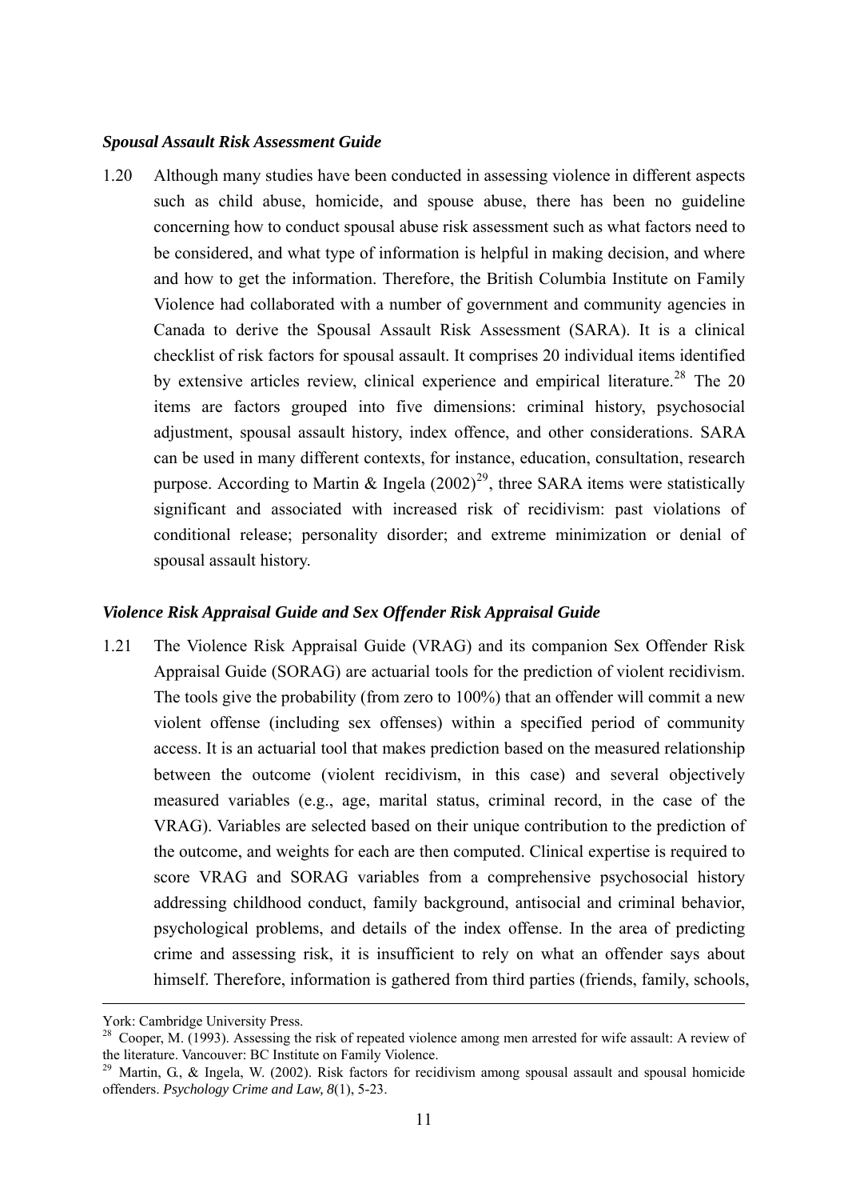***Spousal Assault Risk Assessment Guide***

1.20 Although many studies have been conducted in assessing violence in different aspects such as child abuse, homicide, and spouse abuse, there has been no guideline concerning how to conduct spousal abuse risk assessment such as what factors need to be considered, and what type of information is helpful in making decision, and where and how to get the information. Therefore, the British Columbia Institute on Family Violence had collaborated with a number of government and community agencies in Canada to derive the Spousal Assault Risk Assessment (SARA). It is a clinical checklist of risk factors for spousal assault. It comprises 20 individual items identified by extensive articles review, clinical experience and empirical literature.[28] The 20 items are factors grouped into five dimensions: criminal history, psychosocial adjustment, spousal assault history, index offence, and other considerations. SARA can be used in many different contexts, for instance, education, consultation, research purpose. According to Martin & Ingela (2002)[29], three SARA items were statistically significant and associated with increased risk of recidivism: past violations of conditional release; personality disorder; and extreme minimization or denial of spousal assault history.

***Violence Risk Appraisal Guide and Sex Offender Risk Appraisal Guide***

1.21 The Violence Risk Appraisal Guide (VRAG) and its companion Sex Offender Risk Appraisal Guide (SORAG) are actuarial tools for the prediction of violent recidivism. The tools give the probability (from zero to 100%) that an offender will commit a new violent offense (including sex offenses) within a specified period of community access. It is an actuarial tool that makes prediction based on the measured relationship between the outcome (violent recidivism, in this case) and several objectively measured variables (e.g., age, marital status, criminal record, in the case of the VRAG). Variables are selected based on their unique contribution to the prediction of the outcome, and weights for each are then computed. Clinical expertise is required to score VRAG and SORAG variables from a comprehensive psychosocial history addressing childhood conduct, family background, antisocial and criminal behavior, psychological problems, and details of the index offense. In the area of predicting crime and assessing risk, it is insufficient to rely on what an offender says about himself. Therefore, information is gathered from third parties (friends, family, schools,

---

York: Cambridge University Press.

[28] Cooper, M. (1993). Assessing the risk of repeated violence among men arrested for wife assault: A review of the literature. Vancouver: BC Institute on Family Violence.

[29] Martin, G., & Ingela, W. (2002). Risk factors for recidivism among spousal assault and spousal homicide offenders. *Psychology Crime and Law, 8*(1), 5-23.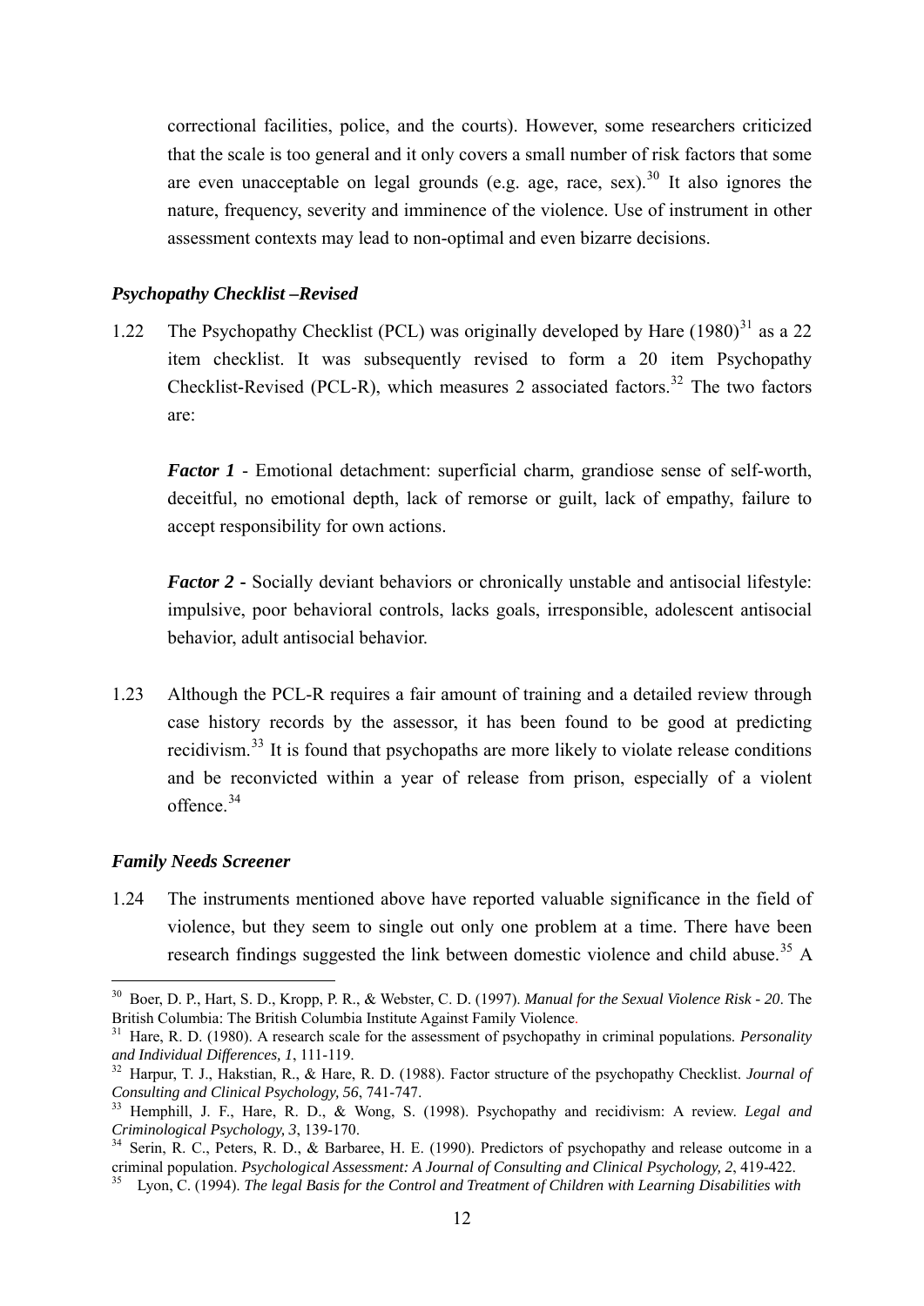correctional facilities, police, and the courts). However, some researchers criticized that the scale is too general and it only covers a small number of risk factors that some are even unacceptable on legal grounds (e.g. age, race, sex).[30] It also ignores the nature, frequency, severity and imminence of the violence. Use of instrument in other assessment contexts may lead to non-optimal and even bizarre decisions.

***Psychopathy Checklist –Revised***

1.22 The Psychopathy Checklist (PCL) was originally developed by Hare (1980)[31] as a 22 item checklist. It was subsequently revised to form a 20 item Psychopathy Checklist-Revised (PCL-R), which measures 2 associated factors.[32] The two factors are:

***Factor 1*** - Emotional detachment: superficial charm, grandiose sense of self-worth, deceitful, no emotional depth, lack of remorse or guilt, lack of empathy, failure to accept responsibility for own actions.

***Factor 2*** - Socially deviant behaviors or chronically unstable and antisocial lifestyle: impulsive, poor behavioral controls, lacks goals, irresponsible, adolescent antisocial behavior, adult antisocial behavior.

1.23 Although the PCL-R requires a fair amount of training and a detailed review through case history records by the assessor, it has been found to be good at predicting recidivism.[33] It is found that psychopaths are more likely to violate release conditions and be reconvicted within a year of release from prison, especially of a violent offence.[34]

***Family Needs Screener***

1.24 The instruments mentioned above have reported valuable significance in the field of violence, but they seem to single out only one problem at a time. There have been research findings suggested the link between domestic violence and child abuse.[35] A

---

[30] Boer, D. P., Hart, S. D., Kropp, P. R., & Webster, C. D. (1997). *Manual for the Sexual Violence Risk - 20*. The British Columbia: The British Columbia Institute Against Family Violence.

[31] Hare, R. D. (1980). A research scale for the assessment of psychopathy in criminal populations. *Personality and Individual Differences, 1*, 111-119.

[32] Harpur, T. J., Hakstian, R., & Hare, R. D. (1988). Factor structure of the psychopathy Checklist. *Journal of Consulting and Clinical Psychology, 56*, 741-747.

[33] Hemphill, J. F., Hare, R. D., & Wong, S. (1998). Psychopathy and recidivism: A review. *Legal and Criminological Psychology, 3*, 139-170.

[34] Serin, R. C., Peters, R. D., & Barbaree, H. E. (1990). Predictors of psychopathy and release outcome in a criminal population. *Psychological Assessment: A Journal of Consulting and Clinical Psychology, 2*, 419-422.

[35] Lyon, C. (1994). *The legal Basis for the Control and Treatment of Children with Learning Disabilities with*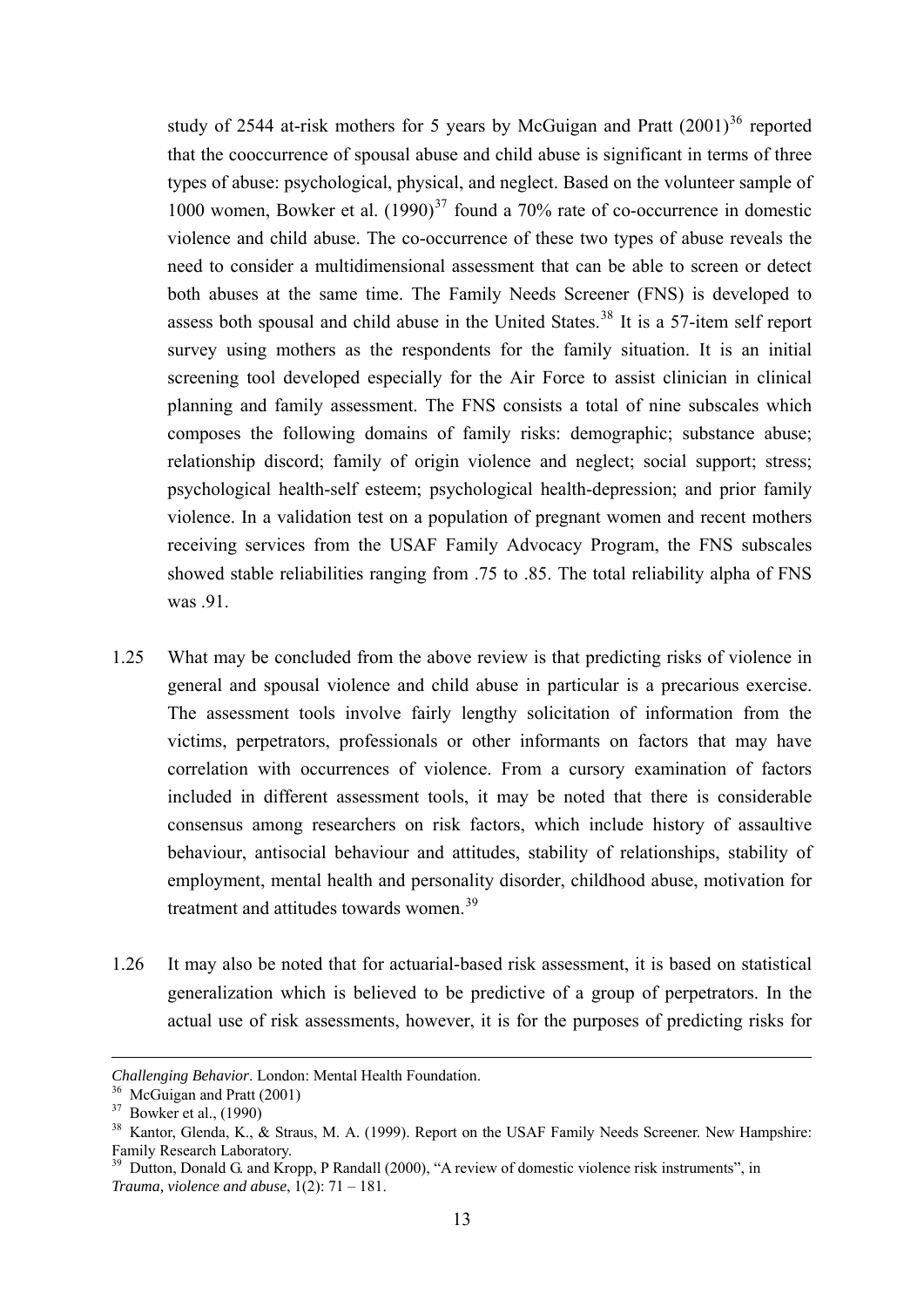study of 2544 at-risk mothers for 5 years by McGuigan and Pratt (2001)[36] reported that the cooccurrence of spousal abuse and child abuse is significant in terms of three types of abuse: psychological, physical, and neglect. Based on the volunteer sample of 1000 women, Bowker et al. (1990)[37] found a 70% rate of co-occurrence in domestic violence and child abuse. The co-occurrence of these two types of abuse reveals the need to consider a multidimensional assessment that can be able to screen or detect both abuses at the same time. The Family Needs Screener (FNS) is developed to assess both spousal and child abuse in the United States.[38] It is a 57-item self report survey using mothers as the respondents for the family situation. It is an initial screening tool developed especially for the Air Force to assist clinician in clinical planning and family assessment. The FNS consists a total of nine subscales which composes the following domains of family risks: demographic; substance abuse; relationship discord; family of origin violence and neglect; social support; stress; psychological health-self esteem; psychological health-depression; and prior family violence. In a validation test on a population of pregnant women and recent mothers receiving services from the USAF Family Advocacy Program, the FNS subscales showed stable reliabilities ranging from .75 to .85. The total reliability alpha of FNS was .91.

1.25 What may be concluded from the above review is that predicting risks of violence in general and spousal violence and child abuse in particular is a precarious exercise. The assessment tools involve fairly lengthy solicitation of information from the victims, perpetrators, professionals or other informants on factors that may have correlation with occurrences of violence. From a cursory examination of factors included in different assessment tools, it may be noted that there is considerable consensus among researchers on risk factors, which include history of assaultive behaviour, antisocial behaviour and attitudes, stability of relationships, stability of employment, mental health and personality disorder, childhood abuse, motivation for treatment and attitudes towards women.[39]

1.26 It may also be noted that for actuarial-based risk assessment, it is based on statistical generalization which is believed to be predictive of a group of perpetrators. In the actual use of risk assessments, however, it is for the purposes of predicting risks for

---

*Challenging Behavior*. London: Mental Health Foundation.

[36] McGuigan and Pratt (2001)

[37] Bowker et al., (1990)

[38] Kantor, Glenda, K., & Straus, M. A. (1999). Report on the USAF Family Needs Screener. New Hampshire: Family Research Laboratory.

[39] Dutton, Donald G. and Kropp, P Randall (2000), "A review of domestic violence risk instruments", in *Trauma, violence and abuse*, 1(2): 71 – 181.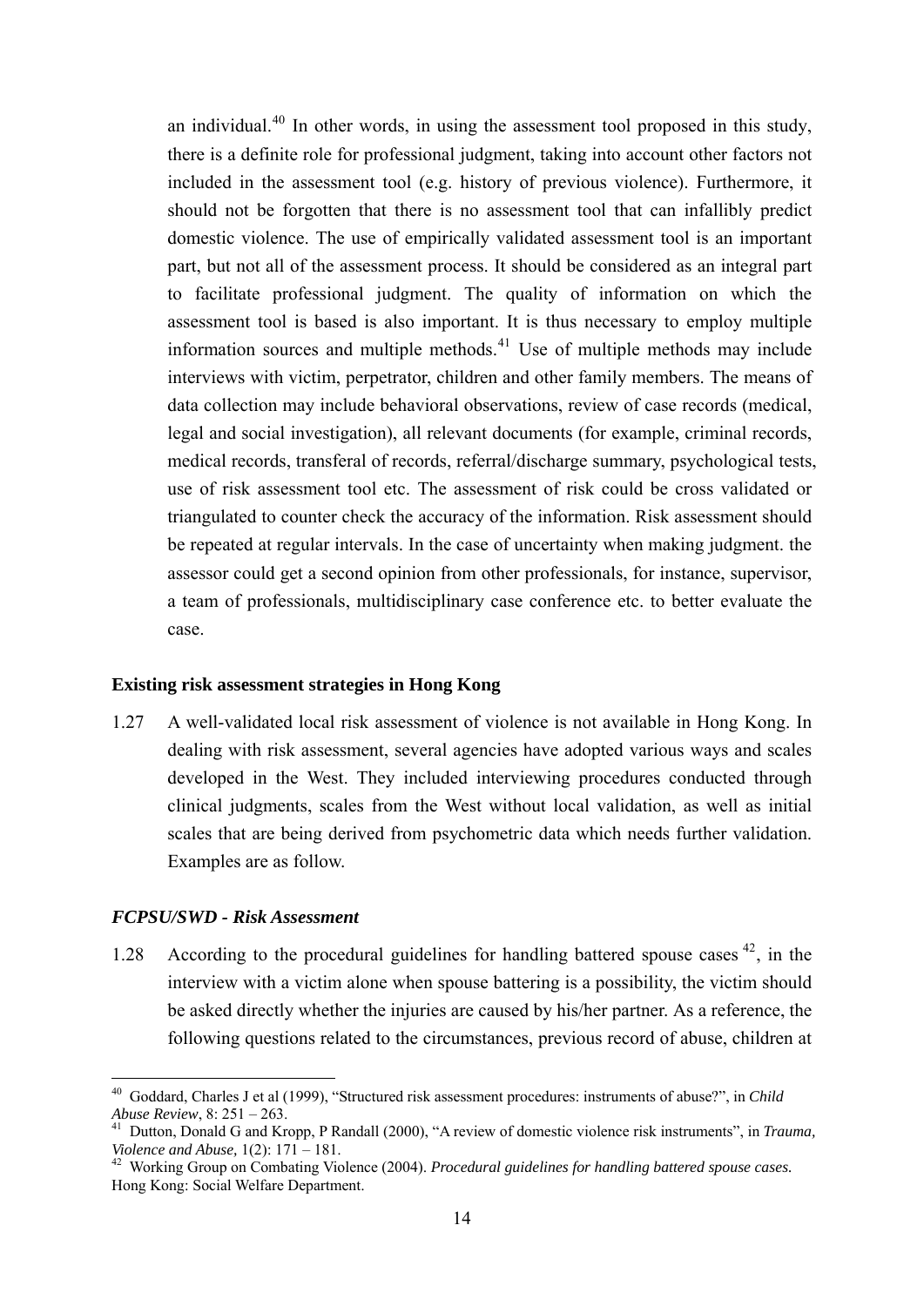an individual.[40] In other words, in using the assessment tool proposed in this study, there is a definite role for professional judgment, taking into account other factors not included in the assessment tool (e.g. history of previous violence). Furthermore, it should not be forgotten that there is no assessment tool that can infallibly predict domestic violence. The use of empirically validated assessment tool is an important part, but not all of the assessment process. It should be considered as an integral part to facilitate professional judgment. The quality of information on which the assessment tool is based is also important. It is thus necessary to employ multiple information sources and multiple methods.[41] Use of multiple methods may include interviews with victim, perpetrator, children and other family members. The means of data collection may include behavioral observations, review of case records (medical, legal and social investigation), all relevant documents (for example, criminal records, medical records, transferal of records, referral/discharge summary, psychological tests, use of risk assessment tool etc. The assessment of risk could be cross validated or triangulated to counter check the accuracy of the information. Risk assessment should be repeated at regular intervals. In the case of uncertainty when making judgment. the assessor could get a second opinion from other professionals, for instance, supervisor, a team of professionals, multidisciplinary case conference etc. to better evaluate the case.

**Existing risk assessment strategies in Hong Kong**

1.27 A well-validated local risk assessment of violence is not available in Hong Kong. In dealing with risk assessment, several agencies have adopted various ways and scales developed in the West. They included interviewing procedures conducted through clinical judgments, scales from the West without local validation, as well as initial scales that are being derived from psychometric data which needs further validation. Examples are as follow.

***FCPSU/SWD - Risk Assessment***

1.28 According to the procedural guidelines for handling battered spouse cases [42], in the interview with a victim alone when spouse battering is a possibility, the victim should be asked directly whether the injuries are caused by his/her partner. As a reference, the following questions related to the circumstances, previous record of abuse, children at

---

[40] Goddard, Charles J et al (1999), "Structured risk assessment procedures: instruments of abuse?", in *Child Abuse Review*, 8: 251 – 263.

[41] Dutton, Donald G and Kropp, P Randall (2000), "A review of domestic violence risk instruments", in *Trauma, Violence and Abuse,* 1(2): 171 – 181.

[42] Working Group on Combating Violence (2004). *Procedural guidelines for handling battered spouse cases.* Hong Kong: Social Welfare Department.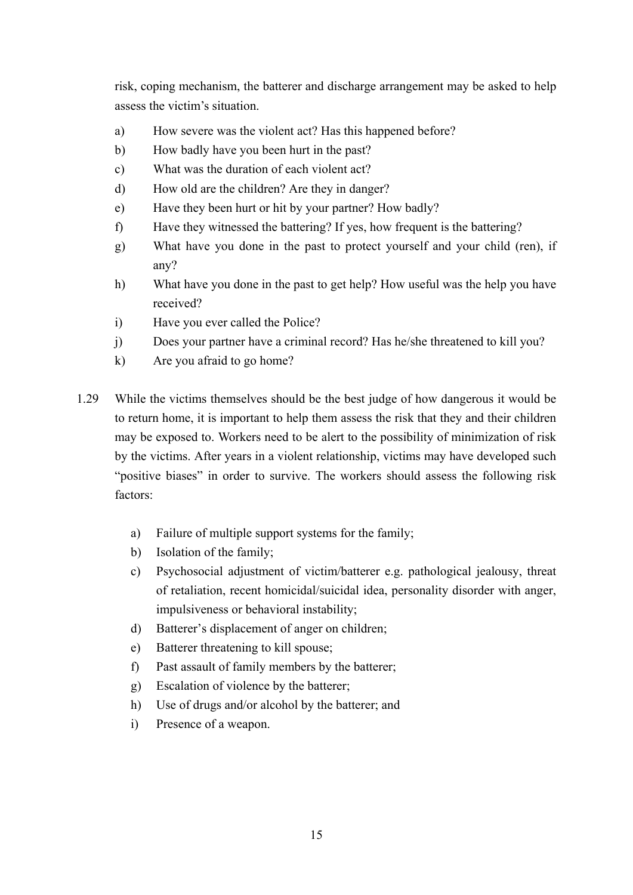risk, coping mechanism, the batterer and discharge arrangement may be asked to help assess the victim's situation.

a) How severe was the violent act? Has this happened before?
b) How badly have you been hurt in the past?
c) What was the duration of each violent act?
d) How old are the children? Are they in danger?
e) Have they been hurt or hit by your partner? How badly?
f) Have they witnessed the battering? If yes, how frequent is the battering?
g) What have you done in the past to protect yourself and your child (ren), if any?
h) What have you done in the past to get help? How useful was the help you have received?
i) Have you ever called the Police?
j) Does your partner have a criminal record? Has he/she threatened to kill you?
k) Are you afraid to go home?

1.29 While the victims themselves should be the best judge of how dangerous it would be to return home, it is important to help them assess the risk that they and their children may be exposed to. Workers need to be alert to the possibility of minimization of risk by the victims. After years in a violent relationship, victims may have developed such "positive biases" in order to survive. The workers should assess the following risk factors:

a) Failure of multiple support systems for the family;
b) Isolation of the family;
c) Psychosocial adjustment of victim/batterer e.g. pathological jealousy, threat of retaliation, recent homicidal/suicidal idea, personality disorder with anger, impulsiveness or behavioral instability;
d) Batterer's displacement of anger on children;
e) Batterer threatening to kill spouse;
f) Past assault of family members by the batterer;
g) Escalation of violence by the batterer;
h) Use of drugs and/or alcohol by the batterer; and
i) Presence of a weapon.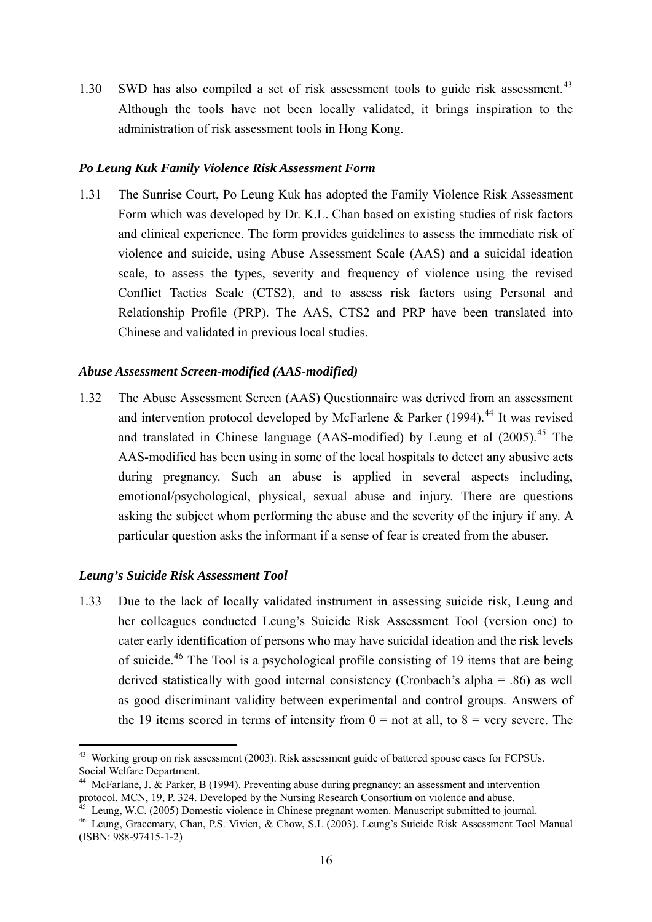1.30 SWD has also compiled a set of risk assessment tools to guide risk assessment.[43] Although the tools have not been locally validated, it brings inspiration to the administration of risk assessment tools in Hong Kong.

***Po Leung Kuk Family Violence Risk Assessment Form***

1.31 The Sunrise Court, Po Leung Kuk has adopted the Family Violence Risk Assessment Form which was developed by Dr. K.L. Chan based on existing studies of risk factors and clinical experience. The form provides guidelines to assess the immediate risk of violence and suicide, using Abuse Assessment Scale (AAS) and a suicidal ideation scale, to assess the types, severity and frequency of violence using the revised Conflict Tactics Scale (CTS2), and to assess risk factors using Personal and Relationship Profile (PRP). The AAS, CTS2 and PRP have been translated into Chinese and validated in previous local studies.

***Abuse Assessment Screen-modified (AAS-modified)***

1.32 The Abuse Assessment Screen (AAS) Questionnaire was derived from an assessment and intervention protocol developed by McFarlene & Parker (1994).[44] It was revised and translated in Chinese language (AAS-modified) by Leung et al (2005).[45] The AAS-modified has been using in some of the local hospitals to detect any abusive acts during pregnancy. Such an abuse is applied in several aspects including, emotional/psychological, physical, sexual abuse and injury. There are questions asking the subject whom performing the abuse and the severity of the injury if any. A particular question asks the informant if a sense of fear is created from the abuser.

***Leung's Suicide Risk Assessment Tool***

1.33 Due to the lack of locally validated instrument in assessing suicide risk, Leung and her colleagues conducted Leung's Suicide Risk Assessment Tool (version one) to cater early identification of persons who may have suicidal ideation and the risk levels of suicide.[46] The Tool is a psychological profile consisting of 19 items that are being derived statistically with good internal consistency (Cronbach's alpha = .86) as well as good discriminant validity between experimental and control groups. Answers of the 19 items scored in terms of intensity from 0 = not at all, to 8 = very severe. The

---

[43] Working group on risk assessment (2003). Risk assessment guide of battered spouse cases for FCPSUs. Social Welfare Department.

[44] McFarlane, J. & Parker, B (1994). Preventing abuse during pregnancy: an assessment and intervention protocol. MCN, 19, P. 324. Developed by the Nursing Research Consortium on violence and abuse.

[45] Leung, W.C. (2005) Domestic violence in Chinese pregnant women. Manuscript submitted to journal.

[46] Leung, Gracemary, Chan, P.S. Vivien, & Chow, S.L (2003). Leung's Suicide Risk Assessment Tool Manual (ISBN: 988-97415-1-2)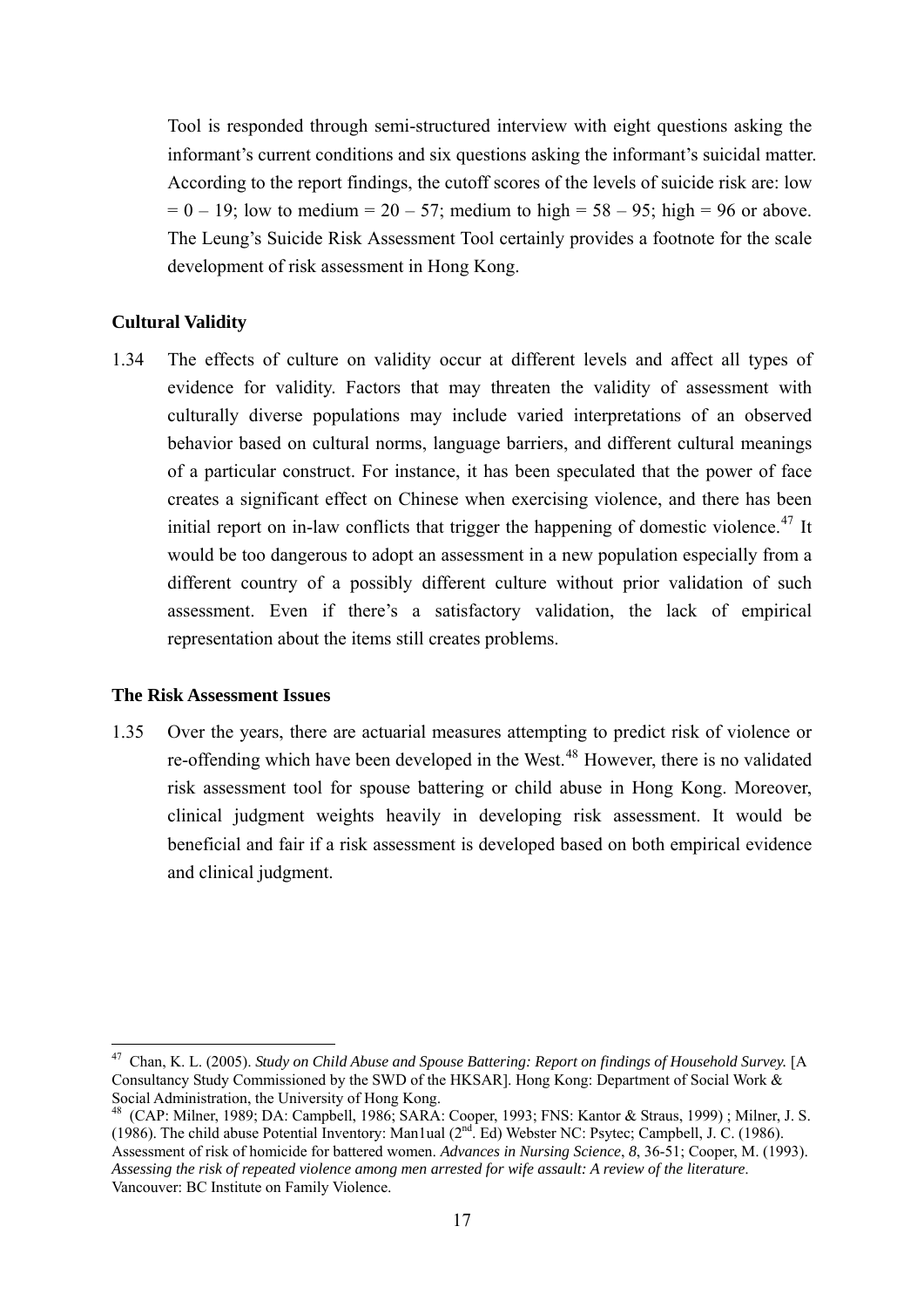Tool is responded through semi-structured interview with eight questions asking the informant's current conditions and six questions asking the informant's suicidal matter. According to the report findings, the cutoff scores of the levels of suicide risk are: low = 0 – 19; low to medium = 20 – 57; medium to high = 58 – 95; high = 96 or above. The Leung's Suicide Risk Assessment Tool certainly provides a footnote for the scale development of risk assessment in Hong Kong.

**Cultural Validity**

1.34 The effects of culture on validity occur at different levels and affect all types of evidence for validity. Factors that may threaten the validity of assessment with culturally diverse populations may include varied interpretations of an observed behavior based on cultural norms, language barriers, and different cultural meanings of a particular construct. For instance, it has been speculated that the power of face creates a significant effect on Chinese when exercising violence, and there has been initial report on in-law conflicts that trigger the happening of domestic violence.[47] It would be too dangerous to adopt an assessment in a new population especially from a different country of a possibly different culture without prior validation of such assessment. Even if there's a satisfactory validation, the lack of empirical representation about the items still creates problems.

**The Risk Assessment Issues**

1.35 Over the years, there are actuarial measures attempting to predict risk of violence or re-offending which have been developed in the West.[48] However, there is no validated risk assessment tool for spouse battering or child abuse in Hong Kong. Moreover, clinical judgment weights heavily in developing risk assessment. It would be beneficial and fair if a risk assessment is developed based on both empirical evidence and clinical judgment.

---

[47] Chan, K. L. (2005). *Study on Child Abuse and Spouse Battering: Report on findings of Household Survey.* [A Consultancy Study Commissioned by the SWD of the HKSAR]. Hong Kong: Department of Social Work & Social Administration, the University of Hong Kong.

[48] (CAP: Milner, 1989; DA: Campbell, 1986; SARA: Cooper, 1993; FNS: Kantor & Straus, 1999) ; Milner, J. S. (1986). The child abuse Potential Inventory: Man1ual (2nd. Ed) Webster NC: Psytec; Campbell, J. C. (1986). Assessment of risk of homicide for battered women. *Advances in Nursing Science*, *8*, 36-51; Cooper, M. (1993). *Assessing the risk of repeated violence among men arrested for wife assault: A review of the literature*. Vancouver: BC Institute on Family Violence.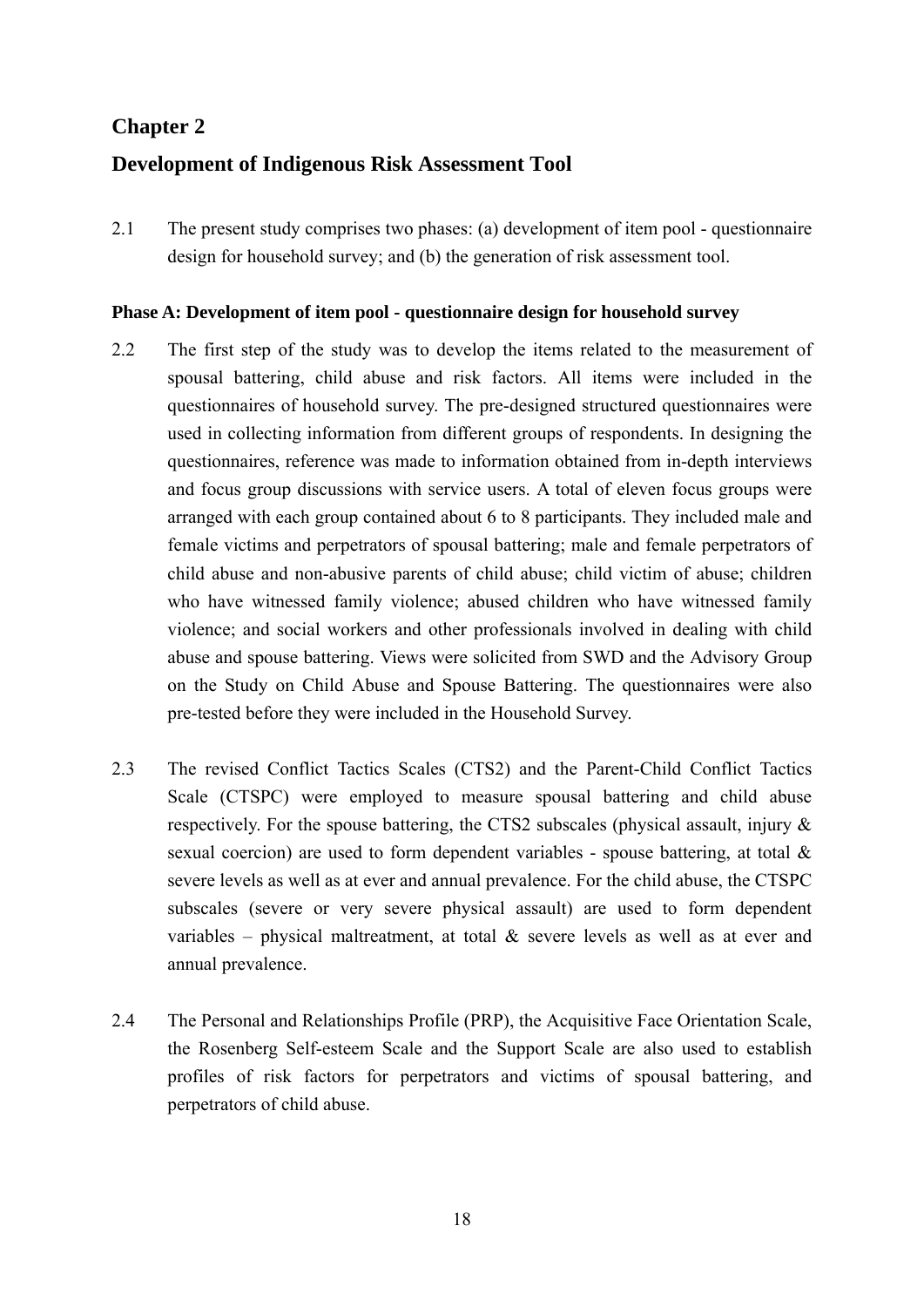# Chapter 2

# Development of Indigenous Risk Assessment Tool

2.1 The present study comprises two phases: (a) development of item pool - questionnaire design for household survey; and (b) the generation of risk assessment tool.

**Phase A: Development of item pool - questionnaire design for household survey**

2.2 The first step of the study was to develop the items related to the measurement of spousal battering, child abuse and risk factors. All items were included in the questionnaires of household survey. The pre-designed structured questionnaires were used in collecting information from different groups of respondents. In designing the questionnaires, reference was made to information obtained from in-depth interviews and focus group discussions with service users. A total of eleven focus groups were arranged with each group contained about 6 to 8 participants. They included male and female victims and perpetrators of spousal battering; male and female perpetrators of child abuse and non-abusive parents of child abuse; child victim of abuse; children who have witnessed family violence; abused children who have witnessed family violence; and social workers and other professionals involved in dealing with child abuse and spouse battering. Views were solicited from SWD and the Advisory Group on the Study on Child Abuse and Spouse Battering. The questionnaires were also pre-tested before they were included in the Household Survey.

2.3 The revised Conflict Tactics Scales (CTS2) and the Parent-Child Conflict Tactics Scale (CTSPC) were employed to measure spousal battering and child abuse respectively. For the spouse battering, the CTS2 subscales (physical assault, injury & sexual coercion) are used to form dependent variables - spouse battering, at total & severe levels as well as at ever and annual prevalence. For the child abuse, the CTSPC subscales (severe or very severe physical assault) are used to form dependent variables – physical maltreatment, at total & severe levels as well as at ever and annual prevalence.

2.4 The Personal and Relationships Profile (PRP), the Acquisitive Face Orientation Scale, the Rosenberg Self-esteem Scale and the Support Scale are also used to establish profiles of risk factors for perpetrators and victims of spousal battering, and perpetrators of child abuse.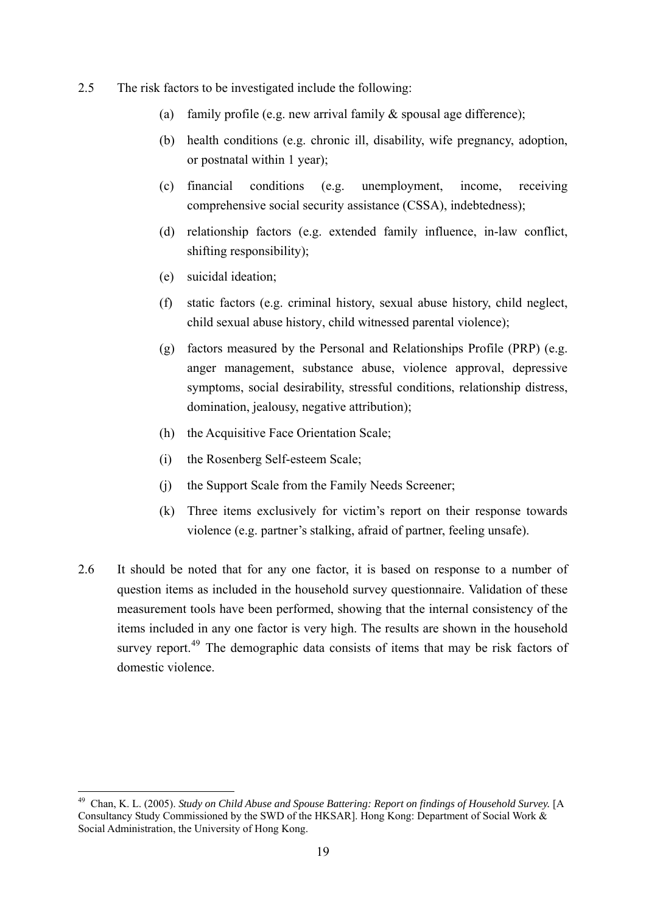2.5 The risk factors to be investigated include the following:

(a) family profile (e.g. new arrival family & spousal age difference);

(b) health conditions (e.g. chronic ill, disability, wife pregnancy, adoption, or postnatal within 1 year);

(c) financial conditions (e.g. unemployment, income, receiving comprehensive social security assistance (CSSA), indebtedness);

(d) relationship factors (e.g. extended family influence, in-law conflict, shifting responsibility);

(e) suicidal ideation;

(f) static factors (e.g. criminal history, sexual abuse history, child neglect, child sexual abuse history, child witnessed parental violence);

(g) factors measured by the Personal and Relationships Profile (PRP) (e.g. anger management, substance abuse, violence approval, depressive symptoms, social desirability, stressful conditions, relationship distress, domination, jealousy, negative attribution);

(h) the Acquisitive Face Orientation Scale;

(i) the Rosenberg Self-esteem Scale;

(j) the Support Scale from the Family Needs Screener;

(k) Three items exclusively for victim's report on their response towards violence (e.g. partner's stalking, afraid of partner, feeling unsafe).

2.6 It should be noted that for any one factor, it is based on response to a number of question items as included in the household survey questionnaire. Validation of these measurement tools have been performed, showing that the internal consistency of the items included in any one factor is very high. The results are shown in the household survey report.[49] The demographic data consists of items that may be risk factors of domestic violence.

---

[49] Chan, K. L. (2005). *Study on Child Abuse and Spouse Battering: Report on findings of Household Survey.* [A Consultancy Study Commissioned by the SWD of the HKSAR]. Hong Kong: Department of Social Work & Social Administration, the University of Hong Kong.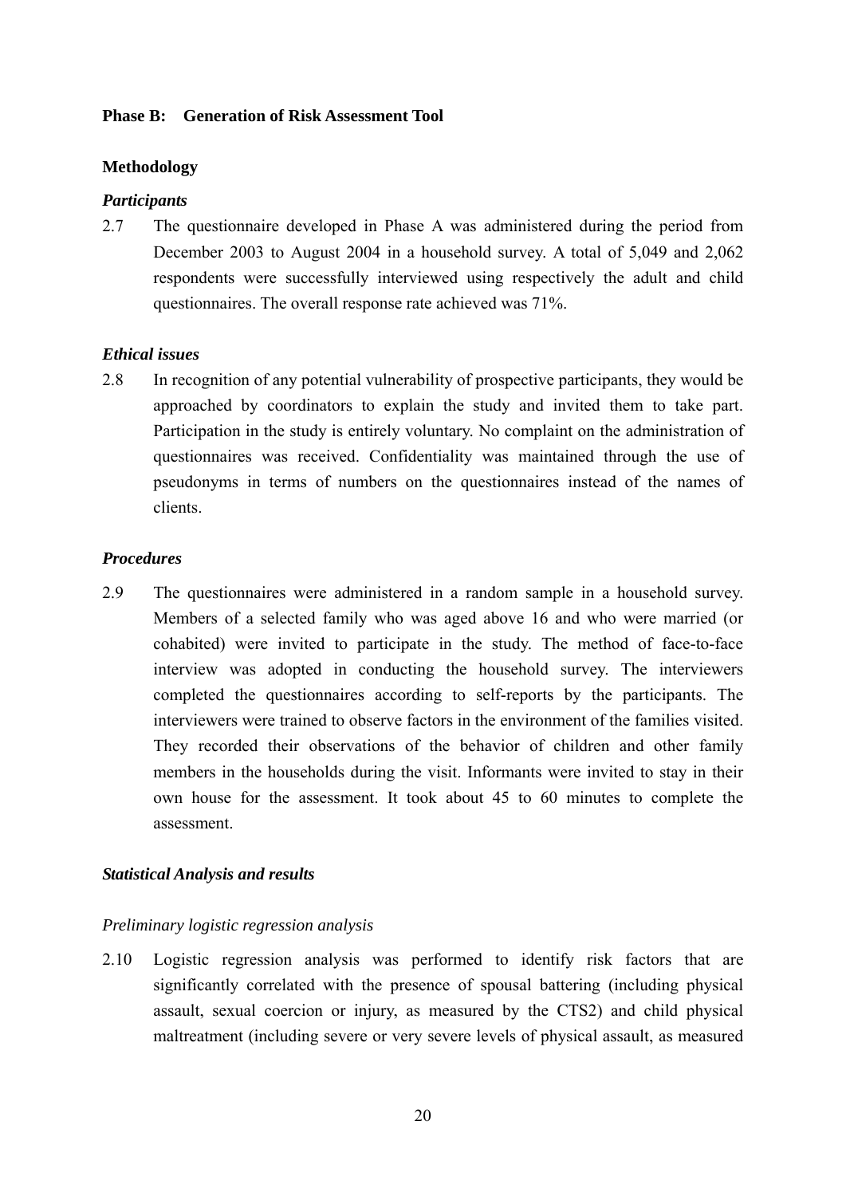## Phase B: Generation of Risk Assessment Tool

### Methodology

#### *Participants*

2.7 The questionnaire developed in Phase A was administered during the period from December 2003 to August 2004 in a household survey. A total of 5,049 and 2,062 respondents were successfully interviewed using respectively the adult and child questionnaires. The overall response rate achieved was 71%.

#### *Ethical issues*

2.8 In recognition of any potential vulnerability of prospective participants, they would be approached by coordinators to explain the study and invited them to take part. Participation in the study is entirely voluntary. No complaint on the administration of questionnaires was received. Confidentiality was maintained through the use of pseudonyms in terms of numbers on the questionnaires instead of the names of clients.

#### *Procedures*

2.9 The questionnaires were administered in a random sample in a household survey. Members of a selected family who was aged above 16 and who were married (or cohabited) were invited to participate in the study. The method of face-to-face interview was adopted in conducting the household survey. The interviewers completed the questionnaires according to self-reports by the participants. The interviewers were trained to observe factors in the environment of the families visited. They recorded their observations of the behavior of children and other family members in the households during the visit. Informants were invited to stay in their own house for the assessment. It took about 45 to 60 minutes to complete the assessment.

#### *Statistical Analysis and results*

*Preliminary logistic regression analysis*

2.10 Logistic regression analysis was performed to identify risk factors that are significantly correlated with the presence of spousal battering (including physical assault, sexual coercion or injury, as measured by the CTS2) and child physical maltreatment (including severe or very severe levels of physical assault, as measured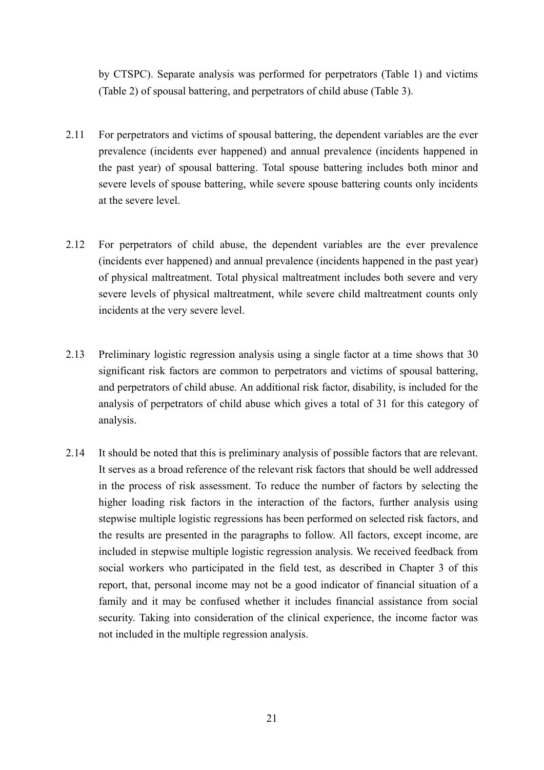by CTSPC). Separate analysis was performed for perpetrators (Table 1) and victims (Table 2) of spousal battering, and perpetrators of child abuse (Table 3).

2.11 For perpetrators and victims of spousal battering, the dependent variables are the ever prevalence (incidents ever happened) and annual prevalence (incidents happened in the past year) of spousal battering. Total spouse battering includes both minor and severe levels of spouse battering, while severe spouse battering counts only incidents at the severe level.

2.12 For perpetrators of child abuse, the dependent variables are the ever prevalence (incidents ever happened) and annual prevalence (incidents happened in the past year) of physical maltreatment. Total physical maltreatment includes both severe and very severe levels of physical maltreatment, while severe child maltreatment counts only incidents at the very severe level.

2.13 Preliminary logistic regression analysis using a single factor at a time shows that 30 significant risk factors are common to perpetrators and victims of spousal battering, and perpetrators of child abuse. An additional risk factor, disability, is included for the analysis of perpetrators of child abuse which gives a total of 31 for this category of analysis.

2.14 It should be noted that this is preliminary analysis of possible factors that are relevant. It serves as a broad reference of the relevant risk factors that should be well addressed in the process of risk assessment. To reduce the number of factors by selecting the higher loading risk factors in the interaction of the factors, further analysis using stepwise multiple logistic regressions has been performed on selected risk factors, and the results are presented in the paragraphs to follow. All factors, except income, are included in stepwise multiple logistic regression analysis. We received feedback from social workers who participated in the field test, as described in Chapter 3 of this report, that, personal income may not be a good indicator of financial situation of a family and it may be confused whether it includes financial assistance from social security. Taking into consideration of the clinical experience, the income factor was not included in the multiple regression analysis.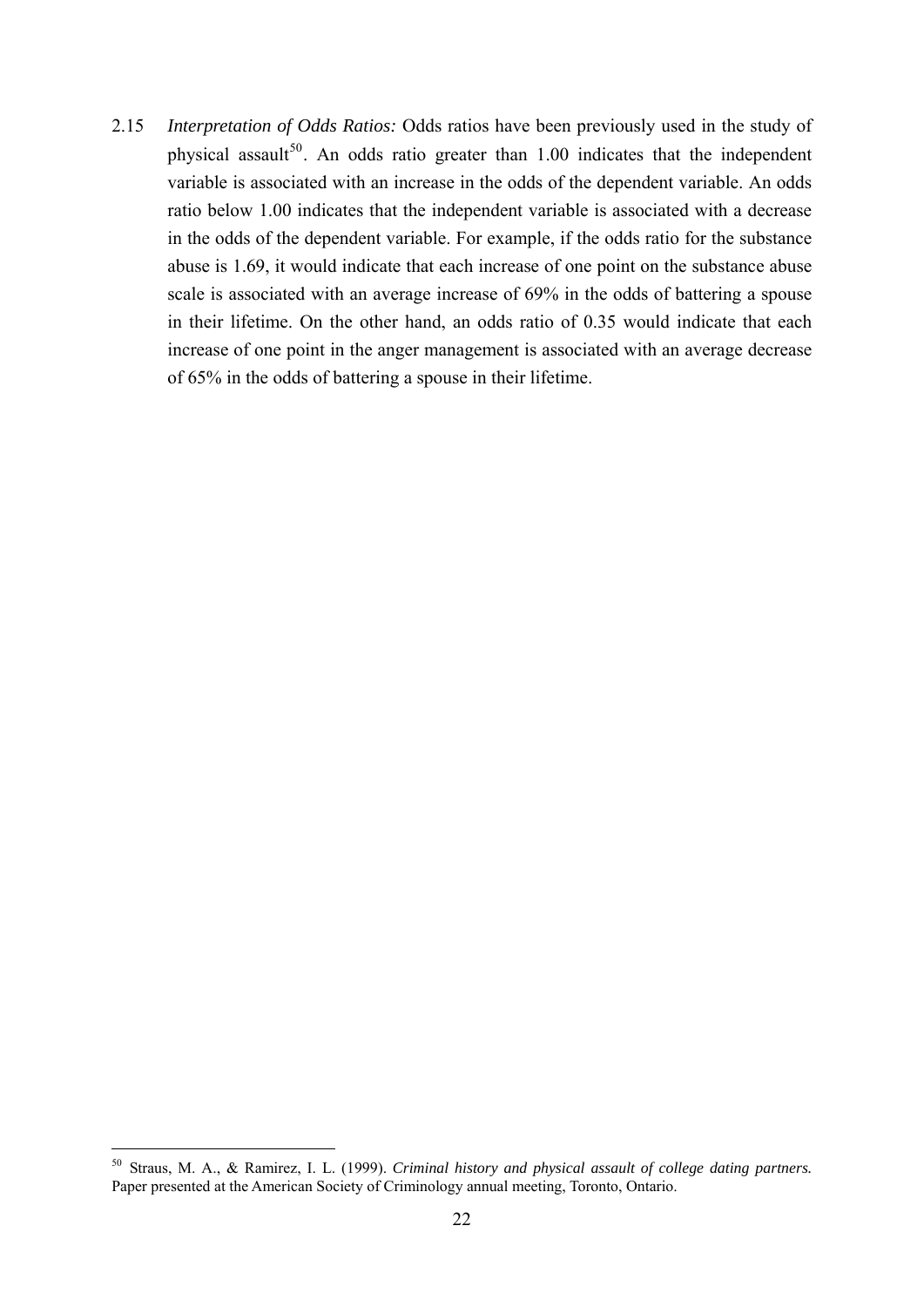2.15 *Interpretation of Odds Ratios:* Odds ratios have been previously used in the study of physical assault[50]. An odds ratio greater than 1.00 indicates that the independent variable is associated with an increase in the odds of the dependent variable. An odds ratio below 1.00 indicates that the independent variable is associated with a decrease in the odds of the dependent variable. For example, if the odds ratio for the substance abuse is 1.69, it would indicate that each increase of one point on the substance abuse scale is associated with an average increase of 69% in the odds of battering a spouse in their lifetime. On the other hand, an odds ratio of 0.35 would indicate that each increase of one point in the anger management is associated with an average decrease of 65% in the odds of battering a spouse in their lifetime.

---

[50] Straus, M. A., & Ramirez, I. L. (1999). *Criminal history and physical assault of college dating partners.* Paper presented at the American Society of Criminology annual meeting, Toronto, Ontario.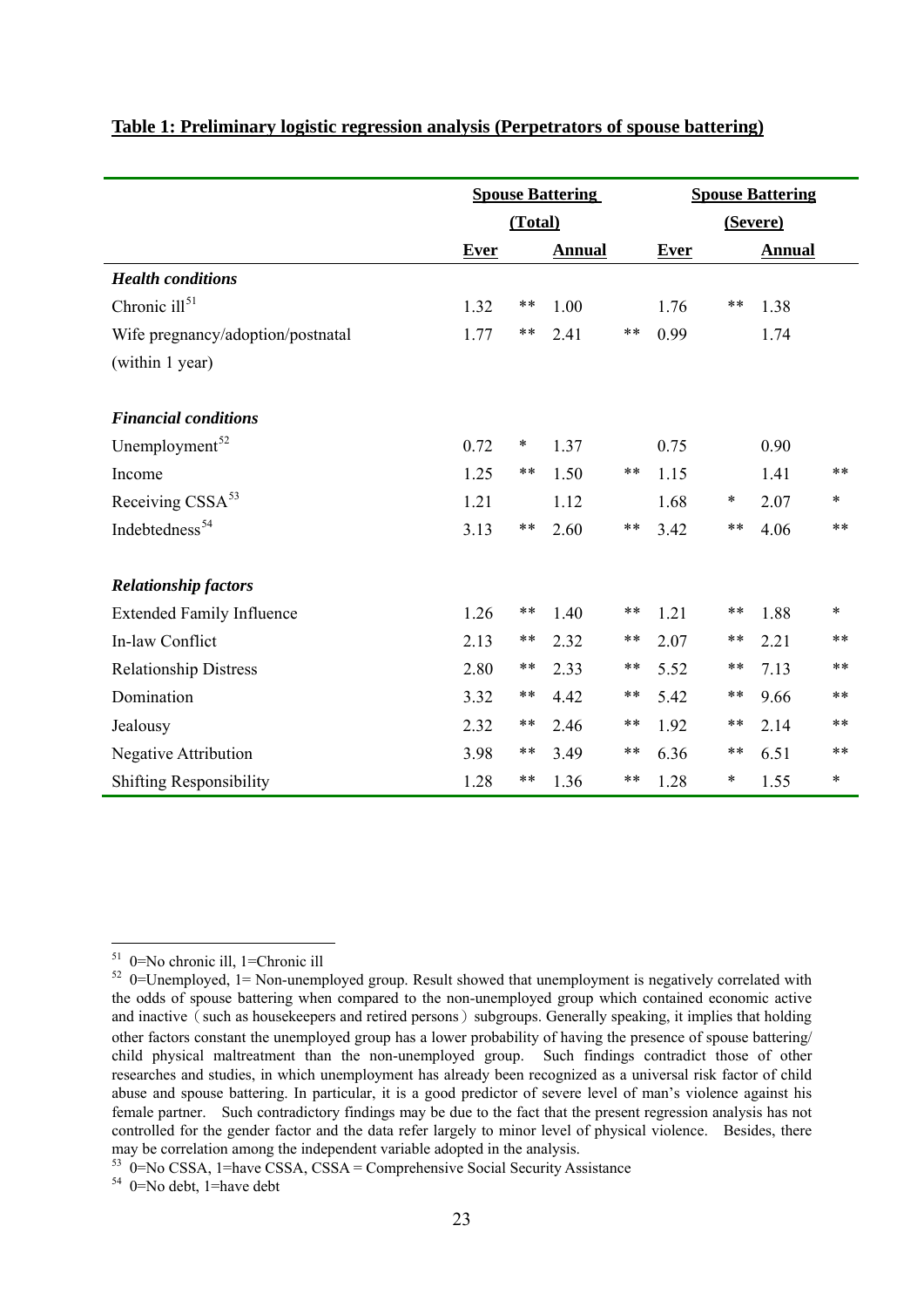**Table 1: Preliminary logistic regression analysis (Perpetrators of spouse battering)**

| | Spouse Battering (Total) | | | | Spouse Battering (Severe) | | | |
|---|---|---|---|---|---|---|---|---|
| | Ever | | Annual | | Ever | | Annual | |
| ***Health conditions*** | | | | | | | | |
| Chronic ill[51] | 1.32 | ** | 1.00 | | 1.76 | ** | 1.38 | |
| Wife pregnancy/adoption/postnatal (within 1 year) | 1.77 | ** | 2.41 | ** | 0.99 | | 1.74 | |
| ***Financial conditions*** | | | | | | | | |
| Unemployment[52] | 0.72 | * | 1.37 | | 0.75 | | 0.90 | |
| Income | 1.25 | ** | 1.50 | ** | 1.15 | | 1.41 | ** |
| Receiving CSSA[53] | 1.21 | | 1.12 | | 1.68 | * | 2.07 | * |
| Indebtedness[54] | 3.13 | ** | 2.60 | ** | 3.42 | ** | 4.06 | ** |
| ***Relationship factors*** | | | | | | | | |
| Extended Family Influence | 1.26 | ** | 1.40 | ** | 1.21 | ** | 1.88 | * |
| In-law Conflict | 2.13 | ** | 2.32 | ** | 2.07 | ** | 2.21 | ** |
| Relationship Distress | 2.80 | ** | 2.33 | ** | 5.52 | ** | 7.13 | ** |
| Domination | 3.32 | ** | 4.42 | ** | 5.42 | ** | 9.66 | ** |
| Jealousy | 2.32 | ** | 2.46 | ** | 1.92 | ** | 2.14 | ** |
| Negative Attribution | 3.98 | ** | 3.49 | ** | 6.36 | ** | 6.51 | ** |
| Shifting Responsibility | 1.28 | ** | 1.36 | ** | 1.28 | * | 1.55 | * |

[51] 0=No chronic ill, 1=Chronic ill

[52] 0=Unemployed, 1= Non-unemployed group. Result showed that unemployment is negatively correlated with the odds of spouse battering when compared to the non-unemployed group which contained economic active and inactive（such as housekeepers and retired persons）subgroups. Generally speaking, it implies that holding other factors constant the unemployed group has a lower probability of having the presence of spouse battering/ child physical maltreatment than the non-unemployed group. Such findings contradict those of other researches and studies, in which unemployment has already been recognized as a universal risk factor of child abuse and spouse battering. In particular, it is a good predictor of severe level of man's violence against his female partner. Such contradictory findings may be due to the fact that the present regression analysis has not controlled for the gender factor and the data refer largely to minor level of physical violence. Besides, there may be correlation among the independent variable adopted in the analysis.

[53] 0=No CSSA, 1=have CSSA, CSSA = Comprehensive Social Security Assistance

[54] 0=No debt, 1=have debt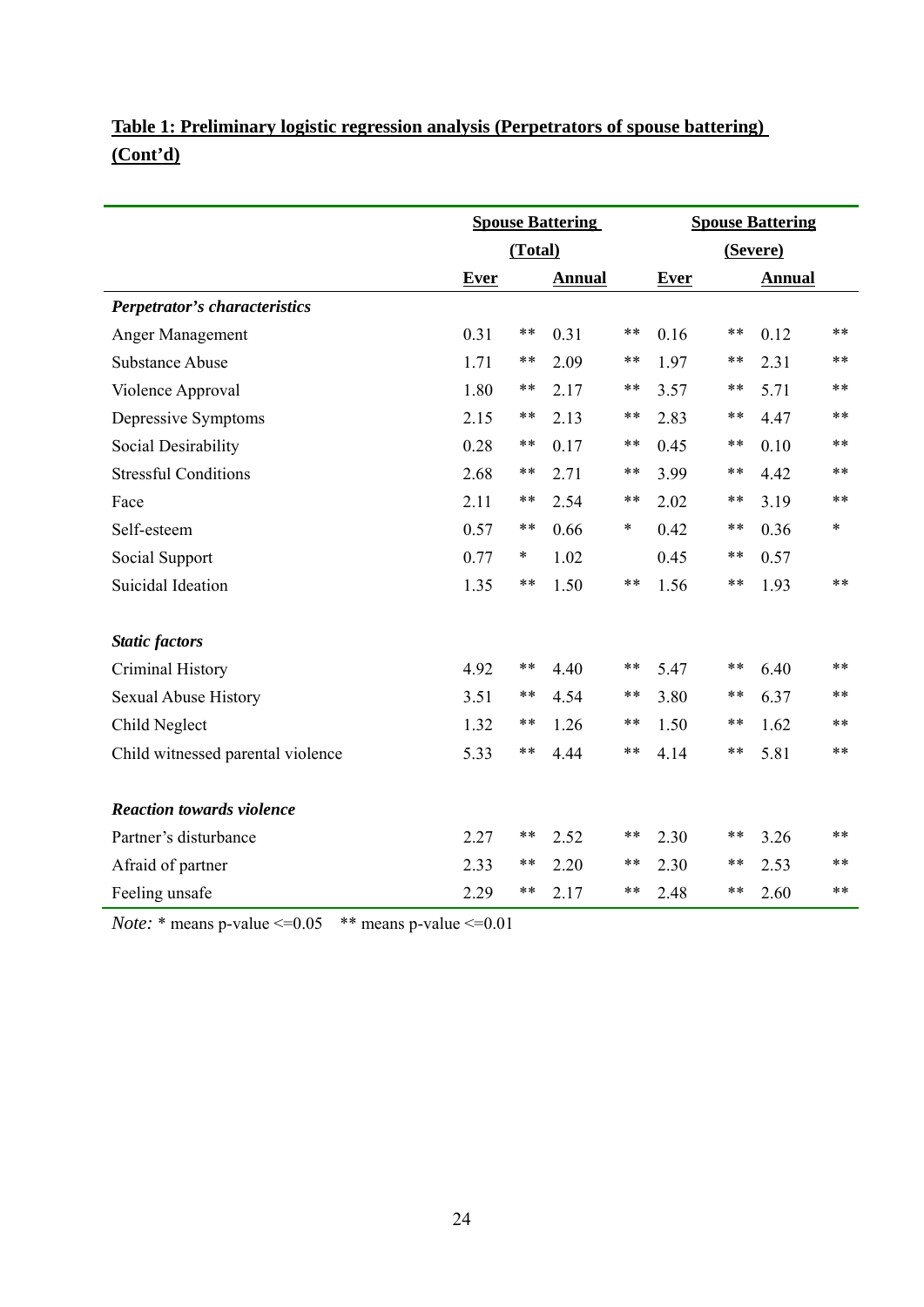**Table 1: Preliminary logistic regression analysis (Perpetrators of spouse battering) (Cont'd)**

| | Spouse Battering (Total) | | | | Spouse Battering (Severe) | | | |
|---|---|---|---|---|---|---|---|---|
| | Ever | | Annual | | Ever | | Annual | |
| ***Perpetrator's characteristics*** | | | | | | | | |
| Anger Management | 0.31 | ** | 0.31 | ** | 0.16 | ** | 0.12 | ** |
| Substance Abuse | 1.71 | ** | 2.09 | ** | 1.97 | ** | 2.31 | ** |
| Violence Approval | 1.80 | ** | 2.17 | ** | 3.57 | ** | 5.71 | ** |
| Depressive Symptoms | 2.15 | ** | 2.13 | ** | 2.83 | ** | 4.47 | ** |
| Social Desirability | 0.28 | ** | 0.17 | ** | 0.45 | ** | 0.10 | ** |
| Stressful Conditions | 2.68 | ** | 2.71 | ** | 3.99 | ** | 4.42 | ** |
| Face | 2.11 | ** | 2.54 | ** | 2.02 | ** | 3.19 | ** |
| Self-esteem | 0.57 | ** | 0.66 | * | 0.42 | ** | 0.36 | * |
| Social Support | 0.77 | * | 1.02 | | 0.45 | ** | 0.57 | |
| Suicidal Ideation | 1.35 | ** | 1.50 | ** | 1.56 | ** | 1.93 | ** |
| ***Static factors*** | | | | | | | | |
| Criminal History | 4.92 | ** | 4.40 | ** | 5.47 | ** | 6.40 | ** |
| Sexual Abuse History | 3.51 | ** | 4.54 | ** | 3.80 | ** | 6.37 | ** |
| Child Neglect | 1.32 | ** | 1.26 | ** | 1.50 | ** | 1.62 | ** |
| Child witnessed parental violence | 5.33 | ** | 4.44 | ** | 4.14 | ** | 5.81 | ** |
| ***Reaction towards violence*** | | | | | | | | |
| Partner's disturbance | 2.27 | ** | 2.52 | ** | 2.30 | ** | 3.26 | ** |
| Afraid of partner | 2.33 | ** | 2.20 | ** | 2.30 | ** | 2.53 | ** |
| Feeling unsafe | 2.29 | ** | 2.17 | ** | 2.48 | ** | 2.60 | ** |

*Note:* * means p-value <=0.05 ** means p-value <=0.01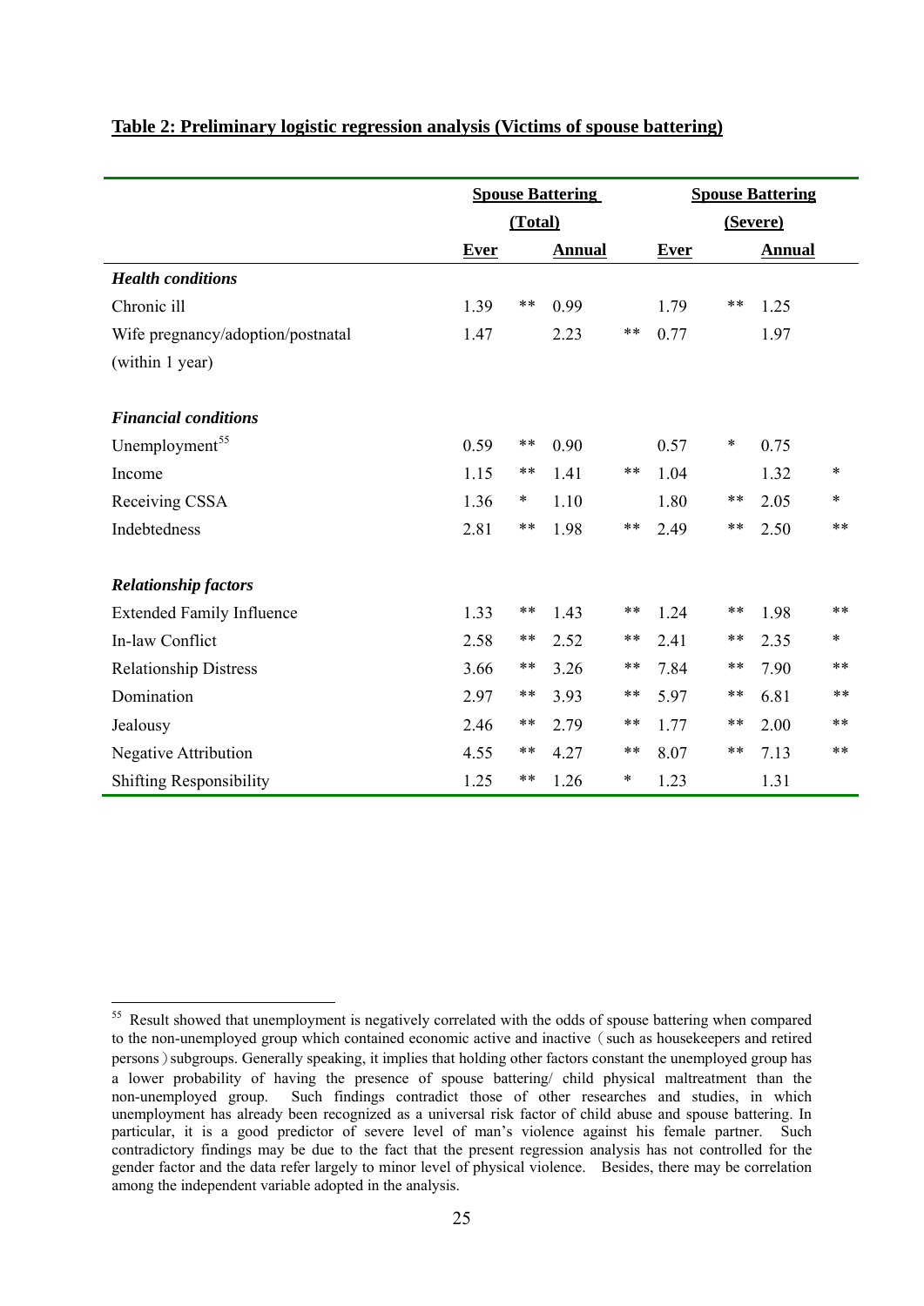**Table 2: Preliminary logistic regression analysis (Victims of spouse battering)**

| | Spouse Battering (Total) | | | | Spouse Battering (Severe) | | | |
|---|---|---|---|---|---|---|---|---|
| | Ever | | Annual | | Ever | | Annual | |
| ***Health conditions*** | | | | | | | | |
| Chronic ill | 1.39 | ** | 0.99 | | 1.79 | ** | 1.25 | |
| Wife pregnancy/adoption/postnatal (within 1 year) | 1.47 | | 2.23 | ** | 0.77 | | 1.97 | |
| ***Financial conditions*** | | | | | | | | |
| Unemployment[55] | 0.59 | ** | 0.90 | | 0.57 | * | 0.75 | |
| Income | 1.15 | ** | 1.41 | ** | 1.04 | | 1.32 | * |
| Receiving CSSA | 1.36 | * | 1.10 | | 1.80 | ** | 2.05 | * |
| Indebtedness | 2.81 | ** | 1.98 | ** | 2.49 | ** | 2.50 | ** |
| ***Relationship factors*** | | | | | | | | |
| Extended Family Influence | 1.33 | ** | 1.43 | ** | 1.24 | ** | 1.98 | ** |
| In-law Conflict | 2.58 | ** | 2.52 | ** | 2.41 | ** | 2.35 | * |
| Relationship Distress | 3.66 | ** | 3.26 | ** | 7.84 | ** | 7.90 | ** |
| Domination | 2.97 | ** | 3.93 | ** | 5.97 | ** | 6.81 | ** |
| Jealousy | 2.46 | ** | 2.79 | ** | 1.77 | ** | 2.00 | ** |
| Negative Attribution | 4.55 | ** | 4.27 | ** | 8.07 | ** | 7.13 | ** |
| Shifting Responsibility | 1.25 | ** | 1.26 | * | 1.23 | | 1.31 | |

[55] Result showed that unemployment is negatively correlated with the odds of spouse battering when compared to the non-unemployed group which contained economic active and inactive（such as housekeepers and retired persons）subgroups. Generally speaking, it implies that holding other factors constant the unemployed group has a lower probability of having the presence of spouse battering/ child physical maltreatment than the non-unemployed group. Such findings contradict those of other researches and studies, in which unemployment has already been recognized as a universal risk factor of child abuse and spouse battering. In particular, it is a good predictor of severe level of man's violence against his female partner. Such contradictory findings may be due to the fact that the present regression analysis has not controlled for the gender factor and the data refer largely to minor level of physical violence. Besides, there may be correlation among the independent variable adopted in the analysis.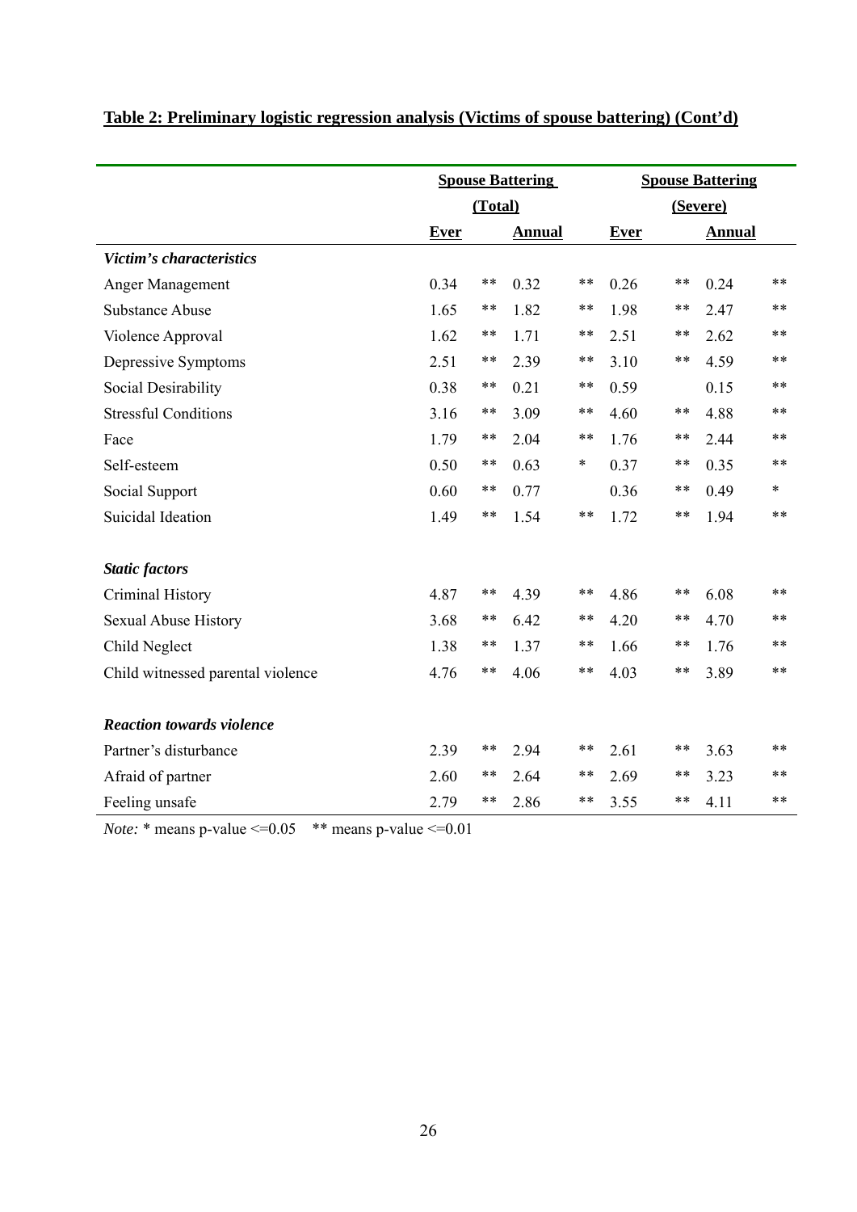**<u>Table 2: Preliminary logistic regression analysis (Victims of spouse battering) (Cont'd)</u>**

| | Spouse Battering (Total) | | | | Spouse Battering (Severe) | | | |
|---|---|---|---|---|---|---|---|---|
| | Ever | | Annual | | Ever | | Annual | |
| ***Victim's characteristics*** | | | | | | | | |
| Anger Management | 0.34 | ** | 0.32 | ** | 0.26 | ** | 0.24 | ** |
| Substance Abuse | 1.65 | ** | 1.82 | ** | 1.98 | ** | 2.47 | ** |
| Violence Approval | 1.62 | ** | 1.71 | ** | 2.51 | ** | 2.62 | ** |
| Depressive Symptoms | 2.51 | ** | 2.39 | ** | 3.10 | ** | 4.59 | ** |
| Social Desirability | 0.38 | ** | 0.21 | ** | 0.59 | | 0.15 | ** |
| Stressful Conditions | 3.16 | ** | 3.09 | ** | 4.60 | ** | 4.88 | ** |
| Face | 1.79 | ** | 2.04 | ** | 1.76 | ** | 2.44 | ** |
| Self-esteem | 0.50 | ** | 0.63 | * | 0.37 | ** | 0.35 | ** |
| Social Support | 0.60 | ** | 0.77 | | 0.36 | ** | 0.49 | * |
| Suicidal Ideation | 1.49 | ** | 1.54 | ** | 1.72 | ** | 1.94 | ** |
| | | | | | | | | |
| ***Static factors*** | | | | | | | | |
| Criminal History | 4.87 | ** | 4.39 | ** | 4.86 | ** | 6.08 | ** |
| Sexual Abuse History | 3.68 | ** | 6.42 | ** | 4.20 | ** | 4.70 | ** |
| Child Neglect | 1.38 | ** | 1.37 | ** | 1.66 | ** | 1.76 | ** |
| Child witnessed parental violence | 4.76 | ** | 4.06 | ** | 4.03 | ** | 3.89 | ** |
| | | | | | | | | |
| ***Reaction towards violence*** | | | | | | | | |
| Partner's disturbance | 2.39 | ** | 2.94 | ** | 2.61 | ** | 3.63 | ** |
| Afraid of partner | 2.60 | ** | 2.64 | ** | 2.69 | ** | 3.23 | ** |
| Feeling unsafe | 2.79 | ** | 2.86 | ** | 3.55 | ** | 4.11 | ** |

*Note:* * means p-value <=0.05 ** means p-value <=0.01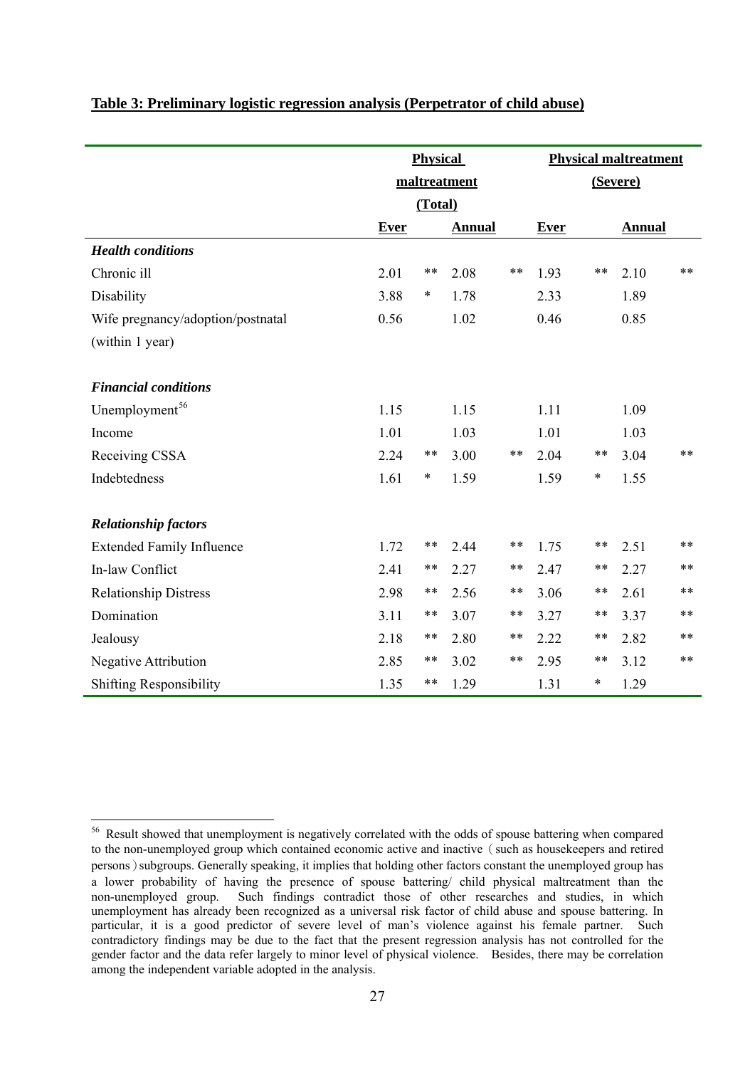**Table 3: Preliminary logistic regression analysis (Perpetrator of child abuse)**

| | Physical maltreatment (Total) | | | | Physical maltreatment (Severe) | | | |
|---|---|---|---|---|---|---|---|---|
| | Ever | | Annual | | Ever | | Annual | |
| ***Health conditions*** | | | | | | | | |
| Chronic ill | 2.01 | ** | 2.08 | ** | 1.93 | ** | 2.10 | ** |
| Disability | 3.88 | * | 1.78 | | 2.33 | | 1.89 | |
| Wife pregnancy/adoption/postnatal (within 1 year) | 0.56 | | 1.02 | | 0.46 | | 0.85 | |
| ***Financial conditions*** | | | | | | | | |
| Unemployment[56] | 1.15 | | 1.15 | | 1.11 | | 1.09 | |
| Income | 1.01 | | 1.03 | | 1.01 | | 1.03 | |
| Receiving CSSA | 2.24 | ** | 3.00 | ** | 2.04 | ** | 3.04 | ** |
| Indebtedness | 1.61 | * | 1.59 | | 1.59 | * | 1.55 | |
| ***Relationship factors*** | | | | | | | | |
| Extended Family Influence | 1.72 | ** | 2.44 | ** | 1.75 | ** | 2.51 | ** |
| In-law Conflict | 2.41 | ** | 2.27 | ** | 2.47 | ** | 2.27 | ** |
| Relationship Distress | 2.98 | ** | 2.56 | ** | 3.06 | ** | 2.61 | ** |
| Domination | 3.11 | ** | 3.07 | ** | 3.27 | ** | 3.37 | ** |
| Jealousy | 2.18 | ** | 2.80 | ** | 2.22 | ** | 2.82 | ** |
| Negative Attribution | 2.85 | ** | 3.02 | ** | 2.95 | ** | 3.12 | ** |
| Shifting Responsibility | 1.35 | ** | 1.29 | | 1.31 | * | 1.29 | |

[56] Result showed that unemployment is negatively correlated with the odds of spouse battering when compared to the non-unemployed group which contained economic active and inactive（such as housekeepers and retired persons）subgroups. Generally speaking, it implies that holding other factors constant the unemployed group has a lower probability of having the presence of spouse battering/ child physical maltreatment than the non-unemployed group. Such findings contradict those of other researches and studies, in which unemployment has already been recognized as a universal risk factor of child abuse and spouse battering. In particular, it is a good predictor of severe level of man's violence against his female partner. Such contradictory findings may be due to the fact that the present regression analysis has not controlled for the gender factor and the data refer largely to minor level of physical violence. Besides, there may be correlation among the independent variable adopted in the analysis.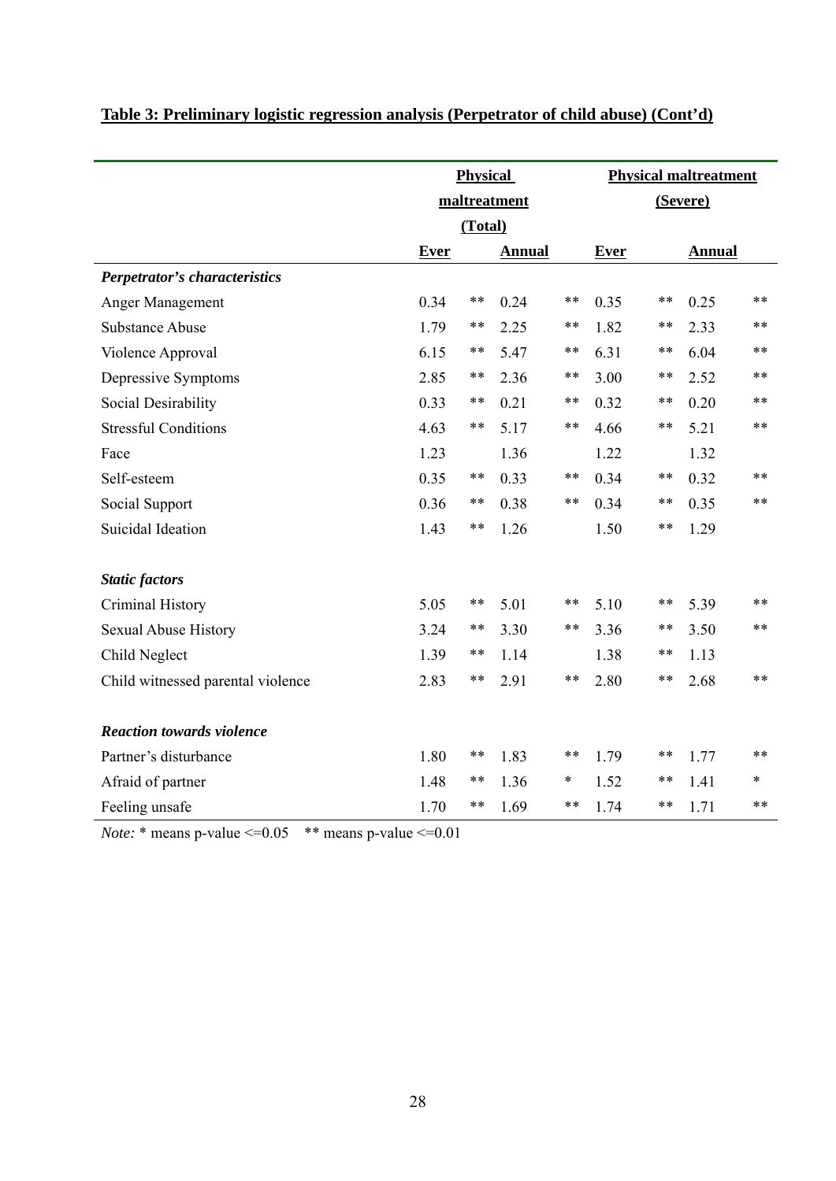**Table 3: Preliminary logistic regression analysis (Perpetrator of child abuse) (Cont'd)**

| | Physical maltreatment (Total) | | | | Physical maltreatment (Severe) | | | |
|---|---|---|---|---|---|---|---|---|
| | Ever | | Annual | | Ever | | Annual | |
| ***Perpetrator's characteristics*** | | | | | | | | |
| Anger Management | 0.34 | ** | 0.24 | ** | 0.35 | ** | 0.25 | ** |
| Substance Abuse | 1.79 | ** | 2.25 | ** | 1.82 | ** | 2.33 | ** |
| Violence Approval | 6.15 | ** | 5.47 | ** | 6.31 | ** | 6.04 | ** |
| Depressive Symptoms | 2.85 | ** | 2.36 | ** | 3.00 | ** | 2.52 | ** |
| Social Desirability | 0.33 | ** | 0.21 | ** | 0.32 | ** | 0.20 | ** |
| Stressful Conditions | 4.63 | ** | 5.17 | ** | 4.66 | ** | 5.21 | ** |
| Face | 1.23 | | 1.36 | | 1.22 | | 1.32 | |
| Self-esteem | 0.35 | ** | 0.33 | ** | 0.34 | ** | 0.32 | ** |
| Social Support | 0.36 | ** | 0.38 | ** | 0.34 | ** | 0.35 | ** |
| Suicidal Ideation | 1.43 | ** | 1.26 | | 1.50 | ** | 1.29 | |
| ***Static factors*** | | | | | | | | |
| Criminal History | 5.05 | ** | 5.01 | ** | 5.10 | ** | 5.39 | ** |
| Sexual Abuse History | 3.24 | ** | 3.30 | ** | 3.36 | ** | 3.50 | ** |
| Child Neglect | 1.39 | ** | 1.14 | | 1.38 | ** | 1.13 | |
| Child witnessed parental violence | 2.83 | ** | 2.91 | ** | 2.80 | ** | 2.68 | ** |
| ***Reaction towards violence*** | | | | | | | | |
| Partner's disturbance | 1.80 | ** | 1.83 | ** | 1.79 | ** | 1.77 | ** |
| Afraid of partner | 1.48 | ** | 1.36 | * | 1.52 | ** | 1.41 | * |
| Feeling unsafe | 1.70 | ** | 1.69 | ** | 1.74 | ** | 1.71 | ** |

*Note:* * means p-value <=0.05   ** means p-value <=0.01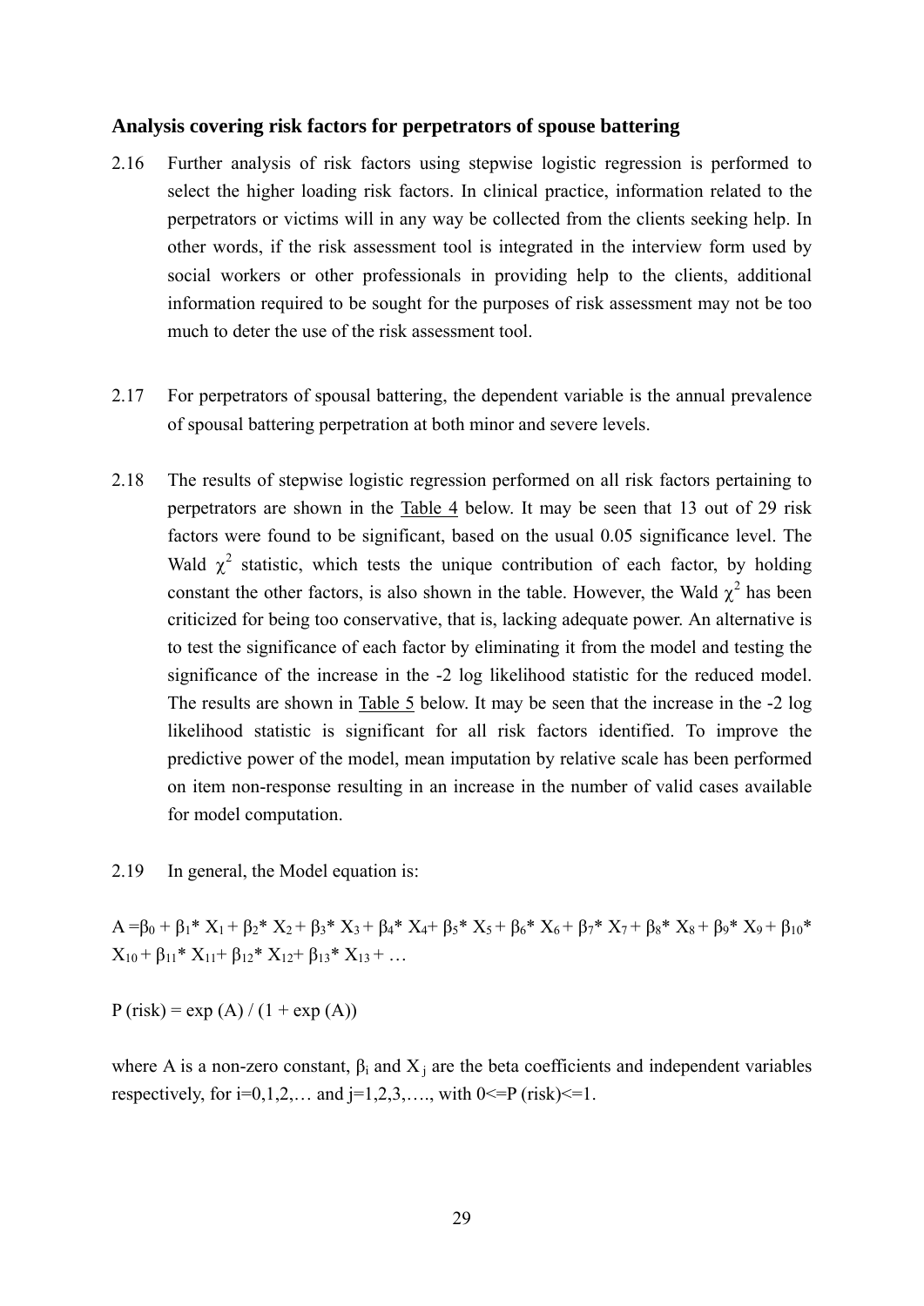### Analysis covering risk factors for perpetrators of spouse battering

2.16 Further analysis of risk factors using stepwise logistic regression is performed to select the higher loading risk factors. In clinical practice, information related to the perpetrators or victims will in any way be collected from the clients seeking help. In other words, if the risk assessment tool is integrated in the interview form used by social workers or other professionals in providing help to the clients, additional information required to be sought for the purposes of risk assessment may not be too much to deter the use of the risk assessment tool.

2.17 For perpetrators of spousal battering, the dependent variable is the annual prevalence of spousal battering perpetration at both minor and severe levels.

2.18 The results of stepwise logistic regression performed on all risk factors pertaining to perpetrators are shown in the Table 4 below. It may be seen that 13 out of 29 risk factors were found to be significant, based on the usual 0.05 significance level. The Wald $\chi^2$ statistic, which tests the unique contribution of each factor, by holding constant the other factors, is also shown in the table. However, the Wald $\chi^2$ has been criticized for being too conservative, that is, lacking adequate power. An alternative is to test the significance of each factor by eliminating it from the model and testing the significance of the increase in the -2 log likelihood statistic for the reduced model. The results are shown in Table 5 below. It may be seen that the increase in the -2 log likelihood statistic is significant for all risk factors identified. To improve the predictive power of the model, mean imputation by relative scale has been performed on item non-response resulting in an increase in the number of valid cases available for model computation.

2.19 In general, the Model equation is:

$$A = \beta_0 + \beta_1 * X_1 + \beta_2 * X_2 + \beta_3 * X_3 + \beta_4 * X_4 + \beta_5 * X_5 + \beta_6 * X_6 + \beta_7 * X_7 + \beta_8 * X_8 + \beta_9 * X_9 + \beta_{10} * X_{10} + \beta_{11} * X_{11} + \beta_{12} * X_{12} + \beta_{13} * X_{13} + \ldots$$

$$P(\text{risk}) = \exp(A) / (1 + \exp(A))$$

where A is a non-zero constant, $\beta_i$ and $X_j$ are the beta coefficients and independent variables respectively, for i=0,1,2,… and j=1,2,3,…., with $0 <= P(\text{risk}) <= 1$.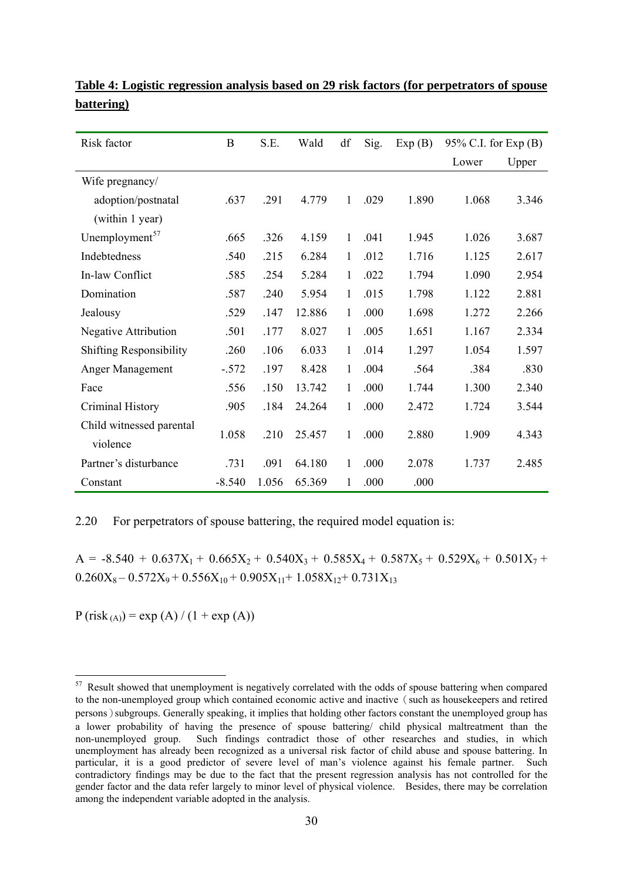**Table 4: Logistic regression analysis based on 29 risk factors (for perpetrators of spouse battering)**

| Risk factor | B | S.E. | Wald | df | Sig. | Exp (B) | 95% C.I. for Exp (B) | |
|---|---|---|---|---|---|---|---|---|
| | | | | | | | Lower | Upper |
| Wife pregnancy/ adoption/postnatal (within 1 year) | .637 | .291 | 4.779 | 1 | .029 | 1.890 | 1.068 | 3.346 |
| Unemployment[57] | .665 | .326 | 4.159 | 1 | .041 | 1.945 | 1.026 | 3.687 |
| Indebtedness | .540 | .215 | 6.284 | 1 | .012 | 1.716 | 1.125 | 2.617 |
| In-law Conflict | .585 | .254 | 5.284 | 1 | .022 | 1.794 | 1.090 | 2.954 |
| Domination | .587 | .240 | 5.954 | 1 | .015 | 1.798 | 1.122 | 2.881 |
| Jealousy | .529 | .147 | 12.886 | 1 | .000 | 1.698 | 1.272 | 2.266 |
| Negative Attribution | .501 | .177 | 8.027 | 1 | .005 | 1.651 | 1.167 | 2.334 |
| Shifting Responsibility | .260 | .106 | 6.033 | 1 | .014 | 1.297 | 1.054 | 1.597 |
| Anger Management | -.572 | .197 | 8.428 | 1 | .004 | .564 | .384 | .830 |
| Face | .556 | .150 | 13.742 | 1 | .000 | 1.744 | 1.300 | 2.340 |
| Criminal History | .905 | .184 | 24.264 | 1 | .000 | 2.472 | 1.724 | 3.544 |
| Child witnessed parental violence | 1.058 | .210 | 25.457 | 1 | .000 | 2.880 | 1.909 | 4.343 |
| Partner's disturbance | .731 | .091 | 64.180 | 1 | .000 | 2.078 | 1.737 | 2.485 |
| Constant | -8.540 | 1.056 | 65.369 | 1 | .000 | .000 | | |

2.20 For perpetrators of spouse battering, the required model equation is:

$$A = -8.540 + 0.637X_1 + 0.665X_2 + 0.540X_3 + 0.585X_4 + 0.587X_5 + 0.529X_6 + 0.501X_7 + 0.260X_8 - 0.572X_9 + 0.556X_{10} + 0.905X_{11} + 1.058X_{12} + 0.731X_{13}$$

$$P(\text{risk}_{(A)}) = \exp(A) / (1 + \exp(A))$$

---

[57] Result showed that unemployment is negatively correlated with the odds of spouse battering when compared to the non-unemployed group which contained economic active and inactive (such as housekeepers and retired persons) subgroups. Generally speaking, it implies that holding other factors constant the unemployed group has a lower probability of having the presence of spouse battering/ child physical maltreatment than the non-unemployed group. Such findings contradict those of other researches and studies, in which unemployment has already been recognized as a universal risk factor of child abuse and spouse battering. In particular, it is a good predictor of severe level of man's violence against his female partner. Such contradictory findings may be due to the fact that the present regression analysis has not controlled for the gender factor and the data refer largely to minor level of physical violence. Besides, there may be correlation among the independent variable adopted in the analysis.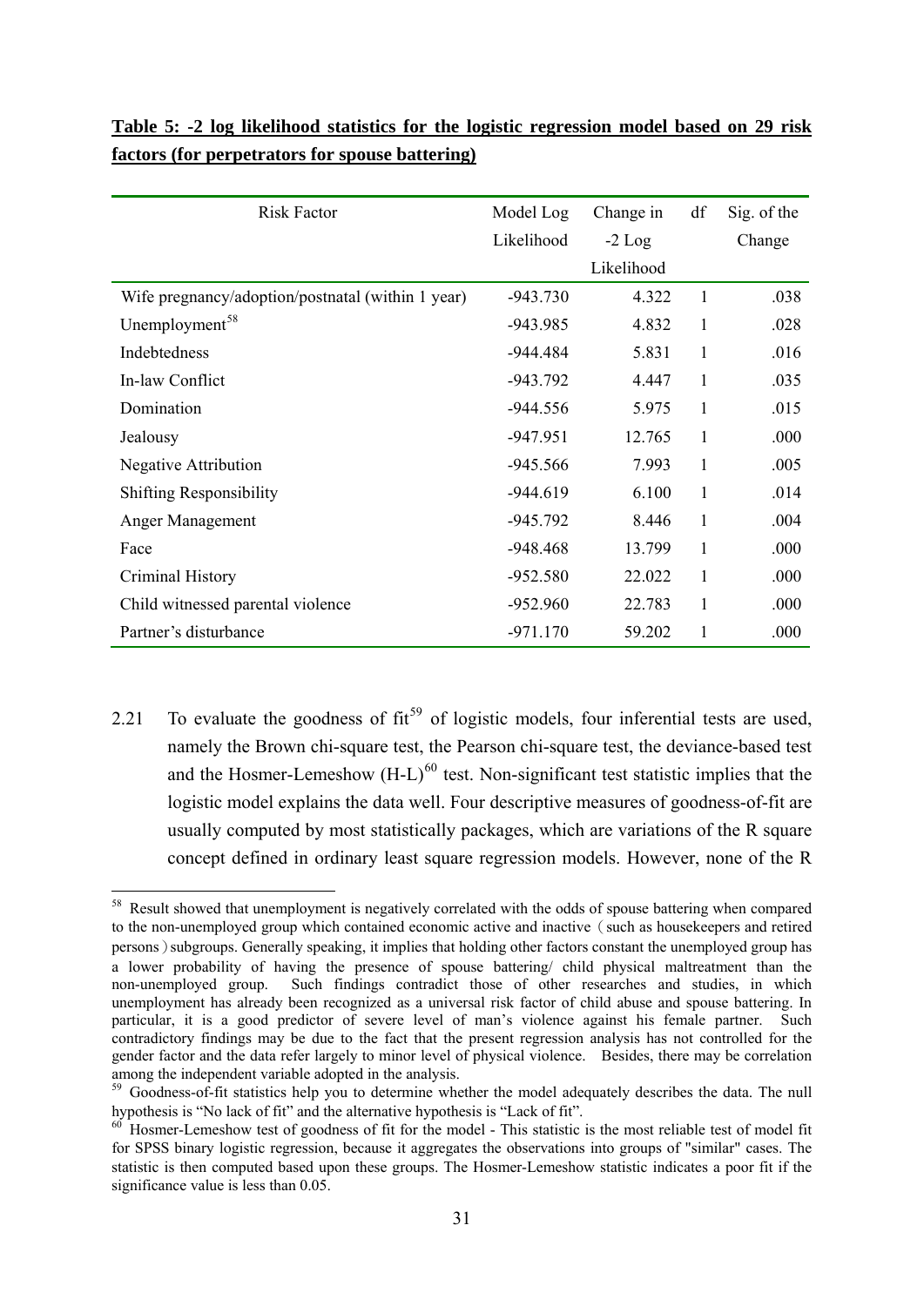**Table 5: -2 log likelihood statistics for the logistic regression model based on 29 risk factors (for perpetrators for spouse battering)**

| Risk Factor | Model Log Likelihood | Change in -2 Log Likelihood | df | Sig. of the Change |
|---|---|---|---|---|
| Wife pregnancy/adoption/postnatal (within 1 year) | -943.730 | 4.322 | 1 | .038 |
| Unemployment[58] | -943.985 | 4.832 | 1 | .028 |
| Indebtedness | -944.484 | 5.831 | 1 | .016 |
| In-law Conflict | -943.792 | 4.447 | 1 | .035 |
| Domination | -944.556 | 5.975 | 1 | .015 |
| Jealousy | -947.951 | 12.765 | 1 | .000 |
| Negative Attribution | -945.566 | 7.993 | 1 | .005 |
| Shifting Responsibility | -944.619 | 6.100 | 1 | .014 |
| Anger Management | -945.792 | 8.446 | 1 | .004 |
| Face | -948.468 | 13.799 | 1 | .000 |
| Criminal History | -952.580 | 22.022 | 1 | .000 |
| Child witnessed parental violence | -952.960 | 22.783 | 1 | .000 |
| Partner's disturbance | -971.170 | 59.202 | 1 | .000 |

2.21 To evaluate the goodness of fit[59] of logistic models, four inferential tests are used, namely the Brown chi-square test, the Pearson chi-square test, the deviance-based test and the Hosmer-Lemeshow (H-L)[60] test. Non-significant test statistic implies that the logistic model explains the data well. Four descriptive measures of goodness-of-fit are usually computed by most statistically packages, which are variations of the R square concept defined in ordinary least square regression models. However, none of the R

---

[58] Result showed that unemployment is negatively correlated with the odds of spouse battering when compared to the non-unemployed group which contained economic active and inactive（such as housekeepers and retired persons）subgroups. Generally speaking, it implies that holding other factors constant the unemployed group has a lower probability of having the presence of spouse battering/ child physical maltreatment than the non-unemployed group. Such findings contradict those of other researches and studies, in which unemployment has already been recognized as a universal risk factor of child abuse and spouse battering. In particular, it is a good predictor of severe level of man's violence against his female partner. Such contradictory findings may be due to the fact that the present regression analysis has not controlled for the gender factor and the data refer largely to minor level of physical violence. Besides, there may be correlation among the independent variable adopted in the analysis.

[59] Goodness-of-fit statistics help you to determine whether the model adequately describes the data. The null hypothesis is "No lack of fit" and the alternative hypothesis is "Lack of fit".

[60] Hosmer-Lemeshow test of goodness of fit for the model - This statistic is the most reliable test of model fit for SPSS binary logistic regression, because it aggregates the observations into groups of "similar" cases. The statistic is then computed based upon these groups. The Hosmer-Lemeshow statistic indicates a poor fit if the significance value is less than 0.05.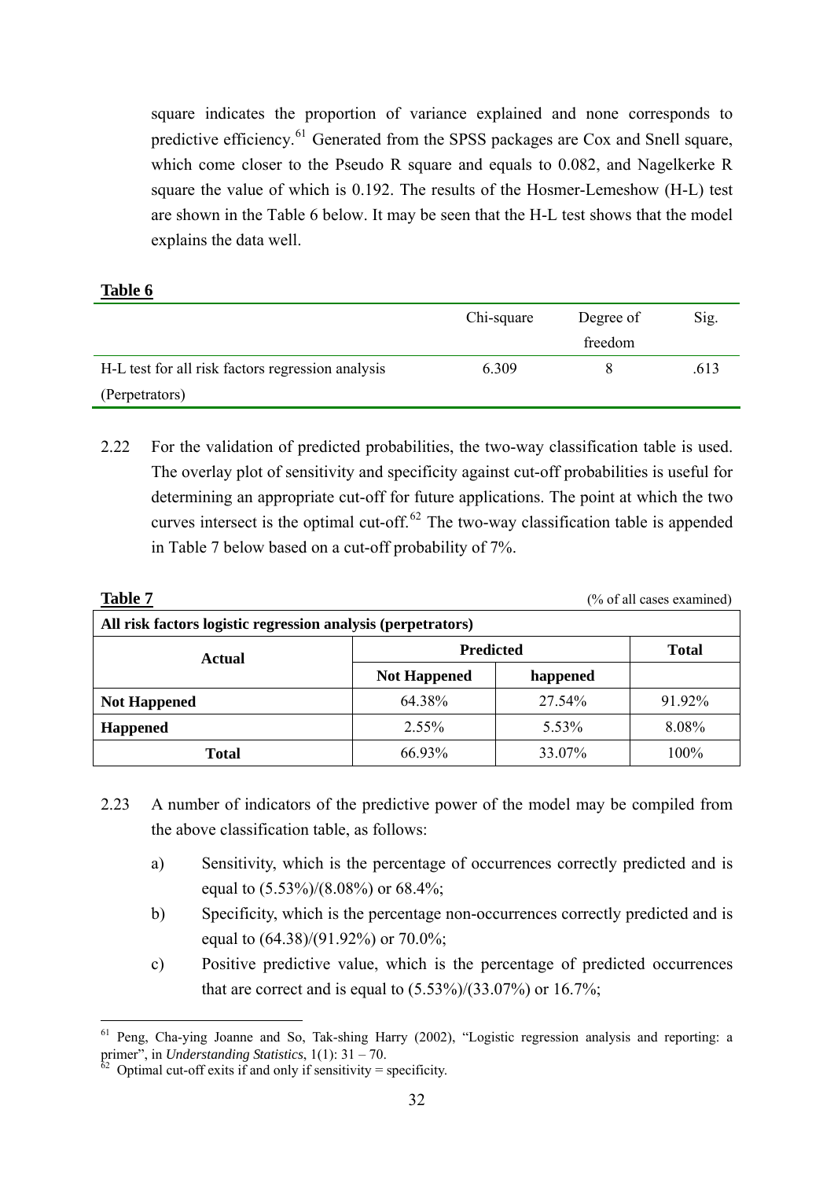square indicates the proportion of variance explained and none corresponds to predictive efficiency.[61] Generated from the SPSS packages are Cox and Snell square, which come closer to the Pseudo R square and equals to 0.082, and Nagelkerke R square the value of which is 0.192. The results of the Hosmer-Lemeshow (H-L) test are shown in the Table 6 below. It may be seen that the H-L test shows that the model explains the data well.

**Table 6**

| | Chi-square | Degree of freedom | Sig. |
|---|---|---|---|
| H-L test for all risk factors regression analysis (Perpetrators) | 6.309 | 8 | .613 |

2.22 For the validation of predicted probabilities, the two-way classification table is used. The overlay plot of sensitivity and specificity against cut-off probabilities is useful for determining an appropriate cut-off for future applications. The point at which the two curves intersect is the optimal cut-off.[62] The two-way classification table is appended in Table 7 below based on a cut-off probability of 7%.

**Table 7** (% of all cases examined)

| All risk factors logistic regression analysis (perpetrators) | | | |
|---|---|---|---|
| **Actual** | **Predicted** | | **Total** |
| | **Not Happened** | **happened** | |
| **Not Happened** | 64.38% | 27.54% | 91.92% |
| **Happened** | 2.55% | 5.53% | 8.08% |
| **Total** | 66.93% | 33.07% | 100% |

2.23 A number of indicators of the predictive power of the model may be compiled from the above classification table, as follows:

a) Sensitivity, which is the percentage of occurrences correctly predicted and is equal to (5.53%)/(8.08%) or 68.4%;

b) Specificity, which is the percentage non-occurrences correctly predicted and is equal to (64.38)/(91.92%) or 70.0%;

c) Positive predictive value, which is the percentage of predicted occurrences that are correct and is equal to (5.53%)/(33.07%) or 16.7%;

---

[61] Peng, Cha-ying Joanne and So, Tak-shing Harry (2002), "Logistic regression analysis and reporting: a primer", in *Understanding Statistics*, 1(1): 31 – 70.

[62] Optimal cut-off exits if and only if sensitivity = specificity.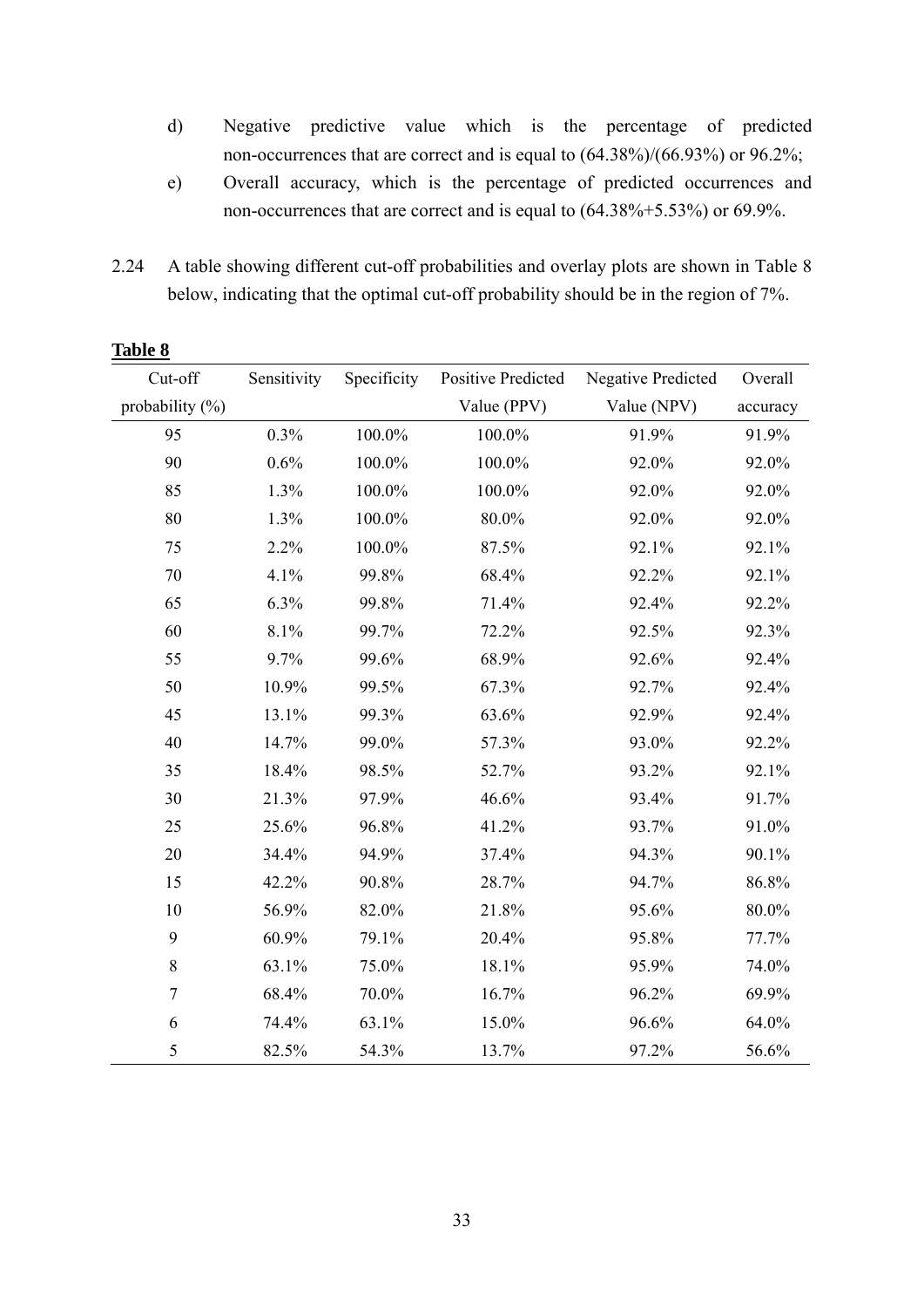d) Negative predictive value which is the percentage of predicted non-occurrences that are correct and is equal to (64.38%)/(66.93%) or 96.2%;

e) Overall accuracy, which is the percentage of predicted occurrences and non-occurrences that are correct and is equal to (64.38%+5.53%) or 69.9%.

2.24 A table showing different cut-off probabilities and overlay plots are shown in Table 8 below, indicating that the optimal cut-off probability should be in the region of 7%.

**Table 8**

| Cut-off probability (%) | Sensitivity | Specificity | Positive Predicted Value (PPV) | Negative Predicted Value (NPV) | Overall accuracy |
|---|---|---|---|---|---|
| 95 | 0.3% | 100.0% | 100.0% | 91.9% | 91.9% |
| 90 | 0.6% | 100.0% | 100.0% | 92.0% | 92.0% |
| 85 | 1.3% | 100.0% | 100.0% | 92.0% | 92.0% |
| 80 | 1.3% | 100.0% | 80.0% | 92.0% | 92.0% |
| 75 | 2.2% | 100.0% | 87.5% | 92.1% | 92.1% |
| 70 | 4.1% | 99.8% | 68.4% | 92.2% | 92.1% |
| 65 | 6.3% | 99.8% | 71.4% | 92.4% | 92.2% |
| 60 | 8.1% | 99.7% | 72.2% | 92.5% | 92.3% |
| 55 | 9.7% | 99.6% | 68.9% | 92.6% | 92.4% |
| 50 | 10.9% | 99.5% | 67.3% | 92.7% | 92.4% |
| 45 | 13.1% | 99.3% | 63.6% | 92.9% | 92.4% |
| 40 | 14.7% | 99.0% | 57.3% | 93.0% | 92.2% |
| 35 | 18.4% | 98.5% | 52.7% | 93.2% | 92.1% |
| 30 | 21.3% | 97.9% | 46.6% | 93.4% | 91.7% |
| 25 | 25.6% | 96.8% | 41.2% | 93.7% | 91.0% |
| 20 | 34.4% | 94.9% | 37.4% | 94.3% | 90.1% |
| 15 | 42.2% | 90.8% | 28.7% | 94.7% | 86.8% |
| 10 | 56.9% | 82.0% | 21.8% | 95.6% | 80.0% |
| 9 | 60.9% | 79.1% | 20.4% | 95.8% | 77.7% |
| 8 | 63.1% | 75.0% | 18.1% | 95.9% | 74.0% |
| 7 | 68.4% | 70.0% | 16.7% | 96.2% | 69.9% |
| 6 | 74.4% | 63.1% | 15.0% | 96.6% | 64.0% |
| 5 | 82.5% | 54.3% | 13.7% | 97.2% | 56.6% |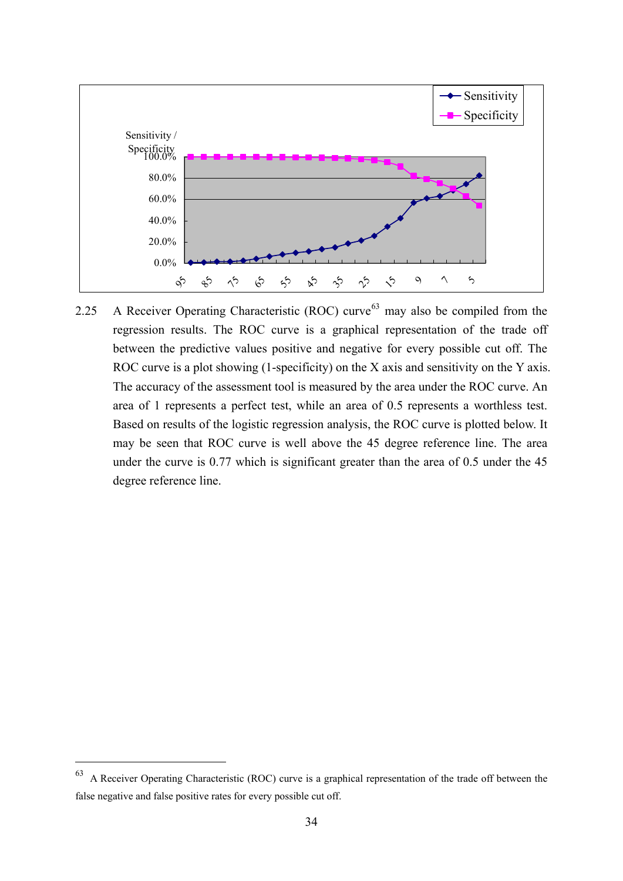2.25 A Receiver Operating Characteristic (ROC) curve[63] may also be compiled from the regression results. The ROC curve is a graphical representation of the trade off between the predictive values positive and negative for every possible cut off. The ROC curve is a plot showing (1-specificity) on the X axis and sensitivity on the Y axis. The accuracy of the assessment tool is measured by the area under the ROC curve. An area of 1 represents a perfect test, while an area of 0.5 represents a worthless test. Based on results of the logistic regression analysis, the ROC curve is plotted below. It may be seen that ROC curve is well above the 45 degree reference line. The area under the curve is 0.77 which is significant greater than the area of 0.5 under the 45 degree reference line.

---

[63] A Receiver Operating Characteristic (ROC) curve is a graphical representation of the trade off between the false negative and false positive rates for every possible cut off.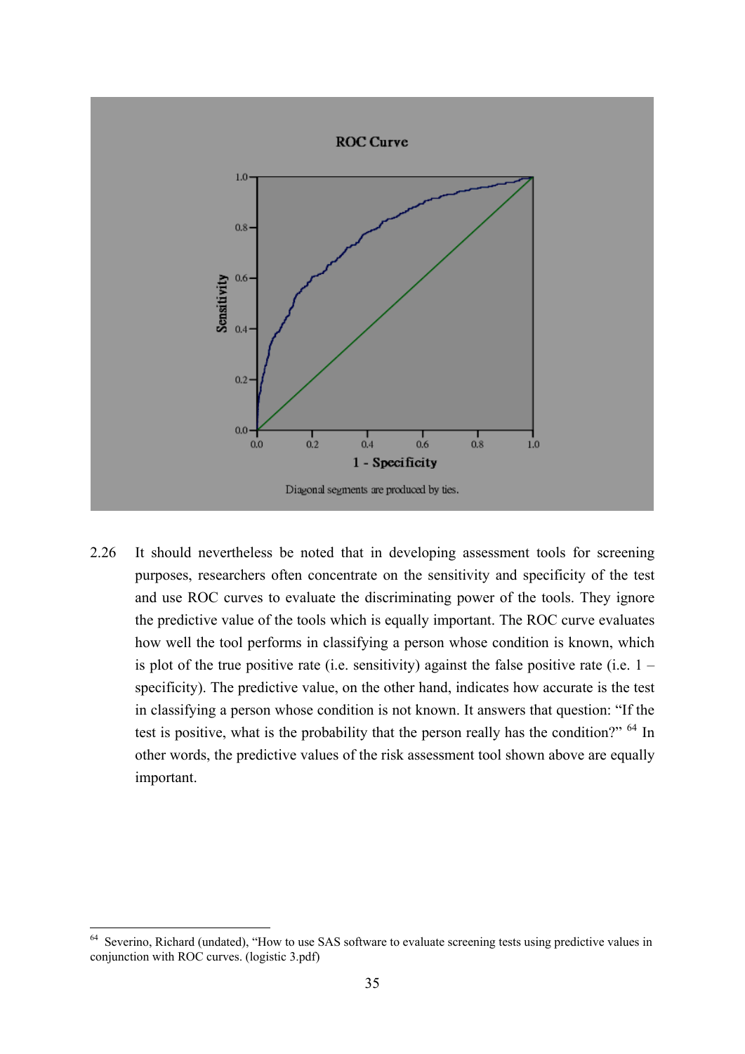**ROC Curve**

Diagonal segments are produced by ties.

2.26 It should nevertheless be noted that in developing assessment tools for screening purposes, researchers often concentrate on the sensitivity and specificity of the test and use ROC curves to evaluate the discriminating power of the tools. They ignore the predictive value of the tools which is equally important. The ROC curve evaluates how well the tool performs in classifying a person whose condition is known, which is plot of the true positive rate (i.e. sensitivity) against the false positive rate (i.e. 1 – specificity). The predictive value, on the other hand, indicates how accurate is the test in classifying a person whose condition is not known. It answers that question: "If the test is positive, what is the probability that the person really has the condition?" [64] In other words, the predictive values of the risk assessment tool shown above are equally important.

---

[64] Severino, Richard (undated), "How to use SAS software to evaluate screening tests using predictive values in conjunction with ROC curves. (logistic 3.pdf)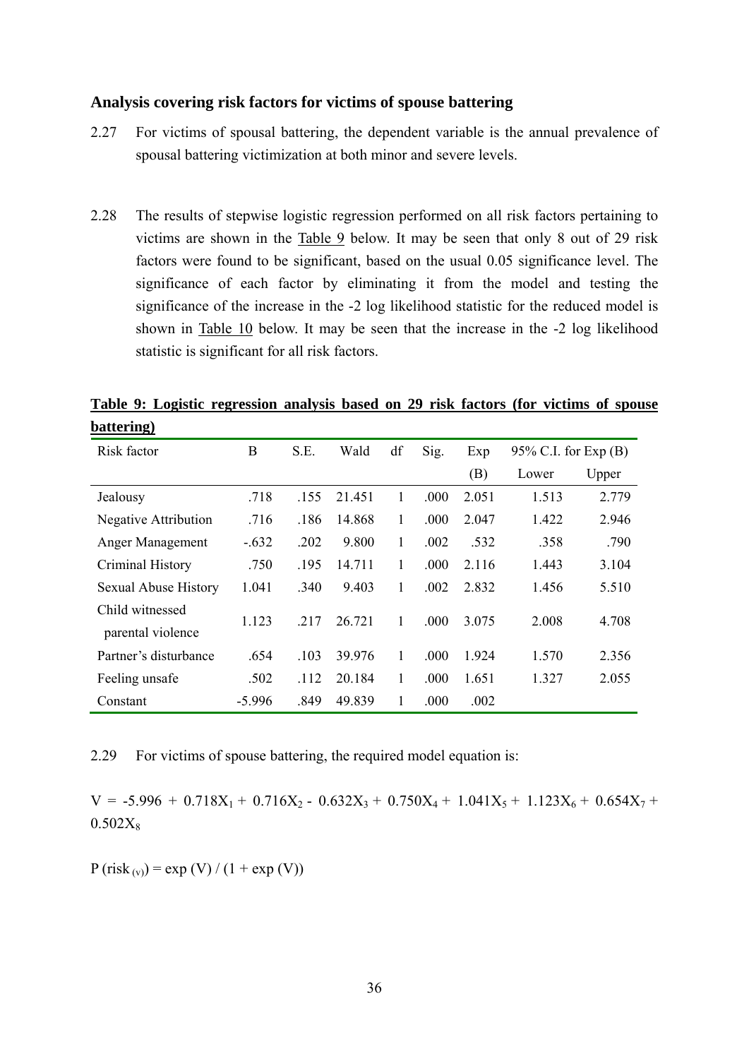### Analysis covering risk factors for victims of spouse battering

2.27 For victims of spousal battering, the dependent variable is the annual prevalence of spousal battering victimization at both minor and severe levels.

2.28 The results of stepwise logistic regression performed on all risk factors pertaining to victims are shown in the Table 9 below. It may be seen that only 8 out of 29 risk factors were found to be significant, based on the usual 0.05 significance level. The significance of each factor by eliminating it from the model and testing the significance of the increase in the -2 log likelihood statistic for the reduced model is shown in Table 10 below. It may be seen that the increase in the -2 log likelihood statistic is significant for all risk factors.

**Table 9: Logistic regression analysis based on 29 risk factors (for victims of spouse battering)**

| Risk factor | B | S.E. | Wald | df | Sig. | Exp (B) | 95% C.I. for Exp (B) | |
|---|---|---|---|---|---|---|---|---|
| | | | | | | | Lower | Upper |
| Jealousy | .718 | .155 | 21.451 | 1 | .000 | 2.051 | 1.513 | 2.779 |
| Negative Attribution | .716 | .186 | 14.868 | 1 | .000 | 2.047 | 1.422 | 2.946 |
| Anger Management | -.632 | .202 | 9.800 | 1 | .002 | .532 | .358 | .790 |
| Criminal History | .750 | .195 | 14.711 | 1 | .000 | 2.116 | 1.443 | 3.104 |
| Sexual Abuse History | 1.041 | .340 | 9.403 | 1 | .002 | 2.832 | 1.456 | 5.510 |
| Child witnessed parental violence | 1.123 | .217 | 26.721 | 1 | .000 | 3.075 | 2.008 | 4.708 |
| Partner's disturbance | .654 | .103 | 39.976 | 1 | .000 | 1.924 | 1.570 | 2.356 |
| Feeling unsafe | .502 | .112 | 20.184 | 1 | .000 | 1.651 | 1.327 | 2.055 |
| Constant | -5.996 | .849 | 49.839 | 1 | .000 | .002 | | |

2.29 For victims of spouse battering, the required model equation is:

$$V = -5.996 + 0.718X_1 + 0.716X_2 - 0.632X_3 + 0.750X_4 + 1.041X_5 + 1.123X_6 + 0.654X_7 + 0.502X_8$$

$$P(\text{risk}_{(v)}) = \exp(V) / (1 + \exp(V))$$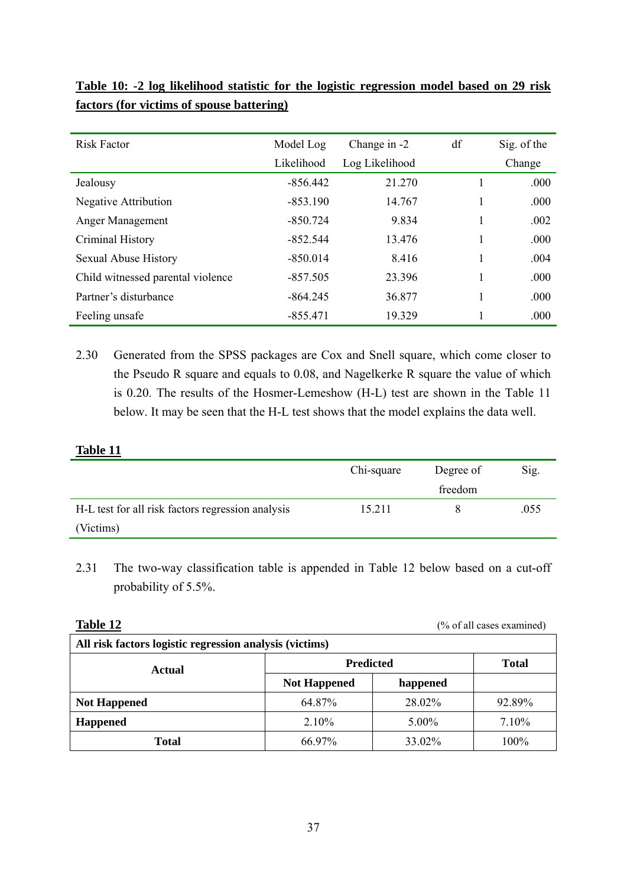**Table 10: -2 log likelihood statistic for the logistic regression model based on 29 risk factors (for victims of spouse battering)**

| Risk Factor | Model Log Likelihood | Change in -2 Log Likelihood | df | Sig. of the Change |
|---|---|---|---|---|
| Jealousy | -856.442 | 21.270 | 1 | .000 |
| Negative Attribution | -853.190 | 14.767 | 1 | .000 |
| Anger Management | -850.724 | 9.834 | 1 | .002 |
| Criminal History | -852.544 | 13.476 | 1 | .000 |
| Sexual Abuse History | -850.014 | 8.416 | 1 | .004 |
| Child witnessed parental violence | -857.505 | 23.396 | 1 | .000 |
| Partner's disturbance | -864.245 | 36.877 | 1 | .000 |
| Feeling unsafe | -855.471 | 19.329 | 1 | .000 |

2.30 Generated from the SPSS packages are Cox and Snell square, which come closer to the Pseudo R square and equals to 0.08, and Nagelkerke R square the value of which is 0.20. The results of the Hosmer-Lemeshow (H-L) test are shown in the Table 11 below. It may be seen that the H-L test shows that the model explains the data well.

**Table 11**

| | Chi-square | Degree of freedom | Sig. |
|---|---|---|---|
| H-L test for all risk factors regression analysis (Victims) | 15.211 | 8 | .055 |

2.31 The two-way classification table is appended in Table 12 below based on a cut-off probability of 5.5%.

**Table 12** (% of all cases examined)

| **All risk factors logistic regression analysis (victims)** | | | |
|---|---|---|---|
| **Actual** | **Predicted** | | **Total** |
| | **Not Happened** | **happened** | |
| **Not Happened** | 64.87% | 28.02% | 92.89% |
| **Happened** | 2.10% | 5.00% | 7.10% |
| **Total** | 66.97% | 33.02% | 100% |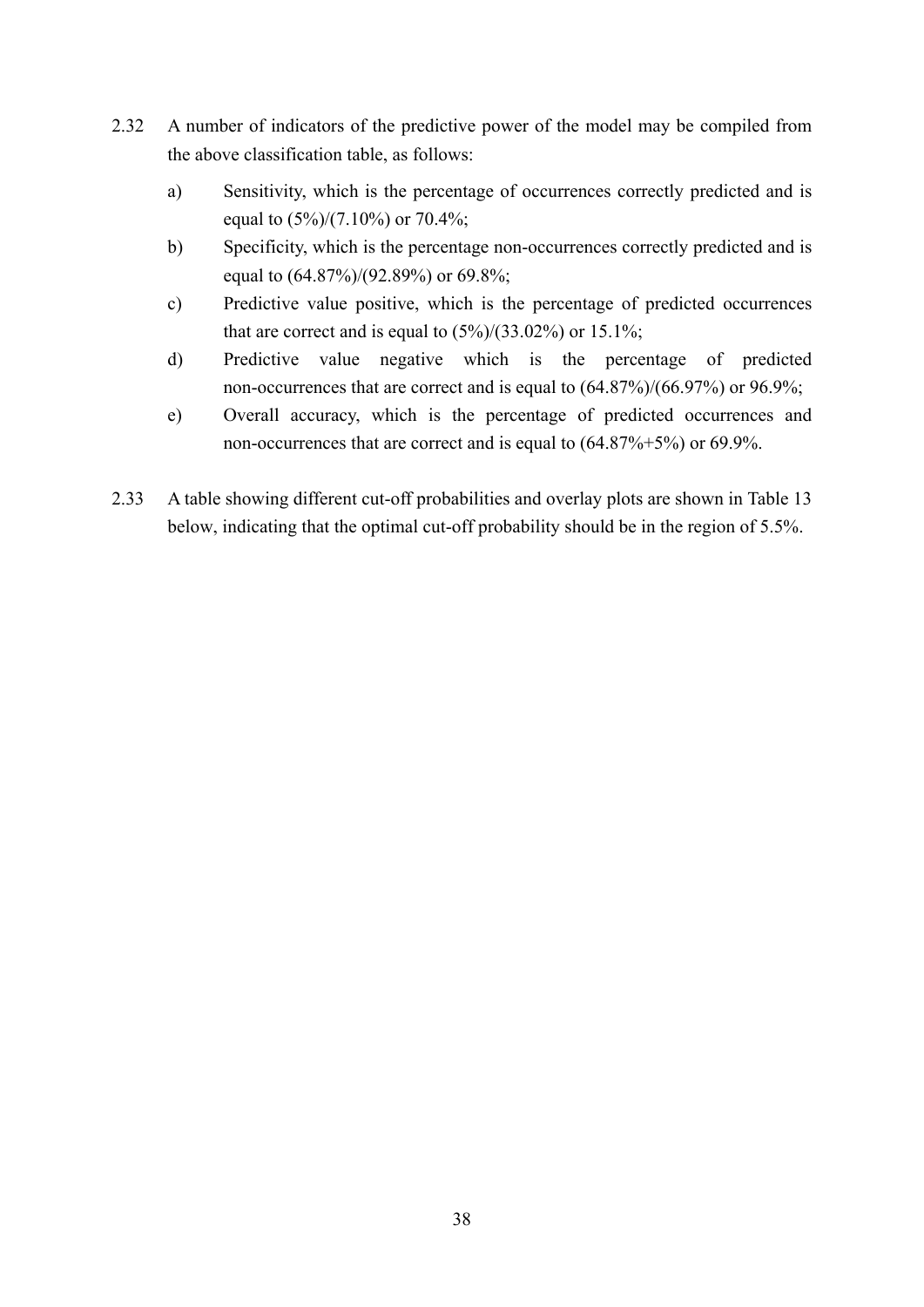2.32 A number of indicators of the predictive power of the model may be compiled from the above classification table, as follows:

a) Sensitivity, which is the percentage of occurrences correctly predicted and is equal to (5%)/(7.10%) or 70.4%;

b) Specificity, which is the percentage non-occurrences correctly predicted and is equal to (64.87%)/(92.89%) or 69.8%;

c) Predictive value positive, which is the percentage of predicted occurrences that are correct and is equal to (5%)/(33.02%) or 15.1%;

d) Predictive value negative which is the percentage of predicted non-occurrences that are correct and is equal to (64.87%)/(66.97%) or 96.9%;

e) Overall accuracy, which is the percentage of predicted occurrences and non-occurrences that are correct and is equal to (64.87%+5%) or 69.9%.

2.33 A table showing different cut-off probabilities and overlay plots are shown in Table 13 below, indicating that the optimal cut-off probability should be in the region of 5.5%.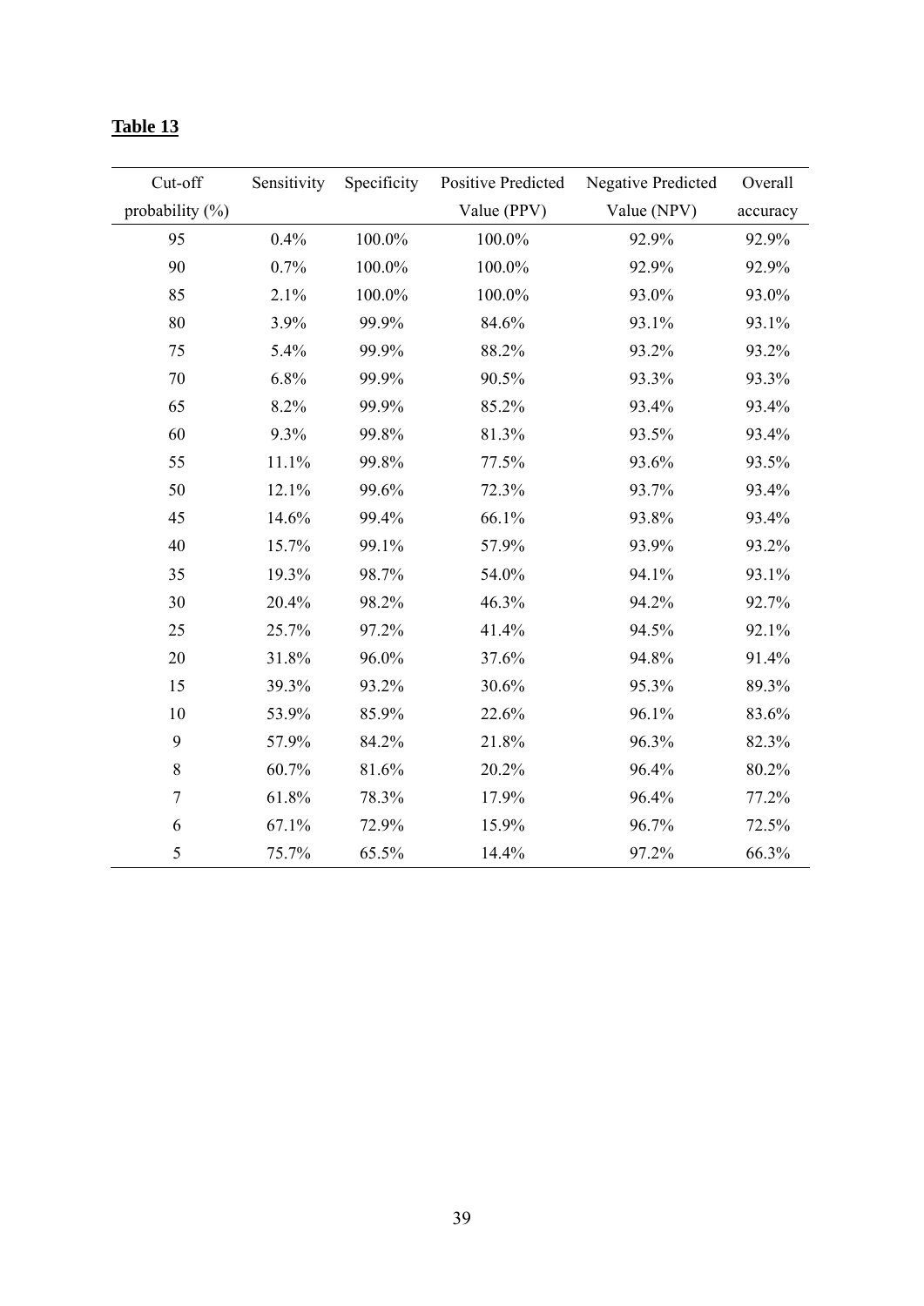**Table 13**

| Cut-off probability (%) | Sensitivity | Specificity | Positive Predicted Value (PPV) | Negative Predicted Value (NPV) | Overall accuracy |
|---|---|---|---|---|---|
| 95 | 0.4% | 100.0% | 100.0% | 92.9% | 92.9% |
| 90 | 0.7% | 100.0% | 100.0% | 92.9% | 92.9% |
| 85 | 2.1% | 100.0% | 100.0% | 93.0% | 93.0% |
| 80 | 3.9% | 99.9% | 84.6% | 93.1% | 93.1% |
| 75 | 5.4% | 99.9% | 88.2% | 93.2% | 93.2% |
| 70 | 6.8% | 99.9% | 90.5% | 93.3% | 93.3% |
| 65 | 8.2% | 99.9% | 85.2% | 93.4% | 93.4% |
| 60 | 9.3% | 99.8% | 81.3% | 93.5% | 93.4% |
| 55 | 11.1% | 99.8% | 77.5% | 93.6% | 93.5% |
| 50 | 12.1% | 99.6% | 72.3% | 93.7% | 93.4% |
| 45 | 14.6% | 99.4% | 66.1% | 93.8% | 93.4% |
| 40 | 15.7% | 99.1% | 57.9% | 93.9% | 93.2% |
| 35 | 19.3% | 98.7% | 54.0% | 94.1% | 93.1% |
| 30 | 20.4% | 98.2% | 46.3% | 94.2% | 92.7% |
| 25 | 25.7% | 97.2% | 41.4% | 94.5% | 92.1% |
| 20 | 31.8% | 96.0% | 37.6% | 94.8% | 91.4% |
| 15 | 39.3% | 93.2% | 30.6% | 95.3% | 89.3% |
| 10 | 53.9% | 85.9% | 22.6% | 96.1% | 83.6% |
| 9 | 57.9% | 84.2% | 21.8% | 96.3% | 82.3% |
| 8 | 60.7% | 81.6% | 20.2% | 96.4% | 80.2% |
| 7 | 61.8% | 78.3% | 17.9% | 96.4% | 77.2% |
| 6 | 67.1% | 72.9% | 15.9% | 96.7% | 72.5% |
| 5 | 75.7% | 65.5% | 14.4% | 97.2% | 66.3% |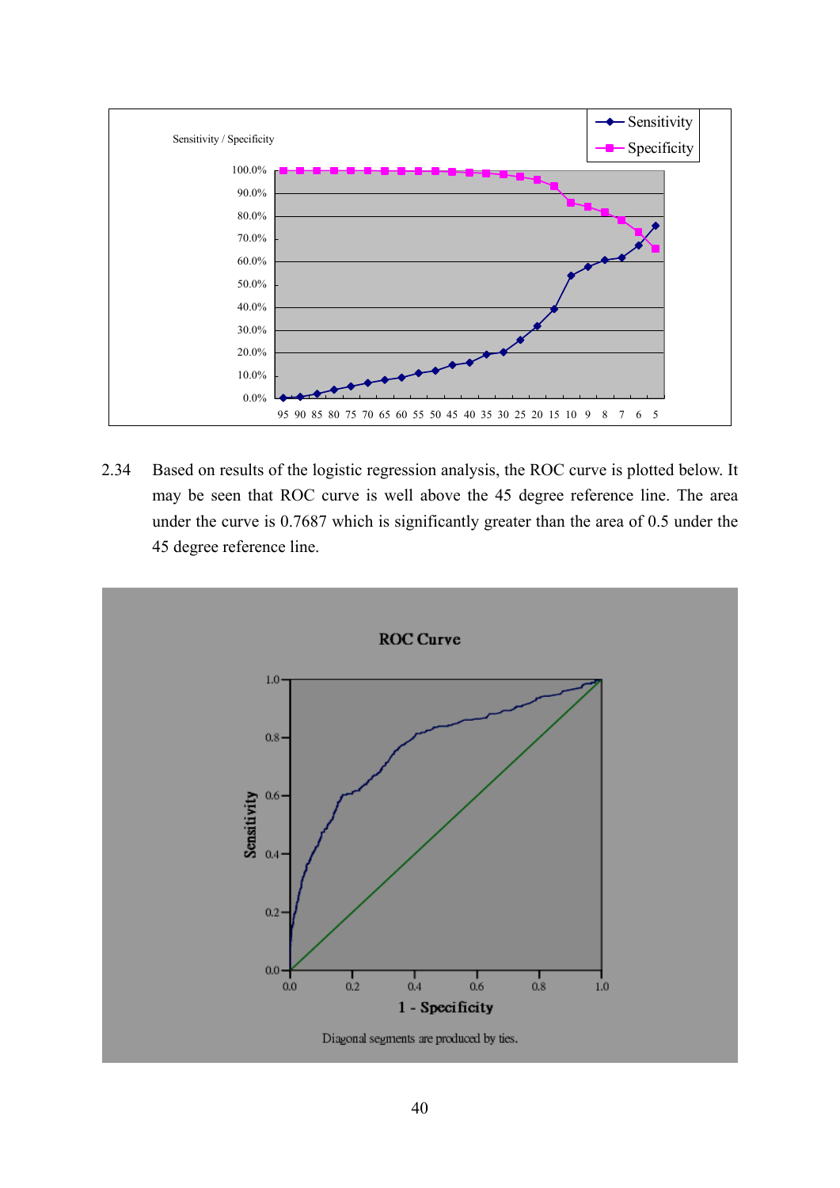2.34 Based on results of the logistic regression analysis, the ROC curve is plotted below. It may be seen that ROC curve is well above the 45 degree reference line. The area under the curve is 0.7687 which is significantly greater than the area of 0.5 under the 45 degree reference line.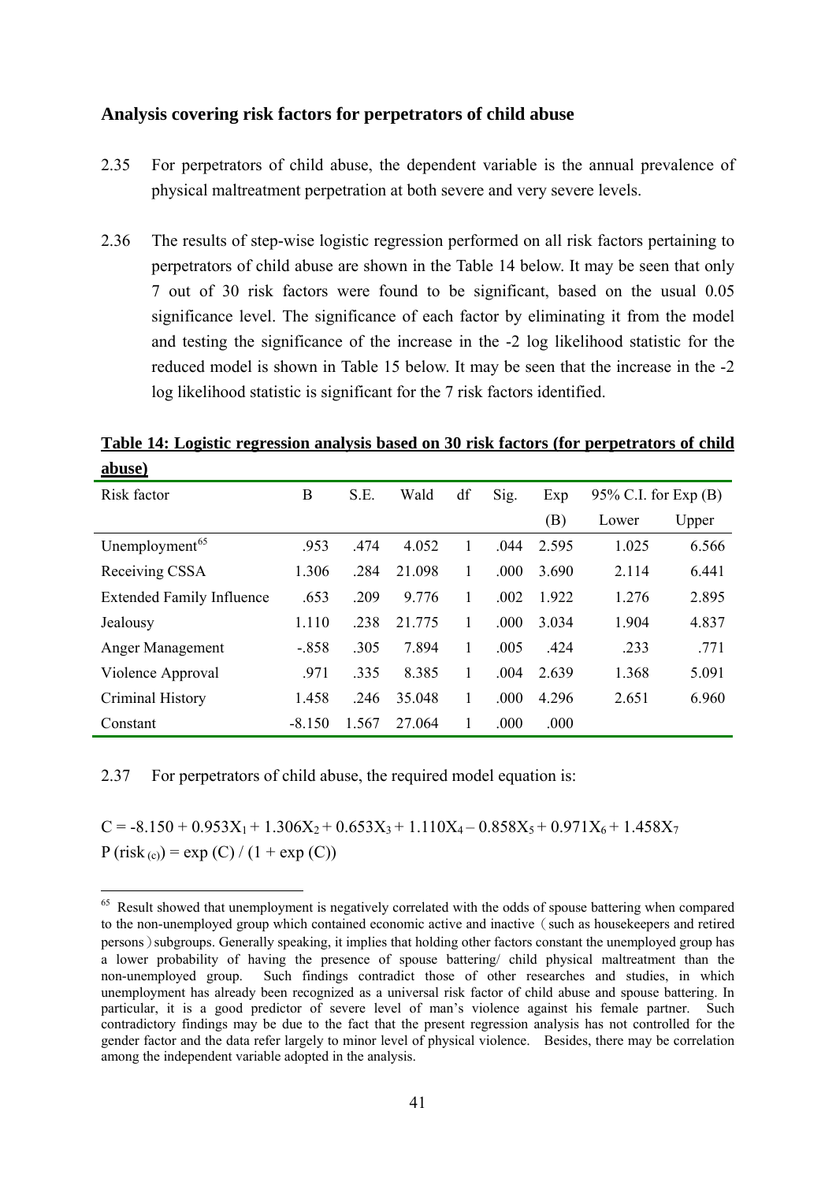### Analysis covering risk factors for perpetrators of child abuse

2.35 For perpetrators of child abuse, the dependent variable is the annual prevalence of physical maltreatment perpetration at both severe and very severe levels.

2.36 The results of step-wise logistic regression performed on all risk factors pertaining to perpetrators of child abuse are shown in the Table 14 below. It may be seen that only 7 out of 30 risk factors were found to be significant, based on the usual 0.05 significance level. The significance of each factor by eliminating it from the model and testing the significance of the increase in the -2 log likelihood statistic for the reduced model is shown in Table 15 below. It may be seen that the increase in the -2 log likelihood statistic is significant for the 7 risk factors identified.

**Table 14: Logistic regression analysis based on 30 risk factors (for perpetrators of child abuse)**

| Risk factor | B | S.E. | Wald | df | Sig. | Exp (B) | 95% C.I. for Exp (B) | |
|---|---|---|---|---|---|---|---|---|
| | | | | | | | Lower | Upper |
| Unemployment[65] | .953 | .474 | 4.052 | 1 | .044 | 2.595 | 1.025 | 6.566 |
| Receiving CSSA | 1.306 | .284 | 21.098 | 1 | .000 | 3.690 | 2.114 | 6.441 |
| Extended Family Influence | .653 | .209 | 9.776 | 1 | .002 | 1.922 | 1.276 | 2.895 |
| Jealousy | 1.110 | .238 | 21.775 | 1 | .000 | 3.034 | 1.904 | 4.837 |
| Anger Management | -.858 | .305 | 7.894 | 1 | .005 | .424 | .233 | .771 |
| Violence Approval | .971 | .335 | 8.385 | 1 | .004 | 2.639 | 1.368 | 5.091 |
| Criminal History | 1.458 | .246 | 35.048 | 1 | .000 | 4.296 | 2.651 | 6.960 |
| Constant | -8.150 | 1.567 | 27.064 | 1 | .000 | .000 | | |

2.37 For perpetrators of child abuse, the required model equation is:

$$C = -8.150 + 0.953X_1 + 1.306X_2 + 0.653X_3 + 1.110X_4 - 0.858X_5 + 0.971X_6 + 1.458X_7$$

$$P(\text{risk}_{(c)}) = \exp(C) / (1 + \exp(C))$$

---

[65] Result showed that unemployment is negatively correlated with the odds of spouse battering when compared to the non-unemployed group which contained economic active and inactive（such as housekeepers and retired persons）subgroups. Generally speaking, it implies that holding other factors constant the unemployed group has a lower probability of having the presence of spouse battering/ child physical maltreatment than the non-unemployed group. Such findings contradict those of other researches and studies, in which unemployment has already been recognized as a universal risk factor of child abuse and spouse battering. In particular, it is a good predictor of severe level of man's violence against his female partner. Such contradictory findings may be due to the fact that the present regression analysis has not controlled for the gender factor and the data refer largely to minor level of physical violence. Besides, there may be correlation among the independent variable adopted in the analysis.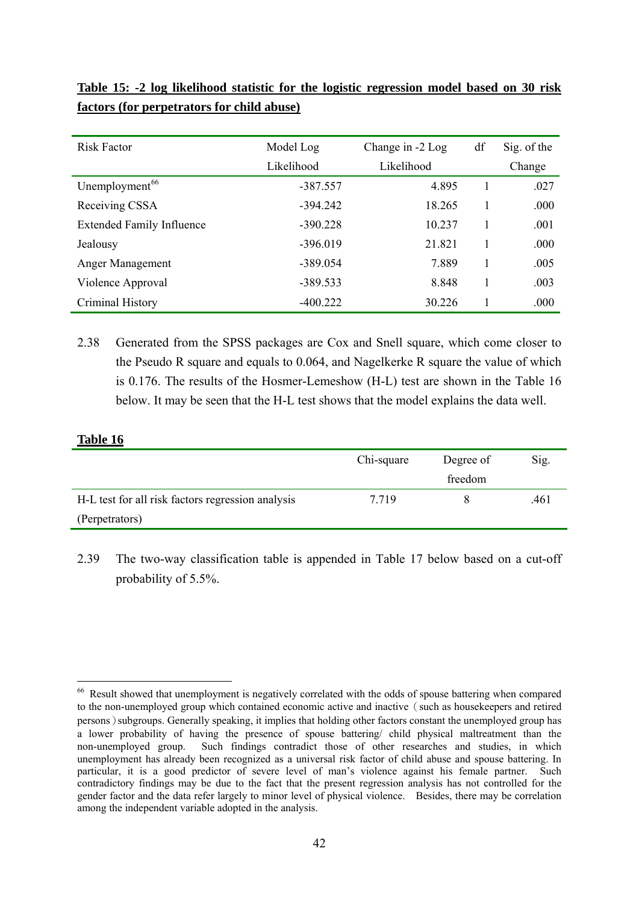**Table 15: -2 log likelihood statistic for the logistic regression model based on 30 risk factors (for perpetrators for child abuse)**

| Risk Factor | Model Log Likelihood | Change in -2 Log Likelihood | df | Sig. of the Change |
|---|---|---|---|---|
| Unemployment[66] | -387.557 | 4.895 | 1 | .027 |
| Receiving CSSA | -394.242 | 18.265 | 1 | .000 |
| Extended Family Influence | -390.228 | 10.237 | 1 | .001 |
| Jealousy | -396.019 | 21.821 | 1 | .000 |
| Anger Management | -389.054 | 7.889 | 1 | .005 |
| Violence Approval | -389.533 | 8.848 | 1 | .003 |
| Criminal History | -400.222 | 30.226 | 1 | .000 |

2.38 Generated from the SPSS packages are Cox and Snell square, which come closer to the Pseudo R square and equals to 0.064, and Nagelkerke R square the value of which is 0.176. The results of the Hosmer-Lemeshow (H-L) test are shown in the Table 16 below. It may be seen that the H-L test shows that the model explains the data well.

**Table 16**

| | Chi-square | Degree of freedom | Sig. |
|---|---|---|---|
| H-L test for all risk factors regression analysis (Perpetrators) | 7.719 | 8 | .461 |

2.39 The two-way classification table is appended in Table 17 below based on a cut-off probability of 5.5%.

---

[66] Result showed that unemployment is negatively correlated with the odds of spouse battering when compared to the non-unemployed group which contained economic active and inactive（such as housekeepers and retired persons）subgroups. Generally speaking, it implies that holding other factors constant the unemployed group has a lower probability of having the presence of spouse battering/ child physical maltreatment than the non-unemployed group. Such findings contradict those of other researches and studies, in which unemployment has already been recognized as a universal risk factor of child abuse and spouse battering. In particular, it is a good predictor of severe level of man's violence against his female partner. Such contradictory findings may be due to the fact that the present regression analysis has not controlled for the gender factor and the data refer largely to minor level of physical violence. Besides, there may be correlation among the independent variable adopted in the analysis.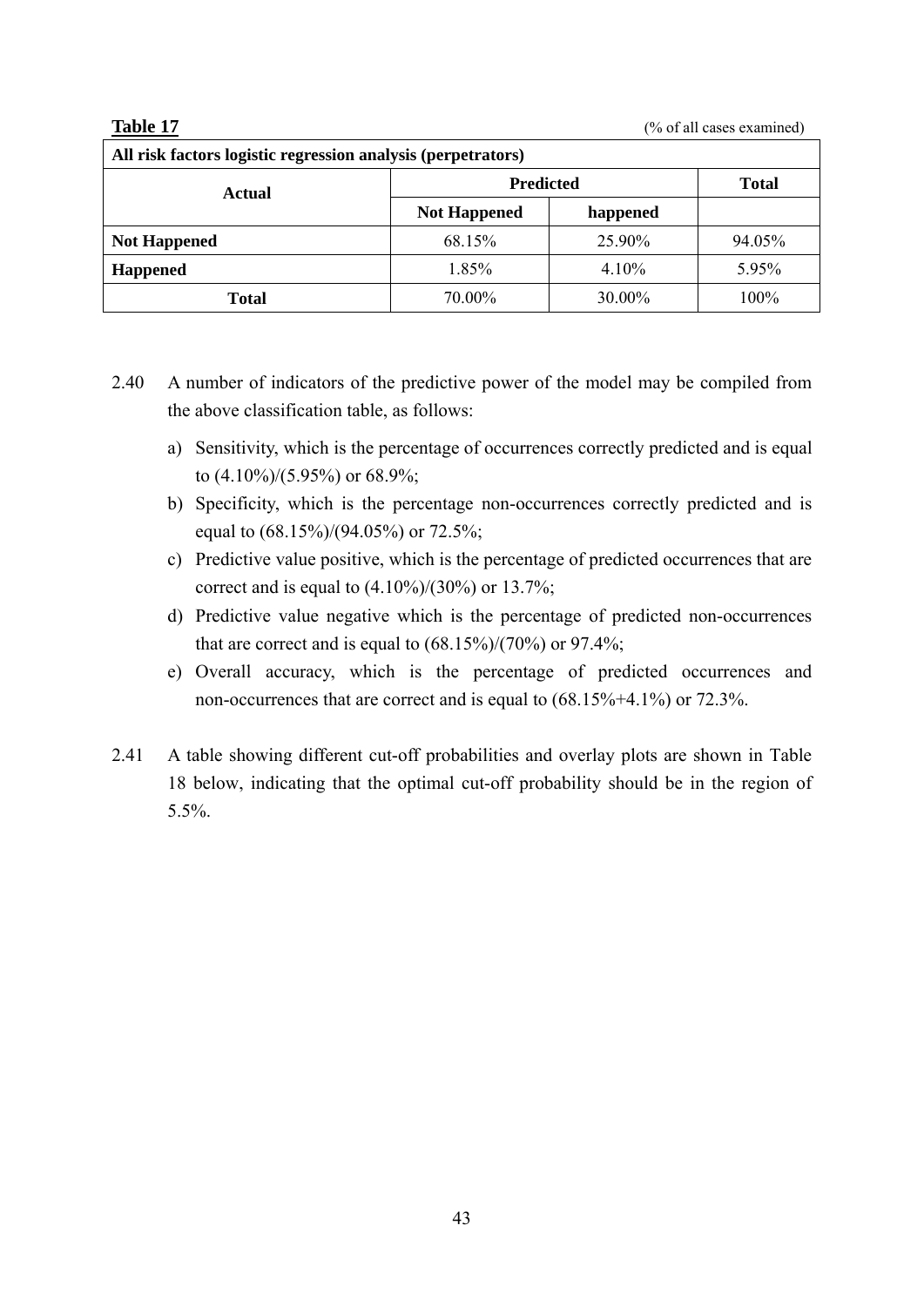**Table 17** (% of all cases examined)

| All risk factors logistic regression analysis (perpetrators) | | | |
|---|---|---|---|
| **Actual** | **Predicted** | | **Total** |
| | **Not Happened** | **happened** | |
| **Not Happened** | 68.15% | 25.90% | 94.05% |
| **Happened** | 1.85% | 4.10% | 5.95% |
| **Total** | 70.00% | 30.00% | 100% |

2.40 A number of indicators of the predictive power of the model may be compiled from the above classification table, as follows:

a) Sensitivity, which is the percentage of occurrences correctly predicted and is equal to (4.10%)/(5.95%) or 68.9%;

b) Specificity, which is the percentage non-occurrences correctly predicted and is equal to (68.15%)/(94.05%) or 72.5%;

c) Predictive value positive, which is the percentage of predicted occurrences that are correct and is equal to (4.10%)/(30%) or 13.7%;

d) Predictive value negative which is the percentage of predicted non-occurrences that are correct and is equal to (68.15%)/(70%) or 97.4%;

e) Overall accuracy, which is the percentage of predicted occurrences and non-occurrences that are correct and is equal to (68.15%+4.1%) or 72.3%.

2.41 A table showing different cut-off probabilities and overlay plots are shown in Table 18 below, indicating that the optimal cut-off probability should be in the region of 5.5%.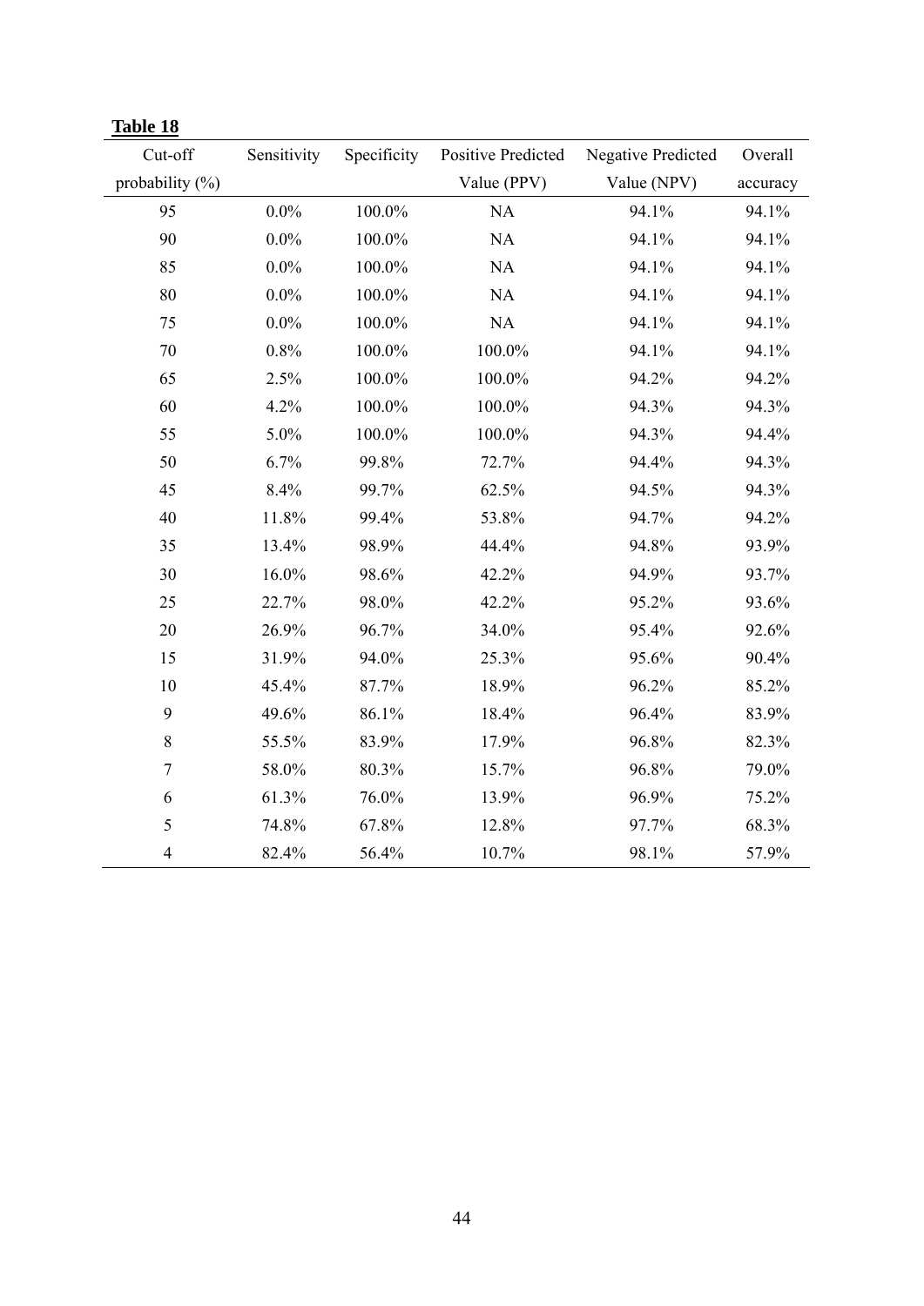**Table 18**

| Cut-off probability (%) | Sensitivity | Specificity | Positive Predicted Value (PPV) | Negative Predicted Value (NPV) | Overall accuracy |
|---|---|---|---|---|---|
| 95 | 0.0% | 100.0% | NA | 94.1% | 94.1% |
| 90 | 0.0% | 100.0% | NA | 94.1% | 94.1% |
| 85 | 0.0% | 100.0% | NA | 94.1% | 94.1% |
| 80 | 0.0% | 100.0% | NA | 94.1% | 94.1% |
| 75 | 0.0% | 100.0% | NA | 94.1% | 94.1% |
| 70 | 0.8% | 100.0% | 100.0% | 94.1% | 94.1% |
| 65 | 2.5% | 100.0% | 100.0% | 94.2% | 94.2% |
| 60 | 4.2% | 100.0% | 100.0% | 94.3% | 94.3% |
| 55 | 5.0% | 100.0% | 100.0% | 94.3% | 94.4% |
| 50 | 6.7% | 99.8% | 72.7% | 94.4% | 94.3% |
| 45 | 8.4% | 99.7% | 62.5% | 94.5% | 94.3% |
| 40 | 11.8% | 99.4% | 53.8% | 94.7% | 94.2% |
| 35 | 13.4% | 98.9% | 44.4% | 94.8% | 93.9% |
| 30 | 16.0% | 98.6% | 42.2% | 94.9% | 93.7% |
| 25 | 22.7% | 98.0% | 42.2% | 95.2% | 93.6% |
| 20 | 26.9% | 96.7% | 34.0% | 95.4% | 92.6% |
| 15 | 31.9% | 94.0% | 25.3% | 95.6% | 90.4% |
| 10 | 45.4% | 87.7% | 18.9% | 96.2% | 85.2% |
| 9 | 49.6% | 86.1% | 18.4% | 96.4% | 83.9% |
| 8 | 55.5% | 83.9% | 17.9% | 96.8% | 82.3% |
| 7 | 58.0% | 80.3% | 15.7% | 96.8% | 79.0% |
| 6 | 61.3% | 76.0% | 13.9% | 96.9% | 75.2% |
| 5 | 74.8% | 67.8% | 12.8% | 97.7% | 68.3% |
| 4 | 82.4% | 56.4% | 10.7% | 98.1% | 57.9% |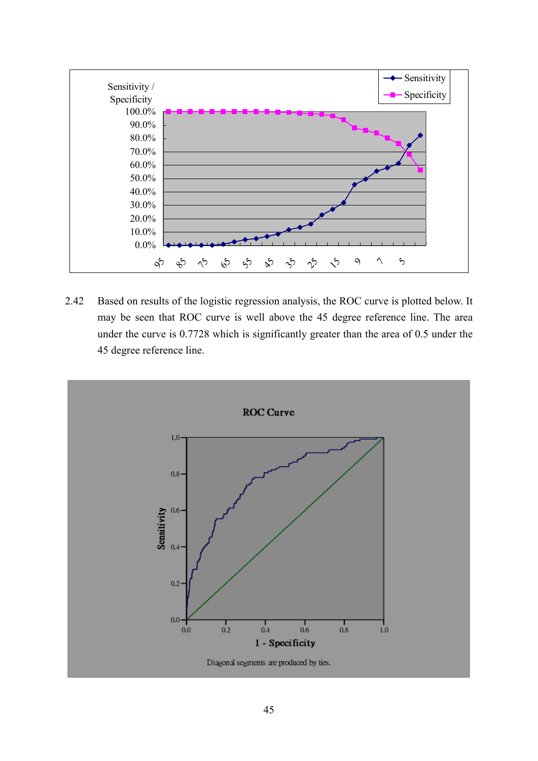2.42 Based on results of the logistic regression analysis, the ROC curve is plotted below. It may be seen that ROC curve is well above the 45 degree reference line. The area under the curve is 0.7728 which is significantly greater than the area of 0.5 under the 45 degree reference line.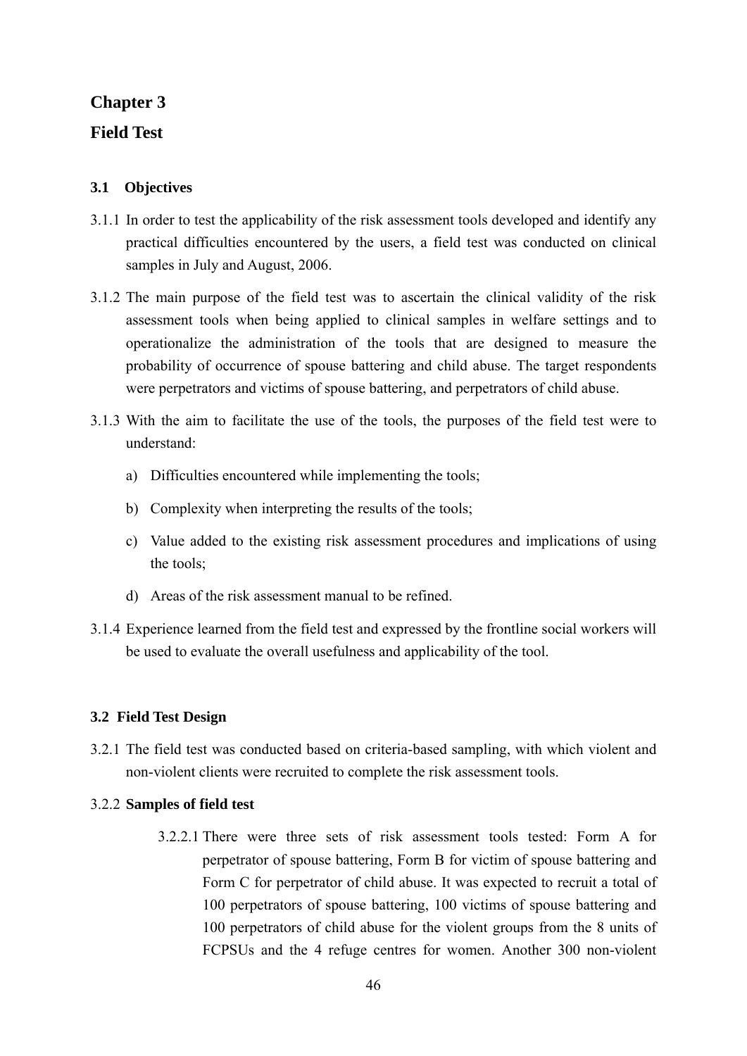# Chapter 3

# Field Test

### 3.1 Objectives

3.1.1 In order to test the applicability of the risk assessment tools developed and identify any practical difficulties encountered by the users, a field test was conducted on clinical samples in July and August, 2006.

3.1.2 The main purpose of the field test was to ascertain the clinical validity of the risk assessment tools when being applied to clinical samples in welfare settings and to operationalize the administration of the tools that are designed to measure the probability of occurrence of spouse battering and child abuse. The target respondents were perpetrators and victims of spouse battering, and perpetrators of child abuse.

3.1.3 With the aim to facilitate the use of the tools, the purposes of the field test were to understand:

a) Difficulties encountered while implementing the tools;

b) Complexity when interpreting the results of the tools;

c) Value added to the existing risk assessment procedures and implications of using the tools;

d) Areas of the risk assessment manual to be refined.

3.1.4 Experience learned from the field test and expressed by the frontline social workers will be used to evaluate the overall usefulness and applicability of the tool.

### 3.2 Field Test Design

3.2.1 The field test was conducted based on criteria-based sampling, with which violent and non-violent clients were recruited to complete the risk assessment tools.

3.2.2 **Samples of field test**

3.2.2.1 There were three sets of risk assessment tools tested: Form A for perpetrator of spouse battering, Form B for victim of spouse battering and Form C for perpetrator of child abuse. It was expected to recruit a total of 100 perpetrators of spouse battering, 100 victims of spouse battering and 100 perpetrators of child abuse for the violent groups from the 8 units of FCPSUs and the 4 refuge centres for women. Another 300 non-violent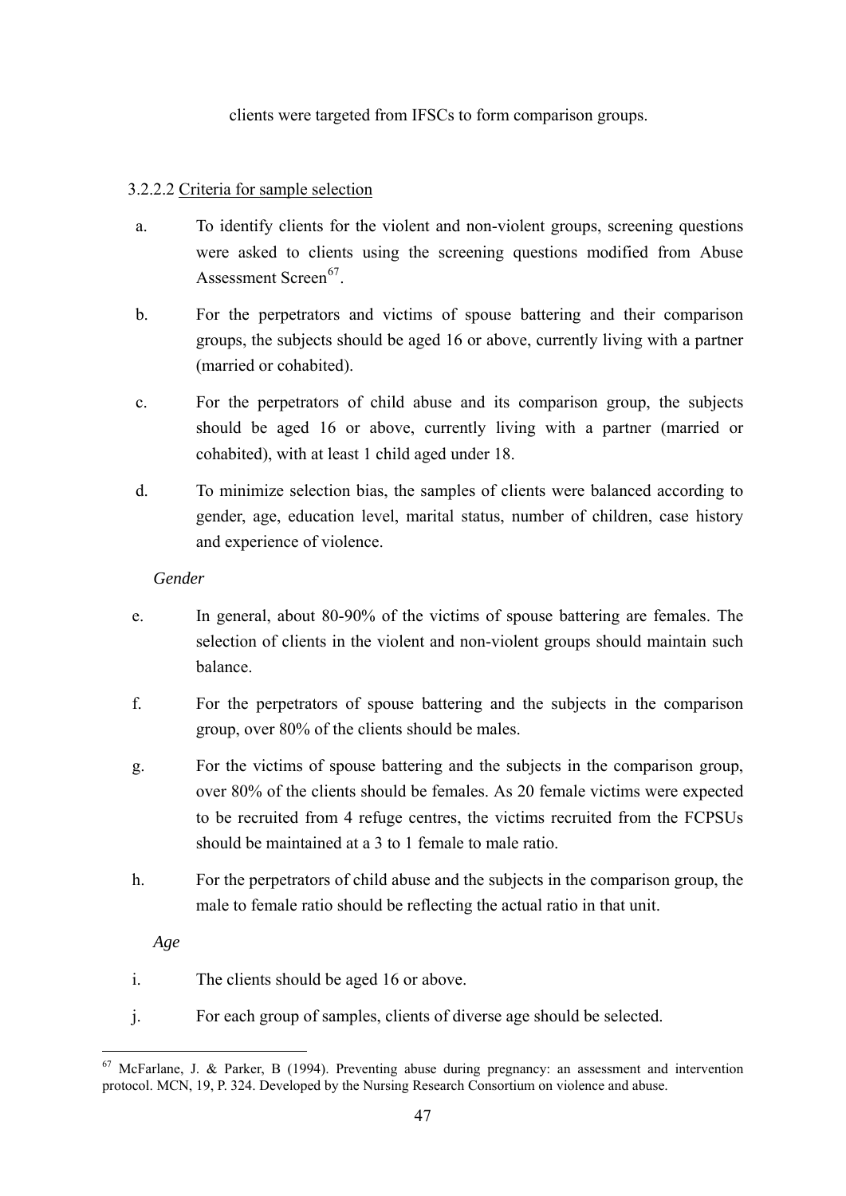clients were targeted from IFSCs to form comparison groups.

3.2.2.2 Criteria for sample selection

a. To identify clients for the violent and non-violent groups, screening questions were asked to clients using the screening questions modified from Abuse Assessment Screen[67].

b. For the perpetrators and victims of spouse battering and their comparison groups, the subjects should be aged 16 or above, currently living with a partner (married or cohabited).

c. For the perpetrators of child abuse and its comparison group, the subjects should be aged 16 or above, currently living with a partner (married or cohabited), with at least 1 child aged under 18.

d. To minimize selection bias, the samples of clients were balanced according to gender, age, education level, marital status, number of children, case history and experience of violence.

*Gender*

e. In general, about 80-90% of the victims of spouse battering are females. The selection of clients in the violent and non-violent groups should maintain such balance.

f. For the perpetrators of spouse battering and the subjects in the comparison group, over 80% of the clients should be males.

g. For the victims of spouse battering and the subjects in the comparison group, over 80% of the clients should be females. As 20 female victims were expected to be recruited from 4 refuge centres, the victims recruited from the FCPSUs should be maintained at a 3 to 1 female to male ratio.

h. For the perpetrators of child abuse and the subjects in the comparison group, the male to female ratio should be reflecting the actual ratio in that unit.

*Age*

i. The clients should be aged 16 or above.

j. For each group of samples, clients of diverse age should be selected.

---

[67] McFarlane, J. & Parker, B (1994). Preventing abuse during pregnancy: an assessment and intervention protocol. MCN, 19, P. 324. Developed by the Nursing Research Consortium on violence and abuse.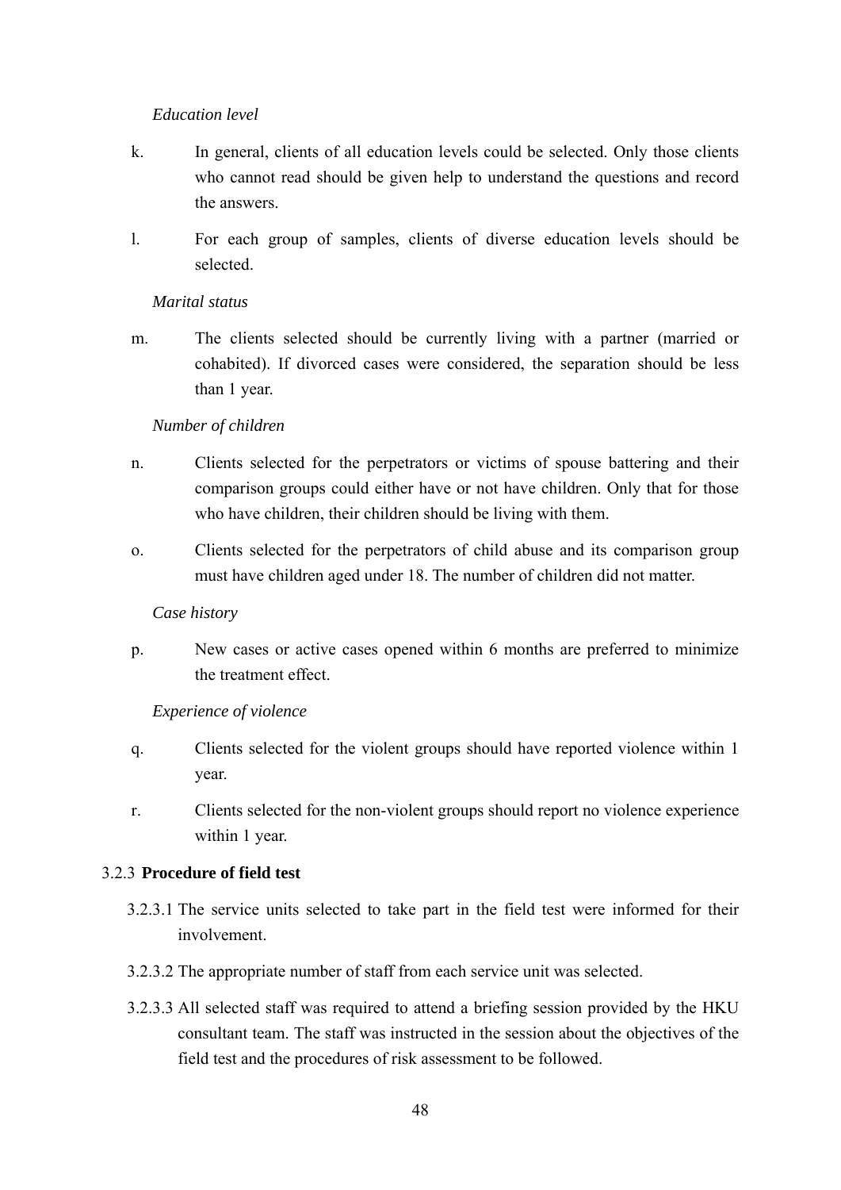*Education level*

k. In general, clients of all education levels could be selected. Only those clients who cannot read should be given help to understand the questions and record the answers.

l. For each group of samples, clients of diverse education levels should be selected.

*Marital status*

m. The clients selected should be currently living with a partner (married or cohabited). If divorced cases were considered, the separation should be less than 1 year.

*Number of children*

n. Clients selected for the perpetrators or victims of spouse battering and their comparison groups could either have or not have children. Only that for those who have children, their children should be living with them.

o. Clients selected for the perpetrators of child abuse and its comparison group must have children aged under 18. The number of children did not matter.

*Case history*

p. New cases or active cases opened within 6 months are preferred to minimize the treatment effect.

*Experience of violence*

q. Clients selected for the violent groups should have reported violence within 1 year.

r. Clients selected for the non-violent groups should report no violence experience within 1 year.

### 3.2.3 **Procedure of field test**

3.2.3.1 The service units selected to take part in the field test were informed for their involvement.

3.2.3.2 The appropriate number of staff from each service unit was selected.

3.2.3.3 All selected staff was required to attend a briefing session provided by the HKU consultant team. The staff was instructed in the session about the objectives of the field test and the procedures of risk assessment to be followed.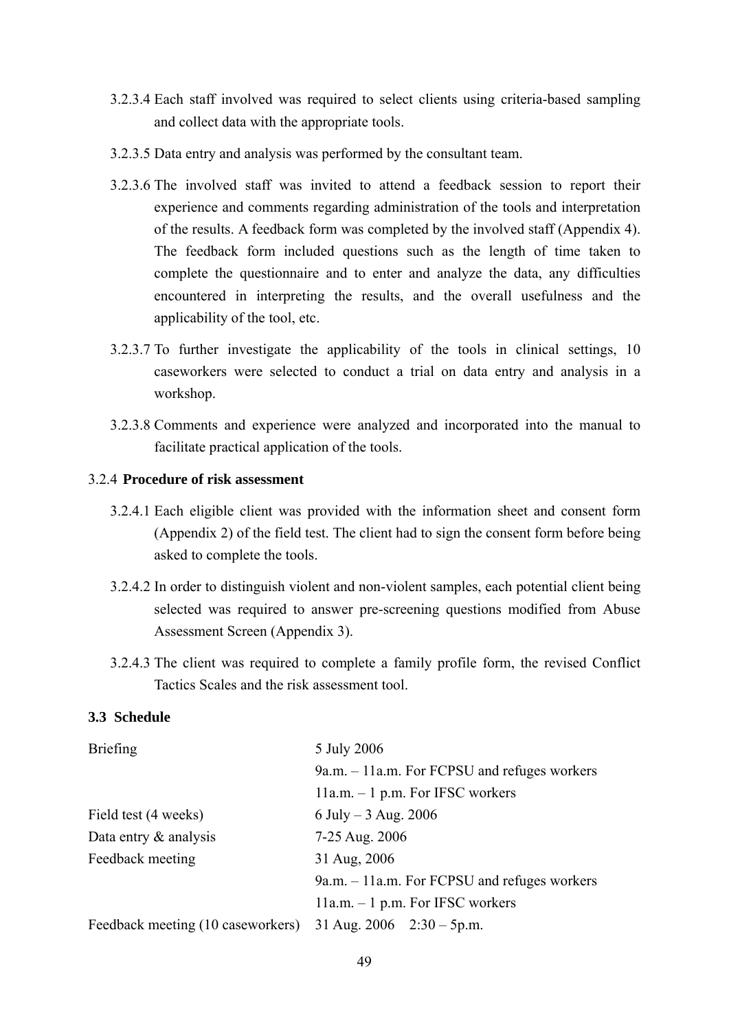3.2.3.4 Each staff involved was required to select clients using criteria-based sampling and collect data with the appropriate tools.

3.2.3.5 Data entry and analysis was performed by the consultant team.

3.2.3.6 The involved staff was invited to attend a feedback session to report their experience and comments regarding administration of the tools and interpretation of the results. A feedback form was completed by the involved staff (Appendix 4). The feedback form included questions such as the length of time taken to complete the questionnaire and to enter and analyze the data, any difficulties encountered in interpreting the results, and the overall usefulness and the applicability of the tool, etc.

3.2.3.7 To further investigate the applicability of the tools in clinical settings, 10 caseworkers were selected to conduct a trial on data entry and analysis in a workshop.

3.2.3.8 Comments and experience were analyzed and incorporated into the manual to facilitate practical application of the tools.

3.2.4 **Procedure of risk assessment**

3.2.4.1 Each eligible client was provided with the information sheet and consent form (Appendix 2) of the field test. The client had to sign the consent form before being asked to complete the tools.

3.2.4.2 In order to distinguish violent and non-violent samples, each potential client being selected was required to answer pre-screening questions modified from Abuse Assessment Screen (Appendix 3).

3.2.4.3 The client was required to complete a family profile form, the revised Conflict Tactics Scales and the risk assessment tool.

### 3.3 Schedule

| | |
|---|---|
| Briefing | 5 July 2006 |
| | 9a.m. – 11a.m. For FCPSU and refuges workers |
| | 11a.m. – 1 p.m. For IFSC workers |
| Field test (4 weeks) | 6 July – 3 Aug. 2006 |
| Data entry & analysis | 7-25 Aug. 2006 |
| Feedback meeting | 31 Aug, 2006 |
| | 9a.m. – 11a.m. For FCPSU and refuges workers |
| | 11a.m. – 1 p.m. For IFSC workers |
| Feedback meeting (10 caseworkers) | 31 Aug. 2006 2:30 – 5p.m. |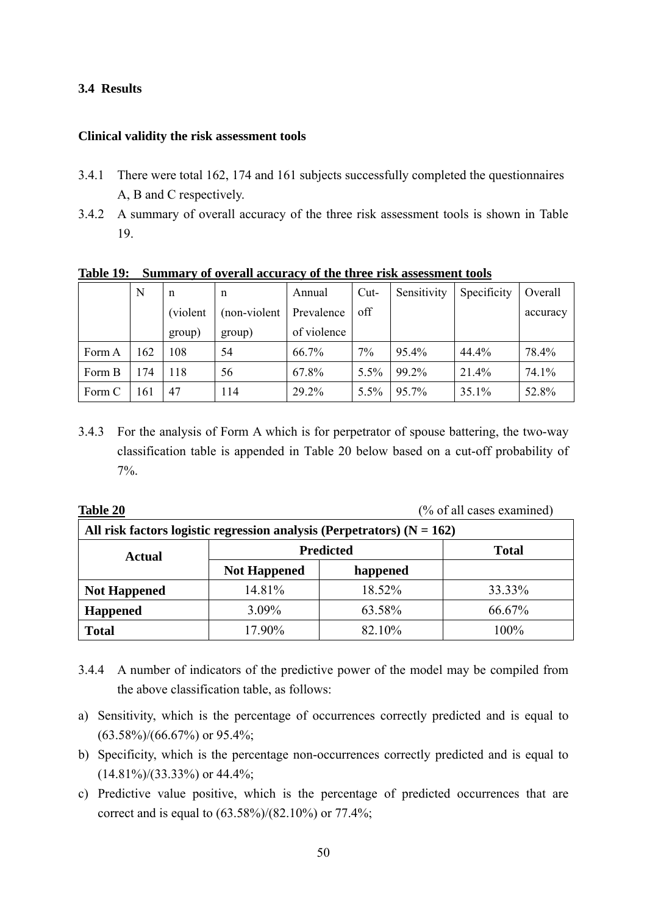### 3.4 Results

**Clinical validity the risk assessment tools**

3.4.1 There were total 162, 174 and 161 subjects successfully completed the questionnaires A, B and C respectively.

3.4.2 A summary of overall accuracy of the three risk assessment tools is shown in Table 19.

**Table 19: Summary of overall accuracy of the three risk assessment tools**

| | N | n (violent group) | n (non-violent group) | Annual Prevalence of violence | Cut-off | Sensitivity | Specificity | Overall accuracy |
|---|---|---|---|---|---|---|---|---|
| Form A | 162 | 108 | 54 | 66.7% | 7% | 95.4% | 44.4% | 78.4% |
| Form B | 174 | 118 | 56 | 67.8% | 5.5% | 99.2% | 21.4% | 74.1% |
| Form C | 161 | 47 | 114 | 29.2% | 5.5% | 95.7% | 35.1% | 52.8% |

3.4.3 For the analysis of Form A which is for perpetrator of spouse battering, the two-way classification table is appended in Table 20 below based on a cut-off probability of 7%.

**Table 20** (% of all cases examined)

| **All risk factors logistic regression analysis (Perpetrators) (N = 162)** | | | |
|---|---|---|---|
| **Actual** | **Predicted** | | **Total** |
| | **Not Happened** | **happened** | |
| **Not Happened** | 14.81% | 18.52% | 33.33% |
| **Happened** | 3.09% | 63.58% | 66.67% |
| **Total** | 17.90% | 82.10% | 100% |

3.4.4 A number of indicators of the predictive power of the model may be compiled from the above classification table, as follows:

a) Sensitivity, which is the percentage of occurrences correctly predicted and is equal to (63.58%)/(66.67%) or 95.4%;

b) Specificity, which is the percentage non-occurrences correctly predicted and is equal to (14.81%)/(33.33%) or 44.4%;

c) Predictive value positive, which is the percentage of predicted occurrences that are correct and is equal to (63.58%)/(82.10%) or 77.4%;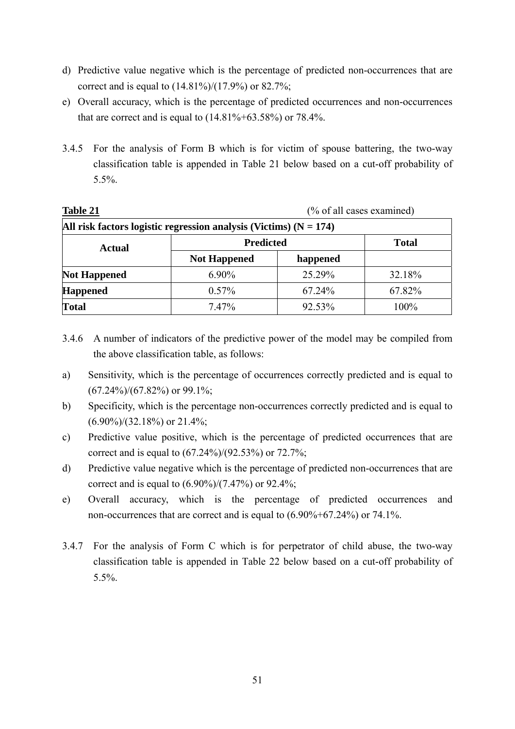d) Predictive value negative which is the percentage of predicted non-occurrences that are correct and is equal to (14.81%)/(17.9%) or 82.7%;

e) Overall accuracy, which is the percentage of predicted occurrences and non-occurrences that are correct and is equal to (14.81%+63.58%) or 78.4%.

3.4.5 For the analysis of Form B which is for victim of spouse battering, the two-way classification table is appended in Table 21 below based on a cut-off probability of 5.5%.

**Table 21** (% of all cases examined)

| All risk factors logistic regression analysis (Victims) (N = 174) | | | |
|---|---|---|---|
| **Actual** | **Predicted** | | **Total** |
| | **Not Happened** | **happened** | |
| **Not Happened** | 6.90% | 25.29% | 32.18% |
| **Happened** | 0.57% | 67.24% | 67.82% |
| **Total** | 7.47% | 92.53% | 100% |

3.4.6 A number of indicators of the predictive power of the model may be compiled from the above classification table, as follows:

a) Sensitivity, which is the percentage of occurrences correctly predicted and is equal to (67.24%)/(67.82%) or 99.1%;

b) Specificity, which is the percentage non-occurrences correctly predicted and is equal to (6.90%)/(32.18%) or 21.4%;

c) Predictive value positive, which is the percentage of predicted occurrences that are correct and is equal to (67.24%)/(92.53%) or 72.7%;

d) Predictive value negative which is the percentage of predicted non-occurrences that are correct and is equal to (6.90%)/(7.47%) or 92.4%;

e) Overall accuracy, which is the percentage of predicted occurrences and non-occurrences that are correct and is equal to (6.90%+67.24%) or 74.1%.

3.4.7 For the analysis of Form C which is for perpetrator of child abuse, the two-way classification table is appended in Table 22 below based on a cut-off probability of 5.5%.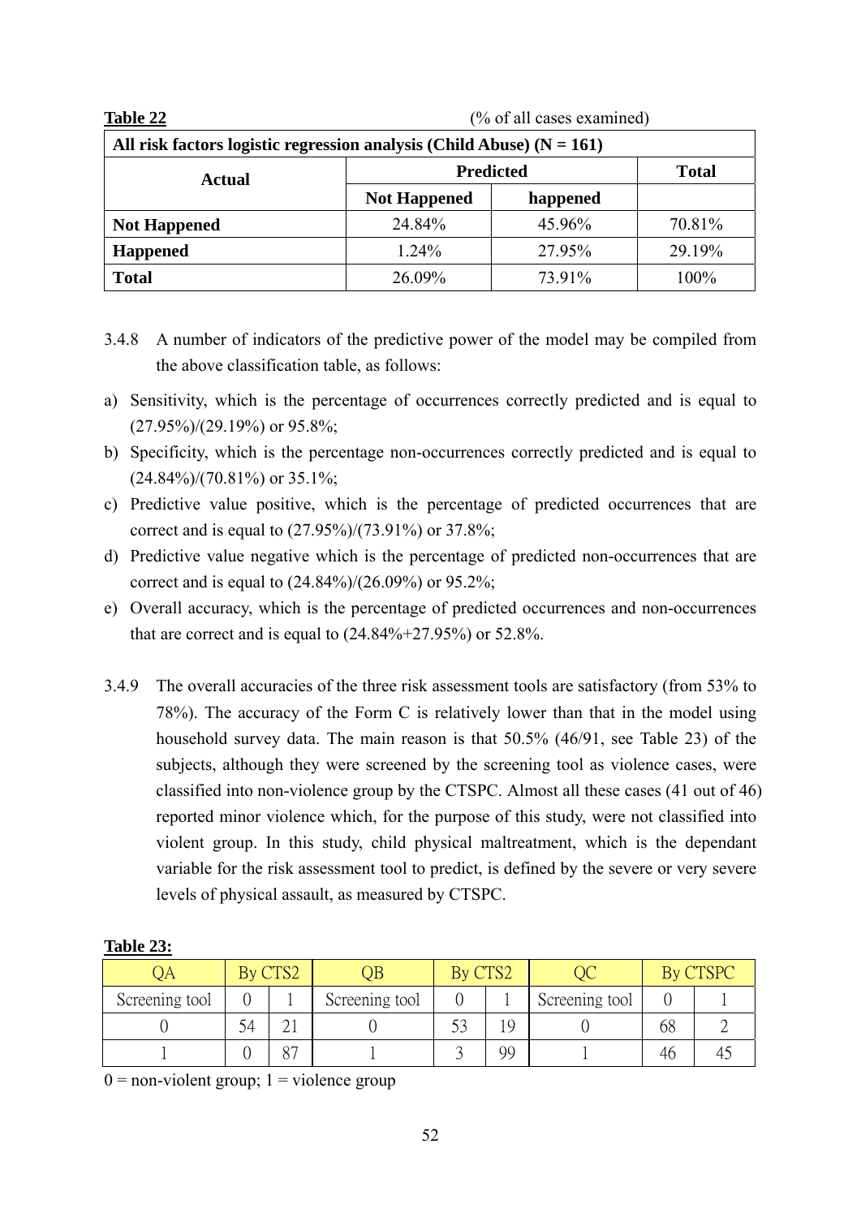**Table 22** (% of all cases examined)

| All risk factors logistic regression analysis (Child Abuse) (N = 161) | | | |
|---|---|---|---|
| **Actual** | **Predicted** | | **Total** |
| | **Not Happened** | **happened** | |
| **Not Happened** | 24.84% | 45.96% | 70.81% |
| **Happened** | 1.24% | 27.95% | 29.19% |
| **Total** | 26.09% | 73.91% | 100% |

3.4.8 A number of indicators of the predictive power of the model may be compiled from the above classification table, as follows:

a) Sensitivity, which is the percentage of occurrences correctly predicted and is equal to (27.95%)/(29.19%) or 95.8%;
b) Specificity, which is the percentage non-occurrences correctly predicted and is equal to (24.84%)/(70.81%) or 35.1%;
c) Predictive value positive, which is the percentage of predicted occurrences that are correct and is equal to (27.95%)/(73.91%) or 37.8%;
d) Predictive value negative which is the percentage of predicted non-occurrences that are correct and is equal to (24.84%)/(26.09%) or 95.2%;
e) Overall accuracy, which is the percentage of predicted occurrences and non-occurrences that are correct and is equal to (24.84%+27.95%) or 52.8%.

3.4.9 The overall accuracies of the three risk assessment tools are satisfactory (from 53% to 78%). The accuracy of the Form C is relatively lower than that in the model using household survey data. The main reason is that 50.5% (46/91, see Table 23) of the subjects, although they were screened by the screening tool as violence cases, were classified into non-violence group by the CTSPC. Almost all these cases (41 out of 46) reported minor violence which, for the purpose of this study, were not classified into violent group. In this study, child physical maltreatment, which is the dependant variable for the risk assessment tool to predict, is defined by the severe or very severe levels of physical assault, as measured by CTSPC.

**Table 23:**

| QA | By CTS2 | | QB | By CTS2 | | QC | By CTSPC | |
|---|---|---|---|---|---|---|---|---|
| Screening tool | 0 | 1 | Screening tool | 0 | 1 | Screening tool | 0 | 1 |
| 0 | 54 | 21 | 0 | 53 | 19 | 0 | 68 | 2 |
| 1 | 0 | 87 | 1 | 3 | 99 | 1 | 46 | 45 |

0 = non-violent group; 1 = violence group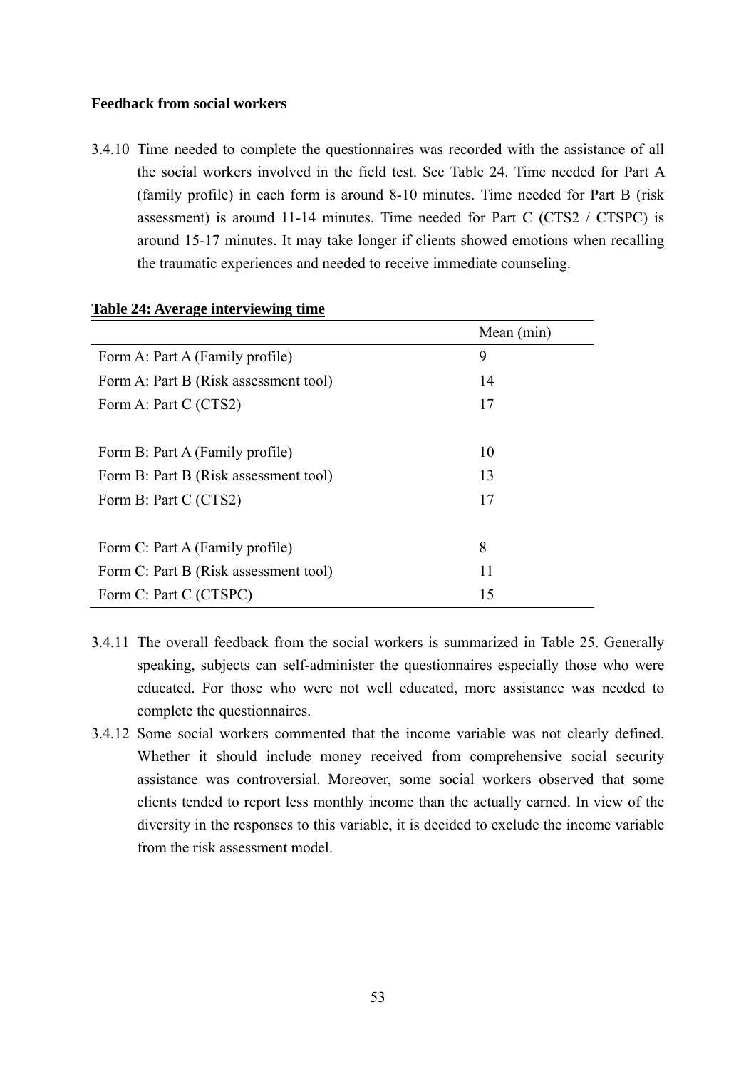**Feedback from social workers**

3.4.10 Time needed to complete the questionnaires was recorded with the assistance of all the social workers involved in the field test. See Table 24. Time needed for Part A (family profile) in each form is around 8-10 minutes. Time needed for Part B (risk assessment) is around 11-14 minutes. Time needed for Part C (CTS2 / CTSPC) is around 15-17 minutes. It may take longer if clients showed emotions when recalling the traumatic experiences and needed to receive immediate counseling.

**Table 24: Average interviewing time**

| | Mean (min) |
|---|---|
| Form A: Part A (Family profile) | 9 |
| Form A: Part B (Risk assessment tool) | 14 |
| Form A: Part C (CTS2) | 17 |
| | |
| Form B: Part A (Family profile) | 10 |
| Form B: Part B (Risk assessment tool) | 13 |
| Form B: Part C (CTS2) | 17 |
| | |
| Form C: Part A (Family profile) | 8 |
| Form C: Part B (Risk assessment tool) | 11 |
| Form C: Part C (CTSPC) | 15 |

3.4.11 The overall feedback from the social workers is summarized in Table 25. Generally speaking, subjects can self-administer the questionnaires especially those who were educated. For those who were not well educated, more assistance was needed to complete the questionnaires.

3.4.12 Some social workers commented that the income variable was not clearly defined. Whether it should include money received from comprehensive social security assistance was controversial. Moreover, some social workers observed that some clients tended to report less monthly income than the actually earned. In view of the diversity in the responses to this variable, it is decided to exclude the income variable from the risk assessment model.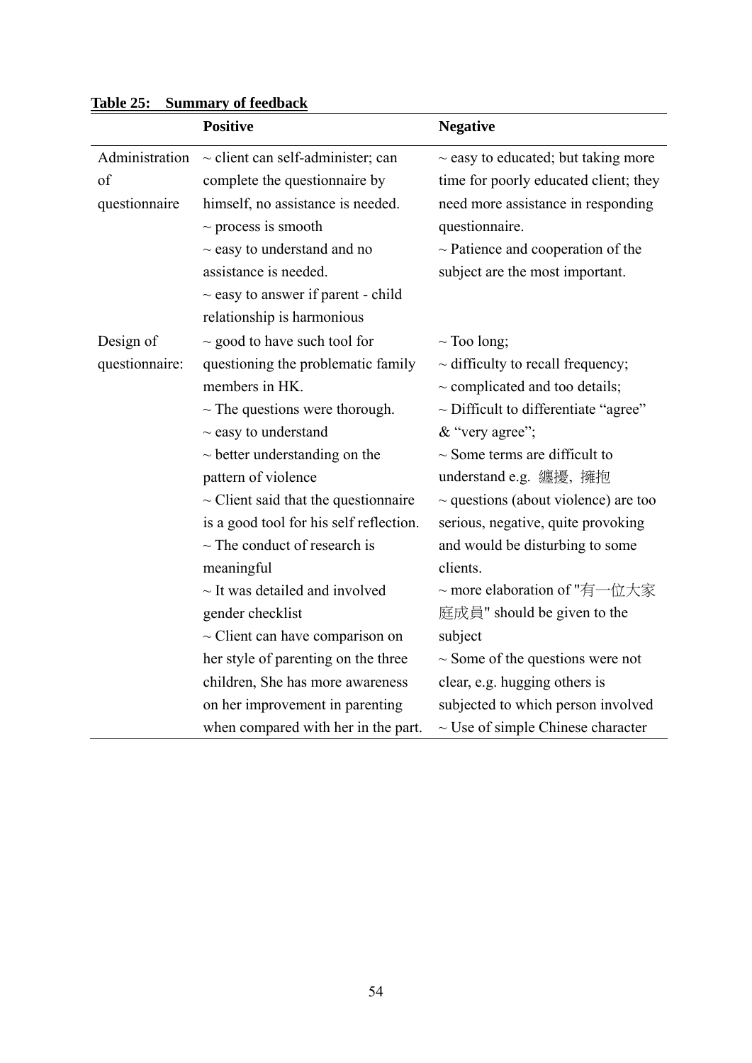**Table 25: Summary of feedback**

| | Positive | Negative |
|---|---|---|
| Administration of questionnaire | ~ client can self-administer; can complete the questionnaire by himself, no assistance is needed.<br>~ process is smooth<br>~ easy to understand and no assistance is needed.<br>~ easy to answer if parent - child relationship is harmonious | ~ easy to educated; but taking more time for poorly educated client; they need more assistance in responding questionnaire.<br>~ Patience and cooperation of the subject are the most important. |
| Design of questionnaire: | ~ good to have such tool for questioning the problematic family members in HK.<br>~ The questions were thorough.<br>~ easy to understand<br>~ better understanding on the pattern of violence<br>~ Client said that the questionnaire is a good tool for his self reflection.<br>~ The conduct of research is meaningful<br>~ It was detailed and involved gender checklist<br>~ Client can have comparison on her style of parenting on the three children, She has more awareness on her improvement in parenting when compared with her in the part. | ~ Too long;<br>~ difficulty to recall frequency;<br>~ complicated and too details;<br>~ Difficult to differentiate "agree" & "very agree";<br>~ Some terms are difficult to understand e.g. 纏擾, 擁抱<br>~ questions (about violence) are too serious, negative, quite provoking and would be disturbing to some clients.<br>~ more elaboration of "有一位大家庭成員" should be given to the subject<br>~ Some of the questions were not clear, e.g. hugging others is subjected to which person involved<br>~ Use of simple Chinese character |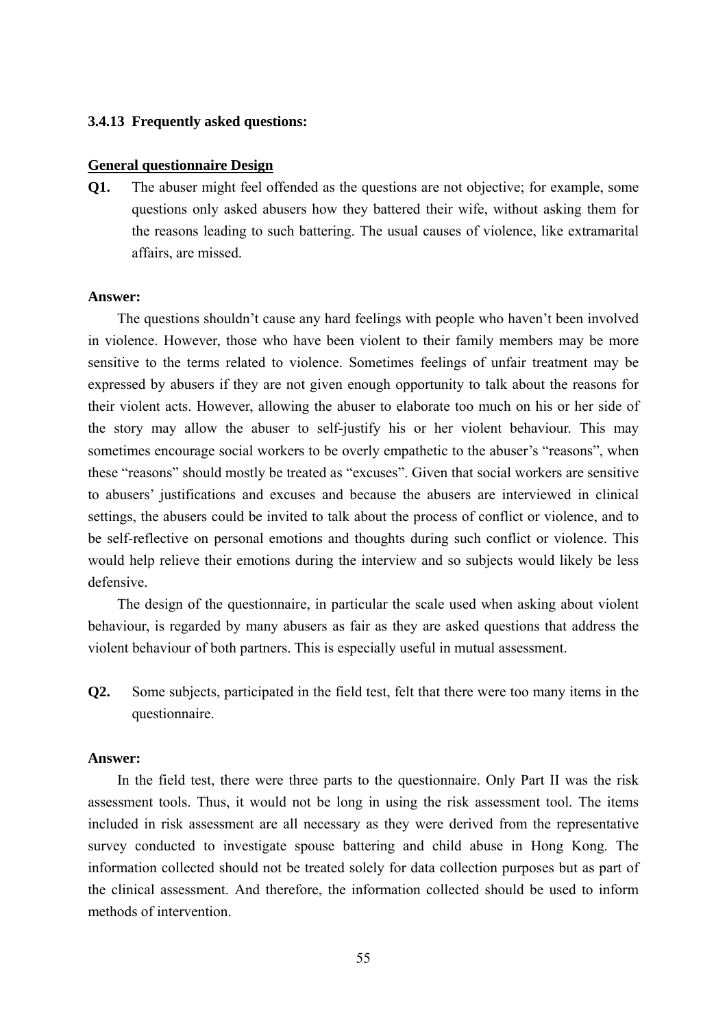### 3.4.13 Frequently asked questions:

**General questionnaire Design**

**Q1.** The abuser might feel offended as the questions are not objective; for example, some questions only asked abusers how they battered their wife, without asking them for the reasons leading to such battering. The usual causes of violence, like extramarital affairs, are missed.

**Answer:**

The questions shouldn't cause any hard feelings with people who haven't been involved in violence. However, those who have been violent to their family members may be more sensitive to the terms related to violence. Sometimes feelings of unfair treatment may be expressed by abusers if they are not given enough opportunity to talk about the reasons for their violent acts. However, allowing the abuser to elaborate too much on his or her side of the story may allow the abuser to self-justify his or her violent behaviour. This may sometimes encourage social workers to be overly empathetic to the abuser's "reasons", when these "reasons" should mostly be treated as "excuses". Given that social workers are sensitive to abusers' justifications and excuses and because the abusers are interviewed in clinical settings, the abusers could be invited to talk about the process of conflict or violence, and to be self-reflective on personal emotions and thoughts during such conflict or violence. This would help relieve their emotions during the interview and so subjects would likely be less defensive.

The design of the questionnaire, in particular the scale used when asking about violent behaviour, is regarded by many abusers as fair as they are asked questions that address the violent behaviour of both partners. This is especially useful in mutual assessment.

**Q2.** Some subjects, participated in the field test, felt that there were too many items in the questionnaire.

**Answer:**

In the field test, there were three parts to the questionnaire. Only Part II was the risk assessment tools. Thus, it would not be long in using the risk assessment tool. The items included in risk assessment are all necessary as they were derived from the representative survey conducted to investigate spouse battering and child abuse in Hong Kong. The information collected should not be treated solely for data collection purposes but as part of the clinical assessment. And therefore, the information collected should be used to inform methods of intervention.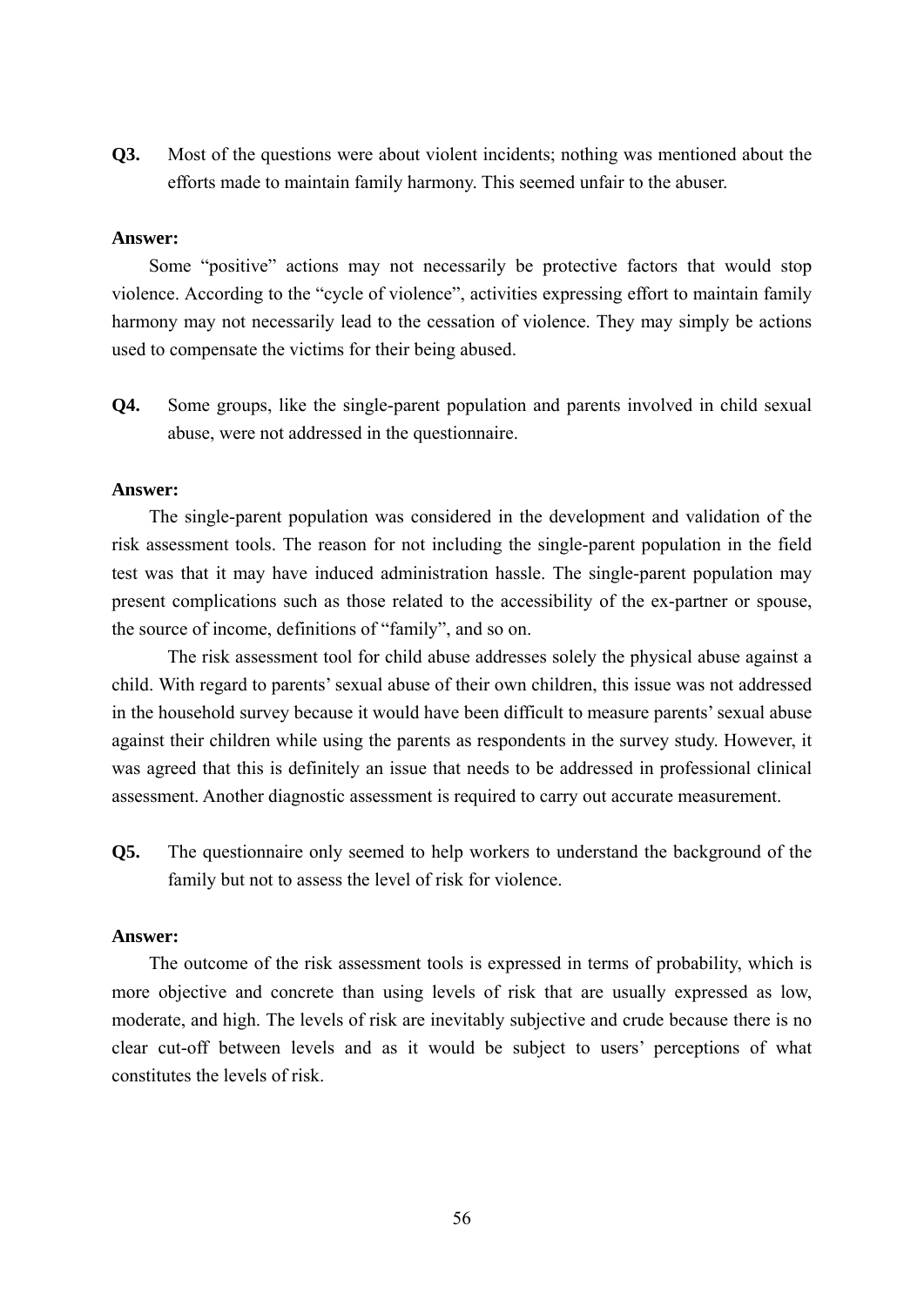**Q3.** Most of the questions were about violent incidents; nothing was mentioned about the efforts made to maintain family harmony. This seemed unfair to the abuser.

**Answer:**

Some "positive" actions may not necessarily be protective factors that would stop violence. According to the "cycle of violence", activities expressing effort to maintain family harmony may not necessarily lead to the cessation of violence. They may simply be actions used to compensate the victims for their being abused.

**Q4.** Some groups, like the single-parent population and parents involved in child sexual abuse, were not addressed in the questionnaire.

**Answer:**

The single-parent population was considered in the development and validation of the risk assessment tools. The reason for not including the single-parent population in the field test was that it may have induced administration hassle. The single-parent population may present complications such as those related to the accessibility of the ex-partner or spouse, the source of income, definitions of "family", and so on.

The risk assessment tool for child abuse addresses solely the physical abuse against a child. With regard to parents' sexual abuse of their own children, this issue was not addressed in the household survey because it would have been difficult to measure parents' sexual abuse against their children while using the parents as respondents in the survey study. However, it was agreed that this is definitely an issue that needs to be addressed in professional clinical assessment. Another diagnostic assessment is required to carry out accurate measurement.

**Q5.** The questionnaire only seemed to help workers to understand the background of the family but not to assess the level of risk for violence.

**Answer:**

The outcome of the risk assessment tools is expressed in terms of probability, which is more objective and concrete than using levels of risk that are usually expressed as low, moderate, and high. The levels of risk are inevitably subjective and crude because there is no clear cut-off between levels and as it would be subject to users' perceptions of what constitutes the levels of risk.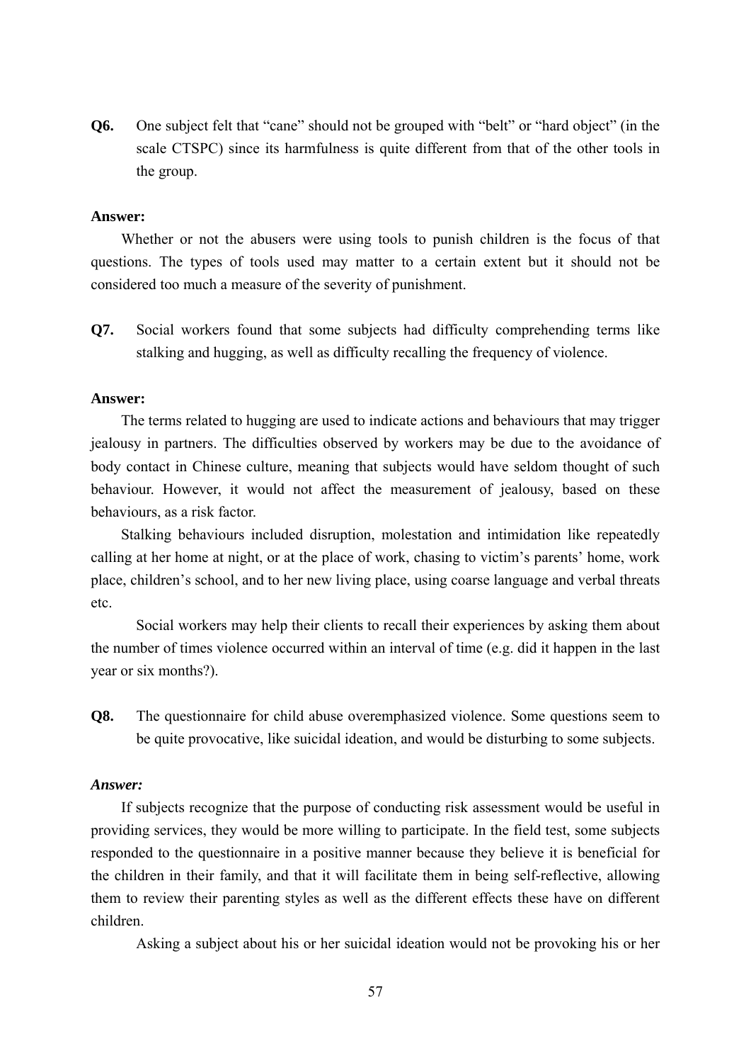**Q6.** One subject felt that "cane" should not be grouped with "belt" or "hard object" (in the scale CTSPC) since its harmfulness is quite different from that of the other tools in the group.

**Answer:**

Whether or not the abusers were using tools to punish children is the focus of that questions. The types of tools used may matter to a certain extent but it should not be considered too much a measure of the severity of punishment.

**Q7.** Social workers found that some subjects had difficulty comprehending terms like stalking and hugging, as well as difficulty recalling the frequency of violence.

**Answer:**

The terms related to hugging are used to indicate actions and behaviours that may trigger jealousy in partners. The difficulties observed by workers may be due to the avoidance of body contact in Chinese culture, meaning that subjects would have seldom thought of such behaviour. However, it would not affect the measurement of jealousy, based on these behaviours, as a risk factor.

Stalking behaviours included disruption, molestation and intimidation like repeatedly calling at her home at night, or at the place of work, chasing to victim's parents' home, work place, children's school, and to her new living place, using coarse language and verbal threats etc.

Social workers may help their clients to recall their experiences by asking them about the number of times violence occurred within an interval of time (e.g. did it happen in the last year or six months?).

**Q8.** The questionnaire for child abuse overemphasized violence. Some questions seem to be quite provocative, like suicidal ideation, and would be disturbing to some subjects.

***Answer:***

If subjects recognize that the purpose of conducting risk assessment would be useful in providing services, they would be more willing to participate. In the field test, some subjects responded to the questionnaire in a positive manner because they believe it is beneficial for the children in their family, and that it will facilitate them in being self-reflective, allowing them to review their parenting styles as well as the different effects these have on different children.

Asking a subject about his or her suicidal ideation would not be provoking his or her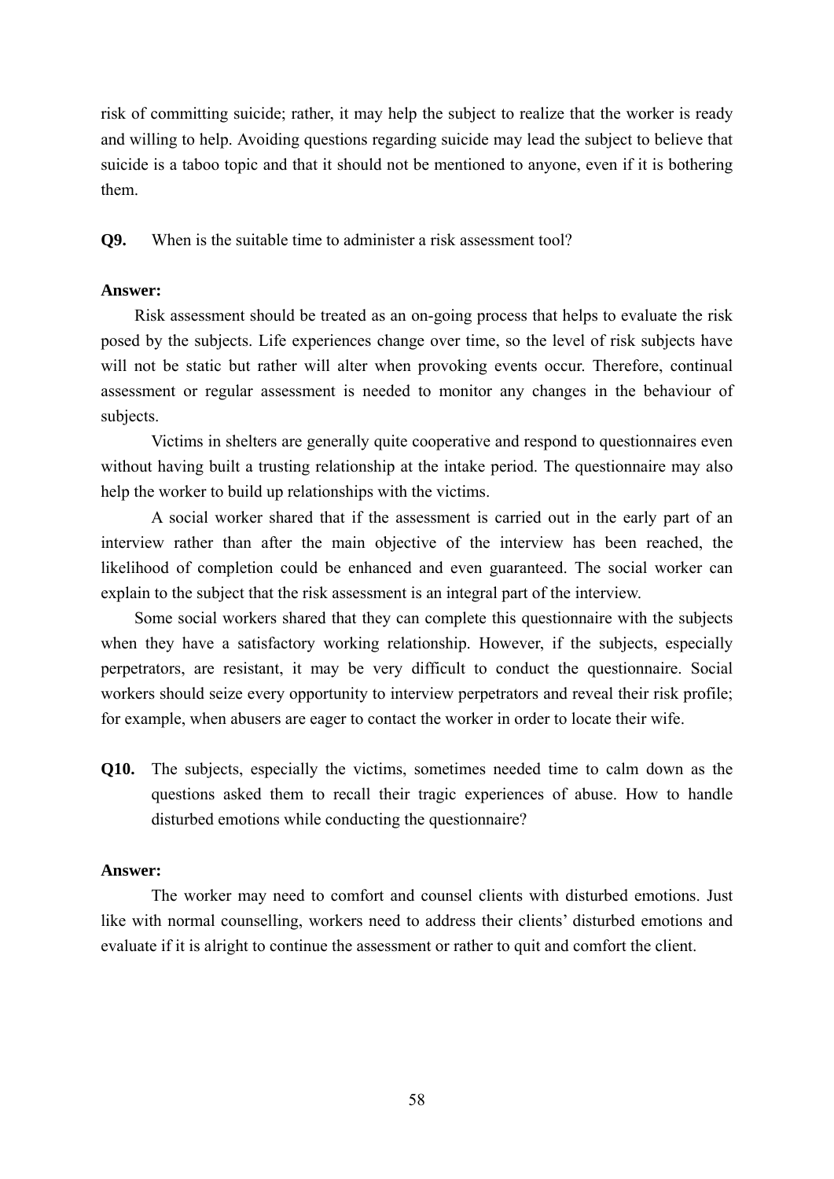risk of committing suicide; rather, it may help the subject to realize that the worker is ready and willing to help. Avoiding questions regarding suicide may lead the subject to believe that suicide is a taboo topic and that it should not be mentioned to anyone, even if it is bothering them.

**Q9.** When is the suitable time to administer a risk assessment tool?

**Answer:**

Risk assessment should be treated as an on-going process that helps to evaluate the risk posed by the subjects. Life experiences change over time, so the level of risk subjects have will not be static but rather will alter when provoking events occur. Therefore, continual assessment or regular assessment is needed to monitor any changes in the behaviour of subjects.

Victims in shelters are generally quite cooperative and respond to questionnaires even without having built a trusting relationship at the intake period. The questionnaire may also help the worker to build up relationships with the victims.

A social worker shared that if the assessment is carried out in the early part of an interview rather than after the main objective of the interview has been reached, the likelihood of completion could be enhanced and even guaranteed. The social worker can explain to the subject that the risk assessment is an integral part of the interview.

Some social workers shared that they can complete this questionnaire with the subjects when they have a satisfactory working relationship. However, if the subjects, especially perpetrators, are resistant, it may be very difficult to conduct the questionnaire. Social workers should seize every opportunity to interview perpetrators and reveal their risk profile; for example, when abusers are eager to contact the worker in order to locate their wife.

**Q10.** The subjects, especially the victims, sometimes needed time to calm down as the questions asked them to recall their tragic experiences of abuse. How to handle disturbed emotions while conducting the questionnaire?

**Answer:**

The worker may need to comfort and counsel clients with disturbed emotions. Just like with normal counselling, workers need to address their clients' disturbed emotions and evaluate if it is alright to continue the assessment or rather to quit and comfort the client.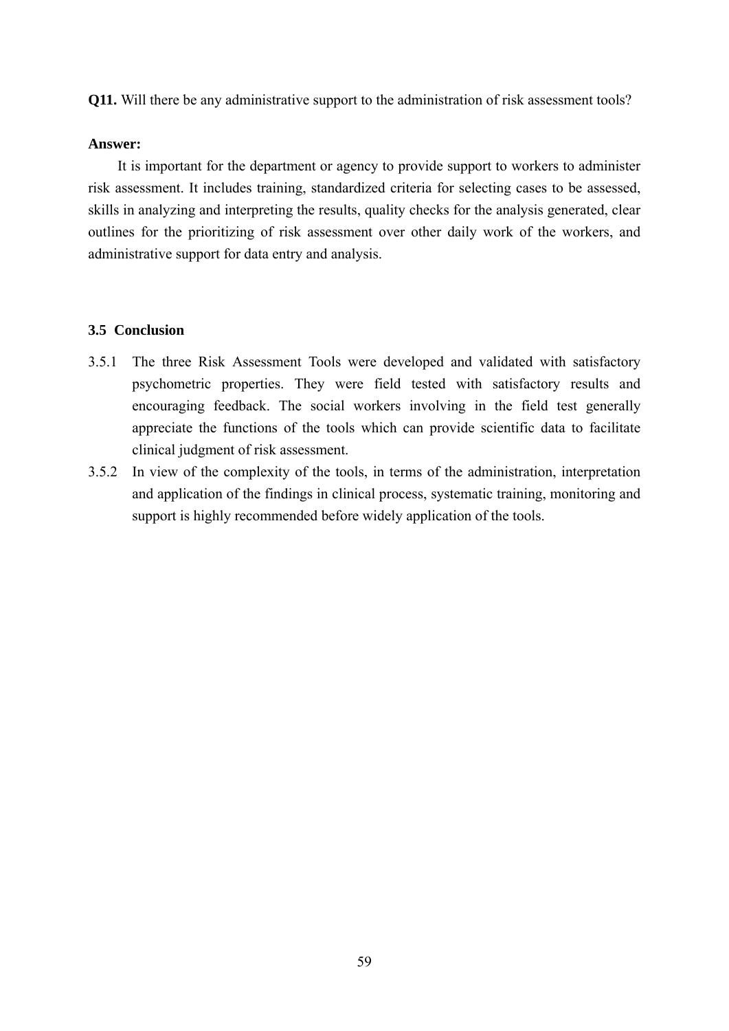**Q11.** Will there be any administrative support to the administration of risk assessment tools?

**Answer:**

It is important for the department or agency to provide support to workers to administer risk assessment. It includes training, standardized criteria for selecting cases to be assessed, skills in analyzing and interpreting the results, quality checks for the analysis generated, clear outlines for the prioritizing of risk assessment over other daily work of the workers, and administrative support for data entry and analysis.

### 3.5 Conclusion

3.5.1 The three Risk Assessment Tools were developed and validated with satisfactory psychometric properties. They were field tested with satisfactory results and encouraging feedback. The social workers involving in the field test generally appreciate the functions of the tools which can provide scientific data to facilitate clinical judgment of risk assessment.

3.5.2 In view of the complexity of the tools, in terms of the administration, interpretation and application of the findings in clinical process, systematic training, monitoring and support is highly recommended before widely application of the tools.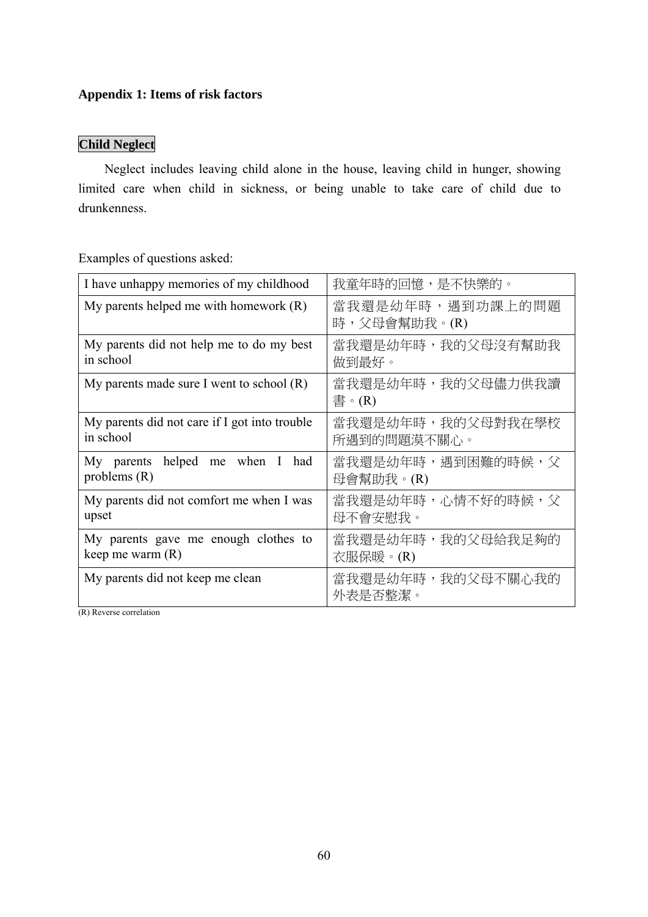**Appendix 1: Items of risk factors**

**Child Neglect**

Neglect includes leaving child alone in the house, leaving child in hunger, showing limited care when child in sickness, or being unable to take care of child due to drunkenness.

Examples of questions asked:

| | |
|---|---|
| I have unhappy memories of my childhood | 我童年時的回憶，是不快樂的。 |
| My parents helped me with homework (R) | 當我還是幼年時，遇到功課上的問題時，父母會幫助我。(R) |
| My parents did not help me to do my best in school | 當我還是幼年時，我的父母沒有幫助我做到最好。 |
| My parents made sure I went to school (R) | 當我還是幼年時，我的父母儘力供我讀書。(R) |
| My parents did not care if I got into trouble in school | 當我還是幼年時，我的父母對我在學校所遇到的問題漠不關心。 |
| My parents helped me when I had problems (R) | 當我還是幼年時，遇到困難的時候，父母會幫助我。(R) |
| My parents did not comfort me when I was upset | 當我還是幼年時，心情不好的時候，父母不會安慰我。 |
| My parents gave me enough clothes to keep me warm (R) | 當我還是幼年時，我的父母給我足夠的衣服保暖。(R) |
| My parents did not keep me clean | 當我還是幼年時，我的父母不關心我的外表是否整潔。 |

(R) Reverse correlation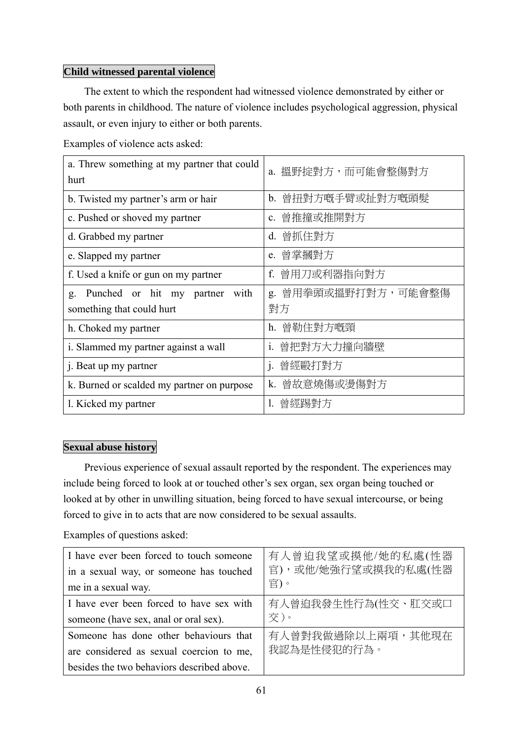**Child witnessed parental violence**

The extent to which the respondent had witnessed violence demonstrated by either or both parents in childhood. The nature of violence includes psychological aggression, physical assault, or even injury to either or both parents.

Examples of violence acts asked:

| a. Threw something at my partner that could hurt | a. 搵野掟對方，而可能會整傷對方 |
|---|---|
| b. Twisted my partner's arm or hair | b. 曾扭對方嘅手臂或扯對方嘅頭髮 |
| c. Pushed or shoved my partner | c. 曾推撞或推開對方 |
| d. Grabbed my partner | d. 曾抓住對方 |
| e. Slapped my partner | e. 曾掌摑對方 |
| f. Used a knife or gun on my partner | f. 曾用刀或利器指向對方 |
| g. Punched or hit my partner with something that could hurt | g. 曾用拳頭或搵野打對方，可能會整傷對方 |
| h. Choked my partner | h. 曾勒住對方嘅頸 |
| i. Slammed my partner against a wall | i. 曾把對方大力撞向牆壁 |
| j. Beat up my partner | j. 曾經毆打對方 |
| k. Burned or scalded my partner on purpose | k. 曾故意燒傷或燙傷對方 |
| l. Kicked my partner | l. 曾經踢對方 |

**Sexual abuse history**

Previous experience of sexual assault reported by the respondent. The experiences may include being forced to look at or touched other's sex organ, sex organ being touched or looked at by other in unwilling situation, being forced to have sexual intercourse, or being forced to give in to acts that are now considered to be sexual assaults.

Examples of questions asked:

| I have ever been forced to touch someone in a sexual way, or someone has touched me in a sexual way. | 有人曾迫我望或摸他/她的私處(性器官)，或他/她強行望或摸我的私處(性器官)。 |
|---|---|
| I have ever been forced to have sex with someone (have sex, anal or oral sex). | 有人曾迫我發生性行為(性交、肛交或口交)。 |
| Someone has done other behaviours that are considered as sexual coercion to me, besides the two behaviors described above. | 有人曾對我做過除以上兩項，其他現在我認為是性侵犯的行為。 |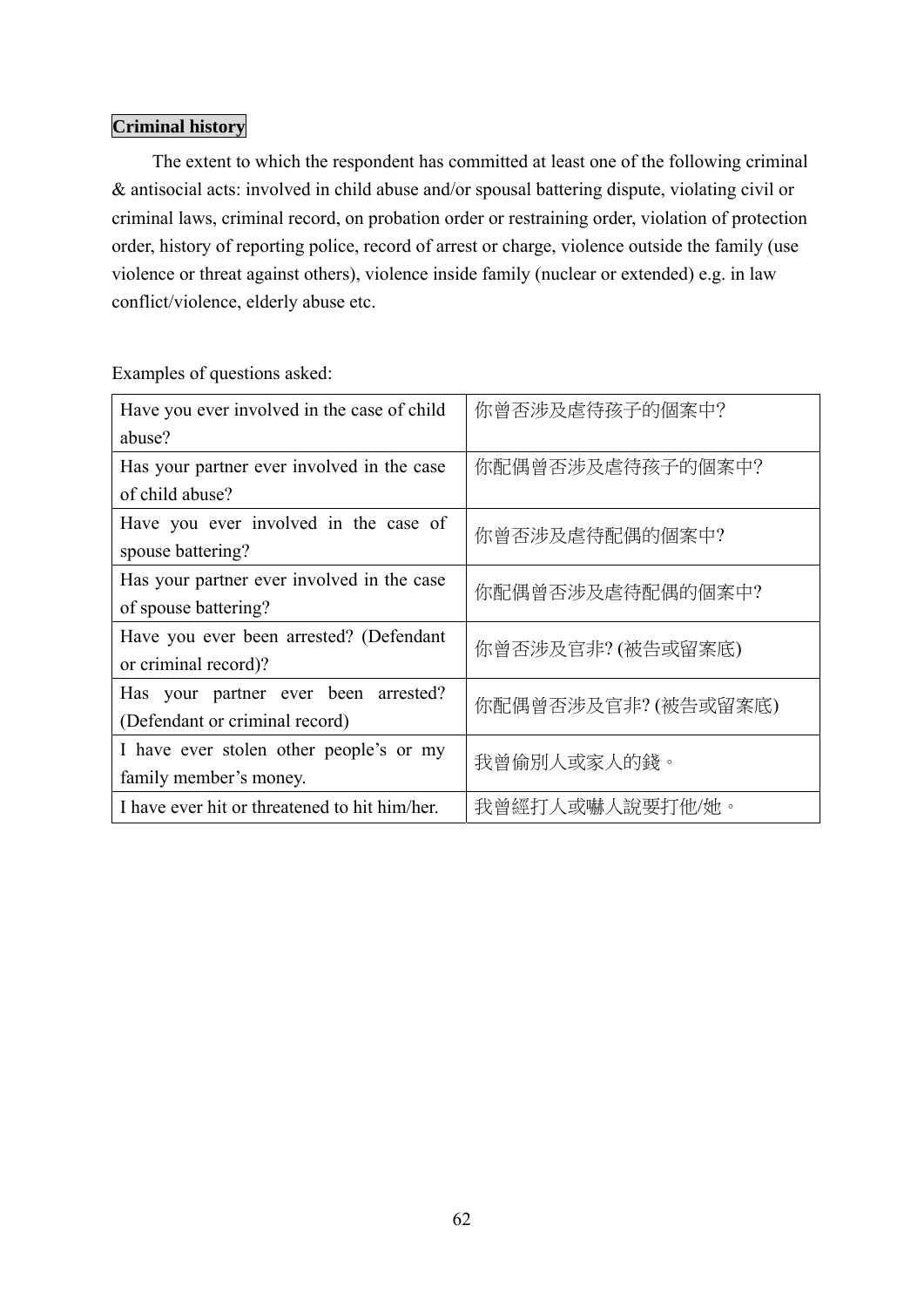**Criminal history**

The extent to which the respondent has committed at least one of the following criminal & antisocial acts: involved in child abuse and/or spousal battering dispute, violating civil or criminal laws, criminal record, on probation order or restraining order, violation of protection order, history of reporting police, record of arrest or charge, violence outside the family (use violence or threat against others), violence inside family (nuclear or extended) e.g. in law conflict/violence, elderly abuse etc.

Examples of questions asked:

| | |
|---|---|
| Have you ever involved in the case of child abuse? | 你曾否涉及虐待孩子的個案中? |
| Has your partner ever involved in the case of child abuse? | 你配偶曾否涉及虐待孩子的個案中? |
| Have you ever involved in the case of spouse battering? | 你曾否涉及虐待配偶的個案中? |
| Has your partner ever involved in the case of spouse battering? | 你配偶曾否涉及虐待配偶的個案中? |
| Have you ever been arrested? (Defendant or criminal record)? | 你曾否涉及官非? (被告或留案底) |
| Has your partner ever been arrested? (Defendant or criminal record) | 你配偶曾否涉及官非? (被告或留案底) |
| I have ever stolen other people's or my family member's money. | 我曾偷別人或家人的錢。 |
| I have ever hit or threatened to hit him/her. | 我曾經打人或嚇人說要打他/她。 |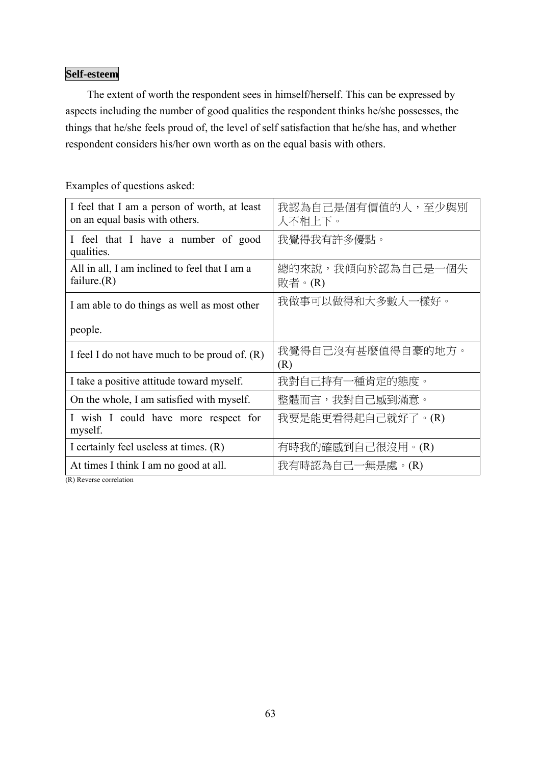**Self-esteem**

The extent of worth the respondent sees in himself/herself. This can be expressed by aspects including the number of good qualities the respondent thinks he/she possesses, the things that he/she feels proud of, the level of self satisfaction that he/she has, and whether respondent considers his/her own worth as on the equal basis with others.

Examples of questions asked:

| | |
|---|---|
| I feel that I am a person of worth, at least on an equal basis with others. | 我認為自己是個有價值的人，至少與別人不相上下。 |
| I feel that I have a number of good qualities. | 我覺得我有許多優點。 |
| All in all, I am inclined to feel that I am a failure.(R) | 總的來說，我傾向於認為自己是一個失敗者。(R) |
| I am able to do things as well as most other people. | 我做事可以做得和大多數人一樣好。 |
| I feel I do not have much to be proud of. (R) | 我覺得自己沒有甚麼值得自豪的地方。(R) |
| I take a positive attitude toward myself. | 我對自己持有一種肯定的態度。 |
| On the whole, I am satisfied with myself. | 整體而言，我對自己感到滿意。 |
| I wish I could have more respect for myself. | 我要是能更看得起自己就好了。(R) |
| I certainly feel useless at times. (R) | 有時我的確感到自己很沒用。(R) |
| At times I think I am no good at all. | 我有時認為自己一無是處。(R) |

(R) Reverse correlation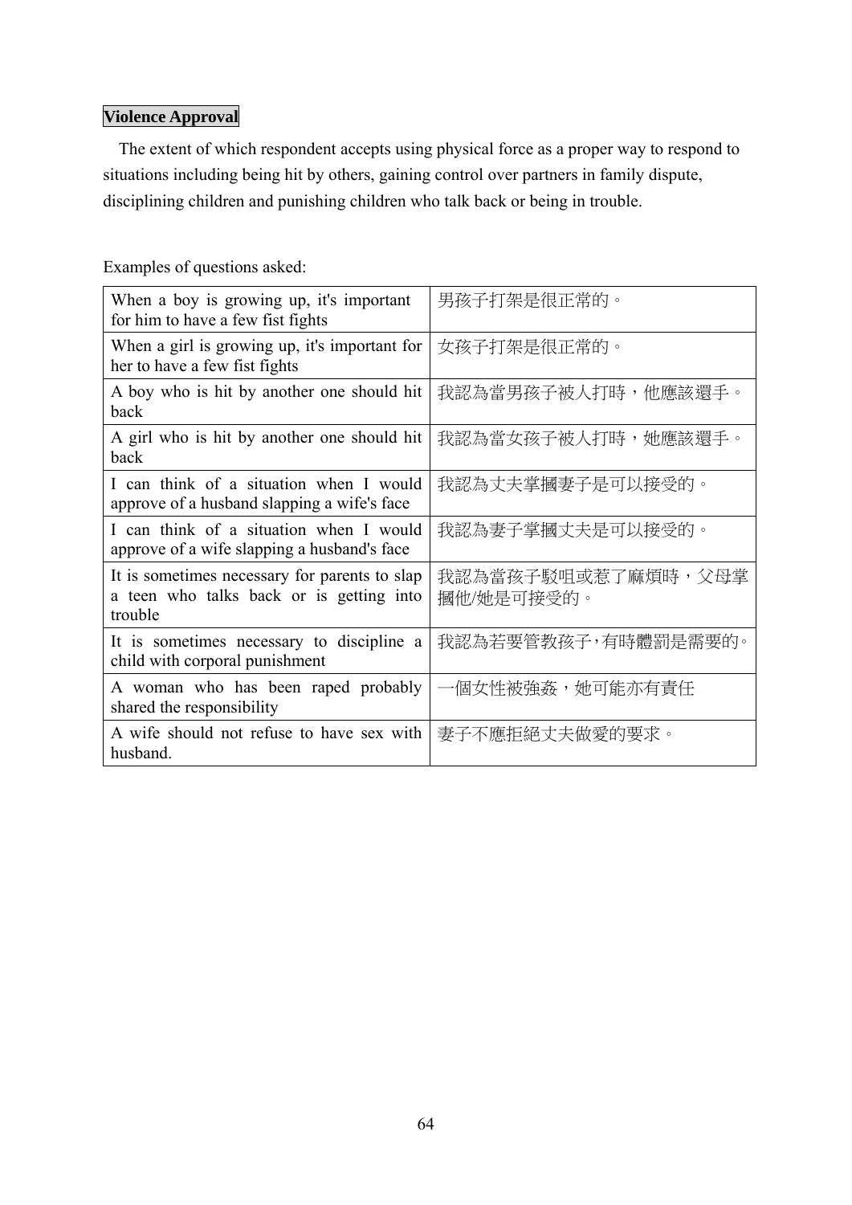**Violence Approval**

The extent of which respondent accepts using physical force as a proper way to respond to situations including being hit by others, gaining control over partners in family dispute, disciplining children and punishing children who talk back or being in trouble.

Examples of questions asked:

| | |
|---|---|
| When a boy is growing up, it's important for him to have a few fist fights | 男孩子打架是很正常的。 |
| When a girl is growing up, it's important for her to have a few fist fights | 女孩子打架是很正常的。 |
| A boy who is hit by another one should hit back | 我認為當男孩子被人打時，他應該還手。 |
| A girl who is hit by another one should hit back | 我認為當女孩子被人打時，她應該還手。 |
| I can think of a situation when I would approve of a husband slapping a wife's face | 我認為丈夫掌摑妻子是可以接受的。 |
| I can think of a situation when I would approve of a wife slapping a husband's face | 我認為妻子掌摑丈夫是可以接受的。 |
| It is sometimes necessary for parents to slap a teen who talks back or is getting into trouble | 我認為當孩子駁咀或惹了麻煩時，父母掌摑他/她是可接受的。 |
| It is sometimes necessary to discipline a child with corporal punishment | 我認為若要管教孩子,有時體罰是需要的。 |
| A woman who has been raped probably shared the responsibility | 一個女性被強姦，她可能亦有責任 |
| A wife should not refuse to have sex with husband. | 妻子不應拒絕丈夫做愛的要求。 |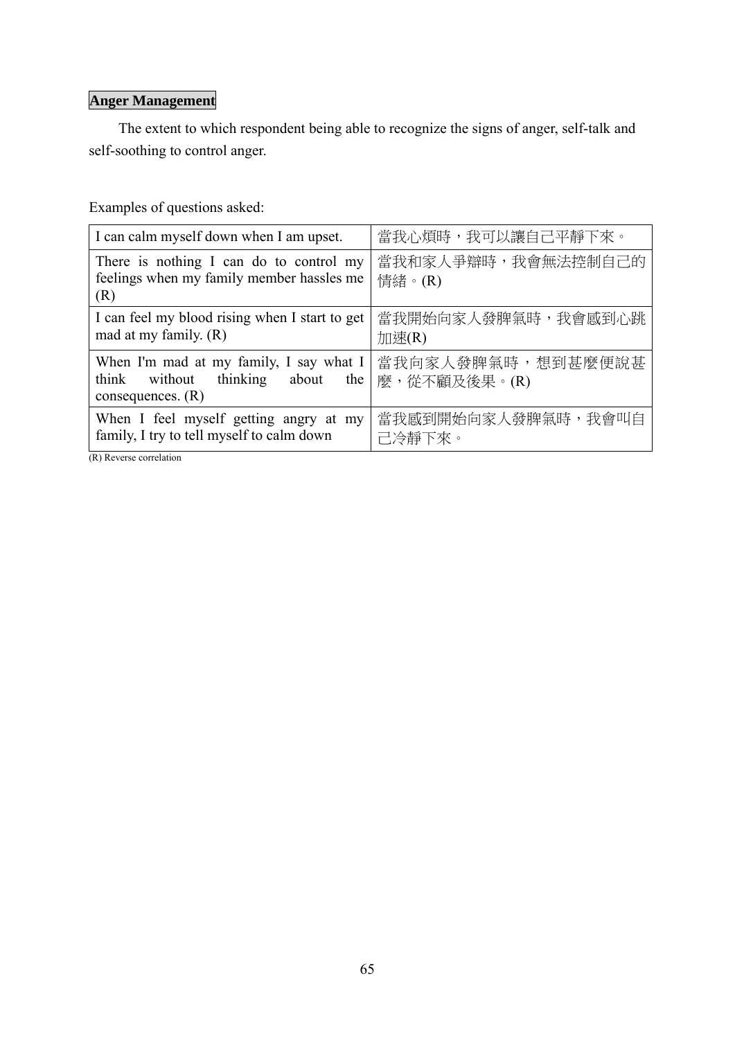**Anger Management**

The extent to which respondent being able to recognize the signs of anger, self-talk and self-soothing to control anger.

Examples of questions asked:

| I can calm myself down when I am upset. | 當我心煩時，我可以讓自己平靜下來。 |
|---|---|
| There is nothing I can do to control my feelings when my family member hassles me (R) | 當我和家人爭辯時，我會無法控制自己的情緒。(R) |
| I can feel my blood rising when I start to get mad at my family. (R) | 當我開始向家人發脾氣時，我會感到心跳加速(R) |
| When I'm mad at my family, I say what I think without thinking about the consequences. (R) | 當我向家人發脾氣時，想到甚麼便說甚麼，從不顧及後果。(R) |
| When I feel myself getting angry at my family, I try to tell myself to calm down | 當我感到開始向家人發脾氣時，我會叫自己冷靜下來。 |

(R) Reverse correlation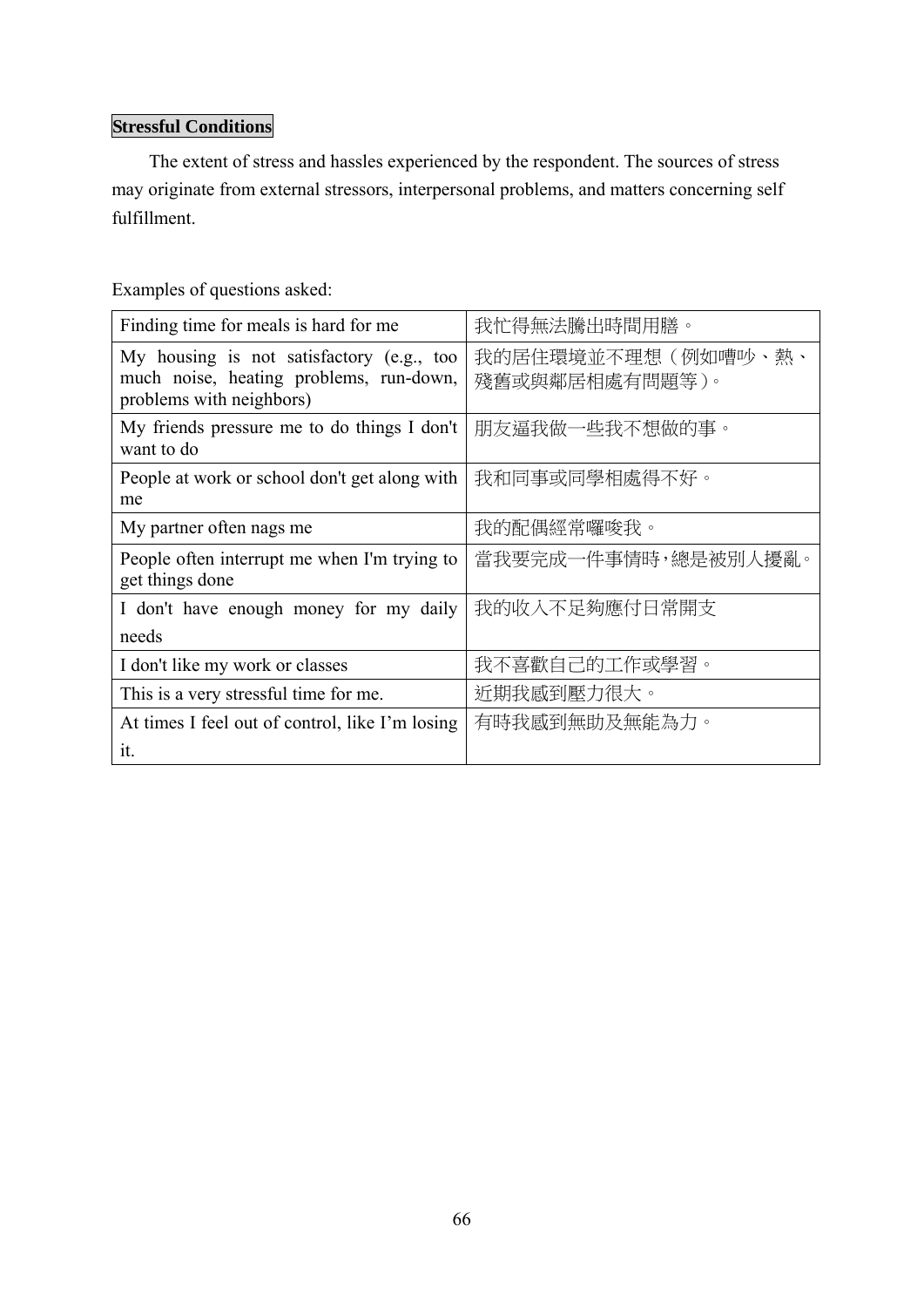**Stressful Conditions**

The extent of stress and hassles experienced by the respondent. The sources of stress may originate from external stressors, interpersonal problems, and matters concerning self fulfillment.

Examples of questions asked:

| | |
|---|---|
| Finding time for meals is hard for me | 我忙得無法騰出時間用膳。 |
| My housing is not satisfactory (e.g., too much noise, heating problems, run-down, problems with neighbors) | 我的居住環境並不理想（例如嘈吵、熱、殘舊或與鄰居相處有問題等）。 |
| My friends pressure me to do things I don't want to do | 朋友逼我做一些我不想做的事。 |
| People at work or school don't get along with me | 我和同事或同學相處得不好。 |
| My partner often nags me | 我的配偶經常囉唆我。 |
| People often interrupt me when I'm trying to get things done | 當我要完成一件事情時，總是被別人擾亂。 |
| I don't have enough money for my daily needs | 我的收入不足夠應付日常開支 |
| I don't like my work or classes | 我不喜歡自己的工作或學習。 |
| This is a very stressful time for me. | 近期我感到壓力很大。 |
| At times I feel out of control, like I'm losing it. | 有時我感到無助及無能為力。 |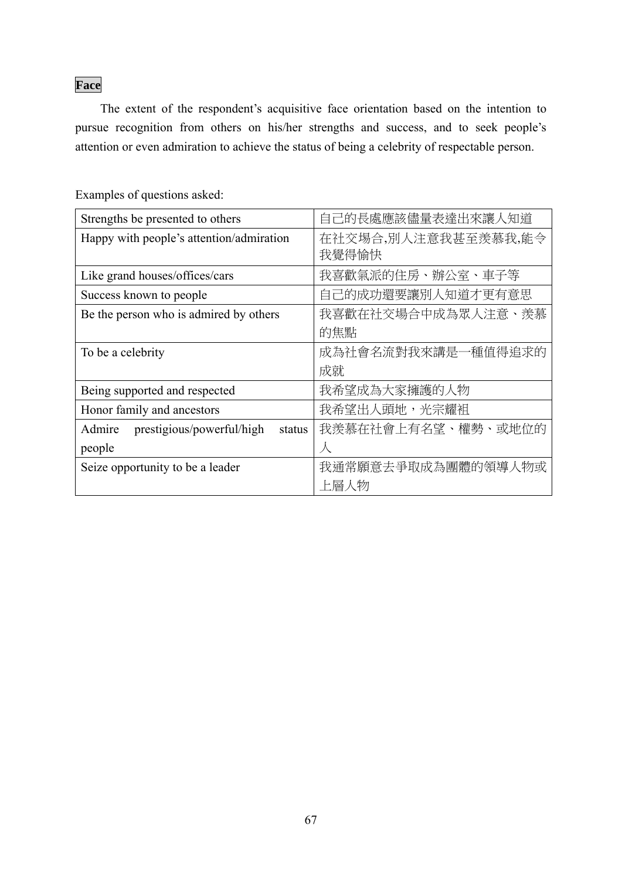**Face**

The extent of the respondent's acquisitive face orientation based on the intention to pursue recognition from others on his/her strengths and success, and to seek people's attention or even admiration to achieve the status of being a celebrity of respectable person.

Examples of questions asked:

| | |
|---|---|
| Strengths be presented to others | 自己的長處應該儘量表達出來讓人知道 |
| Happy with people's attention/admiration | 在社交場合,別人注意我甚至羨慕我,能令我覺得愉快 |
| Like grand houses/offices/cars | 我喜歡氣派的住房、辦公室、車子等 |
| Success known to people | 自己的成功還要讓別人知道才更有意思 |
| Be the person who is admired by others | 我喜歡在社交場合中成為眾人注意、羨慕的焦點 |
| To be a celebrity | 成為社會名流對我來講是一種值得追求的成就 |
| Being supported and respected | 我希望成為大家擁護的人物 |
| Honor family and ancestors | 我希望出人頭地，光宗耀祖 |
| Admire prestigious/powerful/high status people | 我羨慕在社會上有名望、權勢、或地位的人 |
| Seize opportunity to be a leader | 我通常願意去爭取成為團體的領導人物或上層人物 |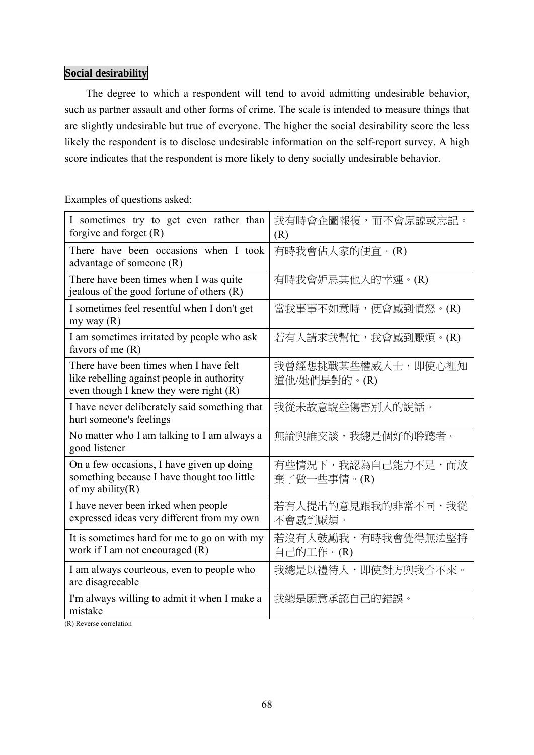**Social desirability**

The degree to which a respondent will tend to avoid admitting undesirable behavior, such as partner assault and other forms of crime. The scale is intended to measure things that are slightly undesirable but true of everyone. The higher the social desirability score the less likely the respondent is to disclose undesirable information on the self-report survey. A high score indicates that the respondent is more likely to deny socially undesirable behavior.

Examples of questions asked:

| | |
|---|---|
| I sometimes try to get even rather than forgive and forget (R) | 我有時會企圖報復，而不會原諒或忘記。(R) |
| There have been occasions when I took advantage of someone (R) | 有時我會佔人家的便宜。(R) |
| There have been times when I was quite jealous of the good fortune of others (R) | 有時我會妒忌其他人的幸運。(R) |
| I sometimes feel resentful when I don't get my way (R) | 當我事事不如意時，便會感到憤怒。(R) |
| I am sometimes irritated by people who ask favors of me (R) | 若有人請求我幫忙，我會感到厭煩。(R) |
| There have been times when I have felt like rebelling against people in authority even though I knew they were right (R) | 我曾經想挑戰某些權威人士，即使心裡知道他/她們是對的。(R) |
| I have never deliberately said something that hurt someone's feelings | 我從未故意說些傷害別人的說話。 |
| No matter who I am talking to I am always a good listener | 無論與誰交談，我總是個好的聆聽者。 |
| On a few occasions, I have given up doing something because I have thought too little of my ability(R) | 有些情況下，我認為自己能力不足，而放棄了做一些事情。(R) |
| I have never been irked when people expressed ideas very different from my own | 若有人提出的意見跟我的非常不同，我從不會感到厭煩。 |
| It is sometimes hard for me to go on with my work if I am not encouraged (R) | 若沒有人鼓勵我，有時我會覺得無法堅持自己的工作。(R) |
| I am always courteous, even to people who are disagreeable | 我總是以禮待人，即使對方與我合不來。 |
| I'm always willing to admit it when I make a mistake | 我總是願意承認自己的錯誤。 |

(R) Reverse correlation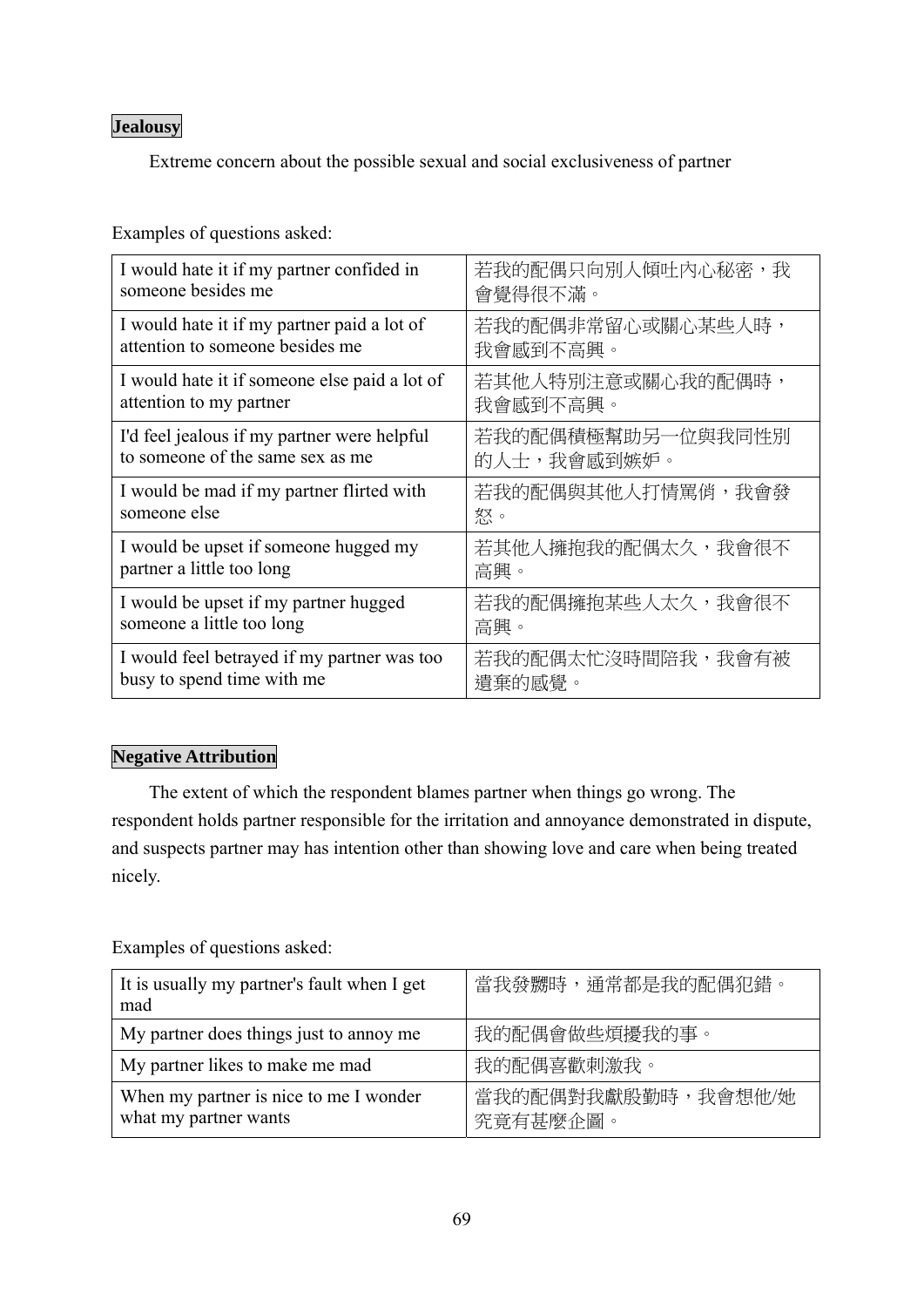**Jealousy**

Extreme concern about the possible sexual and social exclusiveness of partner

Examples of questions asked:

| | |
|---|---|
| I would hate it if my partner confided in someone besides me | 若我的配偶只向別人傾吐內心秘密，我會覺得很不滿。 |
| I would hate it if my partner paid a lot of attention to someone besides me | 若我的配偶非常留心或關心某些人時，我會感到不高興。 |
| I would hate it if someone else paid a lot of attention to my partner | 若其他人特別注意或關心我的配偶時，我會感到不高興。 |
| I'd feel jealous if my partner were helpful to someone of the same sex as me | 若我的配偶積極幫助另一位與我同性別的人士，我會感到嫉妒。 |
| I would be mad if my partner flirted with someone else | 若我的配偶與其他人打情罵俏，我會發怒。 |
| I would be upset if someone hugged my partner a little too long | 若其他人擁抱我的配偶太久，我會很不高興。 |
| I would be upset if my partner hugged someone a little too long | 若我的配偶擁抱某些人太久，我會很不高興。 |
| I would feel betrayed if my partner was too busy to spend time with me | 若我的配偶太忙沒時間陪我，我會有被遺棄的感覺。 |

**Negative Attribution**

The extent of which the respondent blames partner when things go wrong. The respondent holds partner responsible for the irritation and annoyance demonstrated in dispute, and suspects partner may has intention other than showing love and care when being treated nicely.

Examples of questions asked:

| | |
|---|---|
| It is usually my partner's fault when I get mad | 當我發嬲時，通常都是我的配偶犯錯。 |
| My partner does things just to annoy me | 我的配偶會做些煩擾我的事。 |
| My partner likes to make me mad | 我的配偶喜歡刺激我。 |
| When my partner is nice to me I wonder what my partner wants | 當我的配偶對我獻殷勤時，我會想他/她究竟有甚麼企圖。 |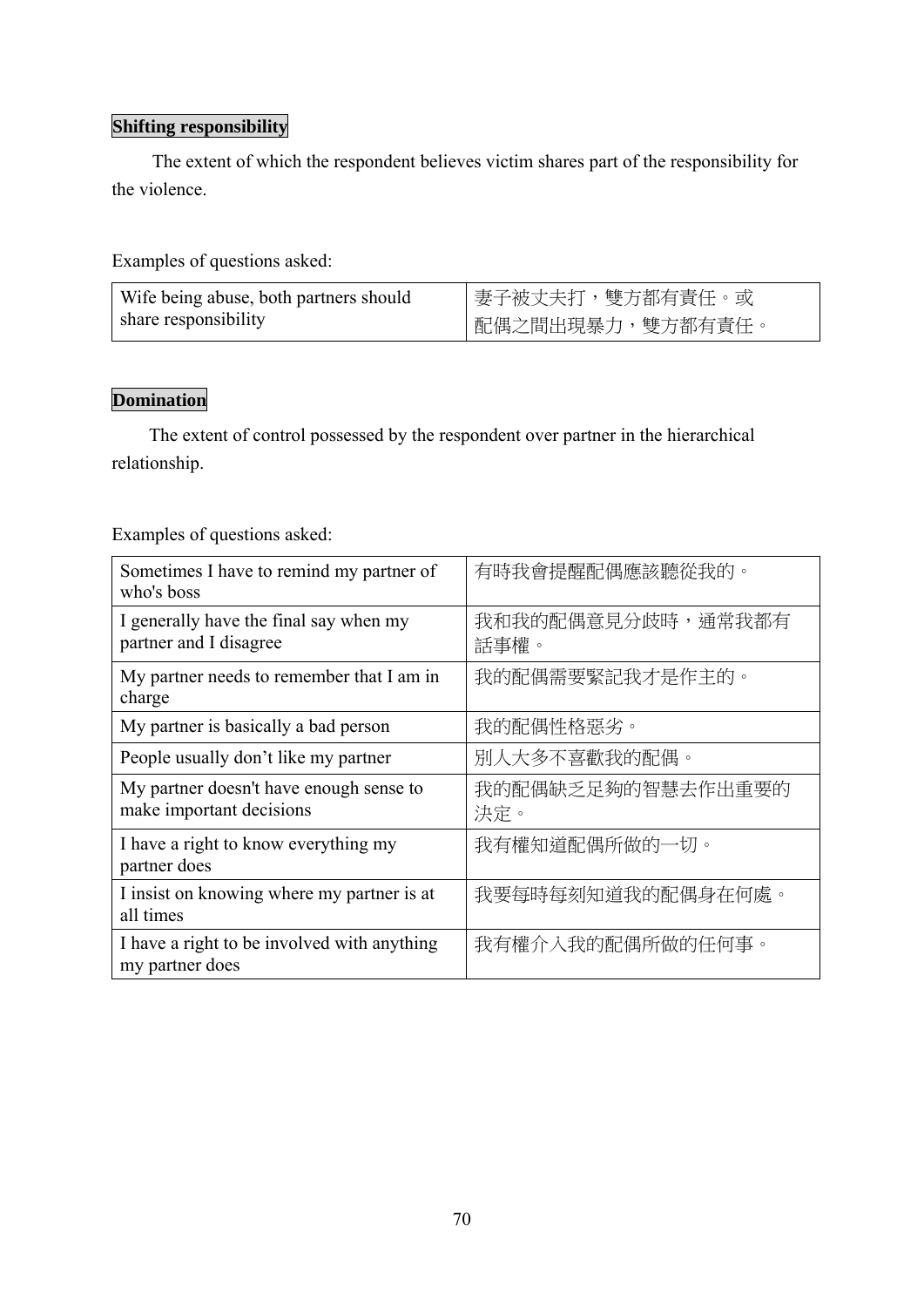**Shifting responsibility**

The extent of which the respondent believes victim shares part of the responsibility for the violence.

Examples of questions asked:

| | |
|---|---|
| Wife being abuse, both partners should share responsibility | 妻子被丈夫打，雙方都有責任。或<br>配偶之間出現暴力，雙方都有責任。 |

**Domination**

The extent of control possessed by the respondent over partner in the hierarchical relationship.

Examples of questions asked:

| | |
|---|---|
| Sometimes I have to remind my partner of who's boss | 有時我會提醒配偶應該聽從我的。 |
| I generally have the final say when my partner and I disagree | 我和我的配偶意見分歧時，通常我都有話事權。 |
| My partner needs to remember that I am in charge | 我的配偶需要緊記我才是作主的。 |
| My partner is basically a bad person | 我的配偶性格惡劣。 |
| People usually don't like my partner | 別人大多不喜歡我的配偶。 |
| My partner doesn't have enough sense to make important decisions | 我的配偶缺乏足夠的智慧去作出重要的決定。 |
| I have a right to know everything my partner does | 我有權知道配偶所做的一切。 |
| I insist on knowing where my partner is at all times | 我要每時每刻知道我的配偶身在何處。 |
| I have a right to be involved with anything my partner does | 我有權介入我的配偶所做的任何事。 |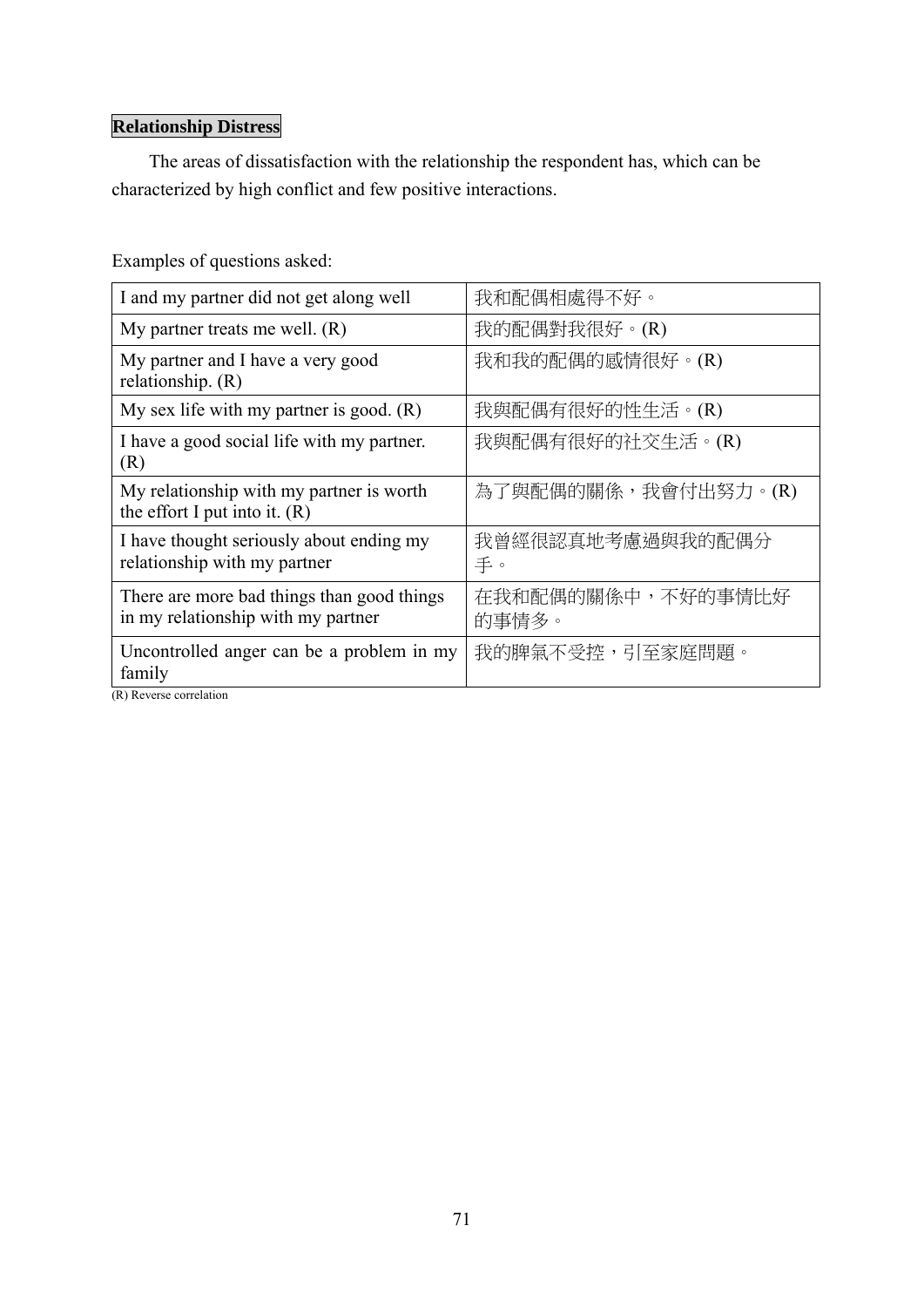**Relationship Distress**

The areas of dissatisfaction with the relationship the respondent has, which can be characterized by high conflict and few positive interactions.

Examples of questions asked:

| I and my partner did not get along well | 我和配偶相處得不好。 |
|---|---|
| My partner treats me well. (R) | 我的配偶對我很好。(R) |
| My partner and I have a very good relationship. (R) | 我和我的配偶的感情很好。(R) |
| My sex life with my partner is good. (R) | 我與配偶有很好的性生活。(R) |
| I have a good social life with my partner. (R) | 我與配偶有很好的社交生活。(R) |
| My relationship with my partner is worth the effort I put into it. (R) | 為了與配偶的關係，我會付出努力。(R) |
| I have thought seriously about ending my relationship with my partner | 我曾經很認真地考慮過與我的配偶分手。 |
| There are more bad things than good things in my relationship with my partner | 在我和配偶的關係中，不好的事情比好的事情多。 |
| Uncontrolled anger can be a problem in my family | 我的脾氣不受控，引至家庭問題。 |

(R) Reverse correlation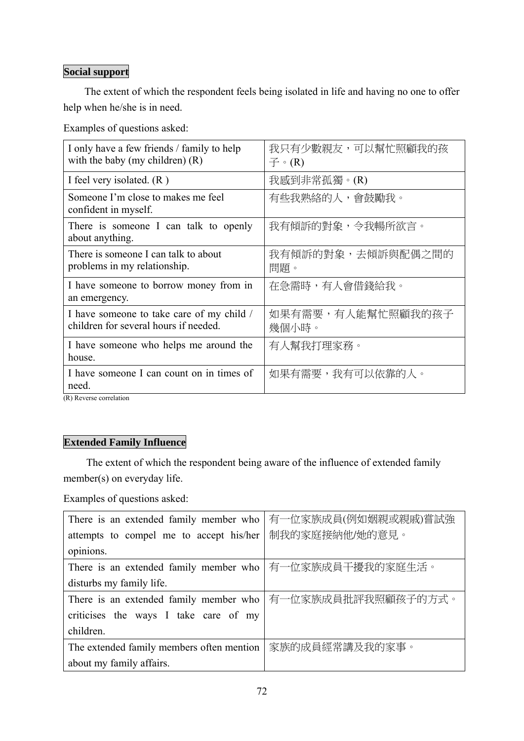**Social support**

The extent of which the respondent feels being isolated in life and having no one to offer help when he/she is in need.

Examples of questions asked:

| | |
|---|---|
| I only have a few friends / family to help with the baby (my children) (R) | 我只有少數親友，可以幫忙照顧我的孩子。(R) |
| I feel very isolated. (R ) | 我感到非常孤獨。(R) |
| Someone I'm close to makes me feel confident in myself. | 有些我熟絡的人，會鼓勵我。 |
| There is someone I can talk to openly about anything. | 我有傾訴的對象，令我暢所欲言。 |
| There is someone I can talk to about problems in my relationship. | 我有傾訴的對象，去傾訴與配偶之間的問題。 |
| I have someone to borrow money from in an emergency. | 在急需時，有人會借錢給我。 |
| I have someone to take care of my child / children for several hours if needed. | 如果有需要，有人能幫忙照顧我的孩子幾個小時。 |
| I have someone who helps me around the house. | 有人幫我打理家務。 |
| I have someone I can count on in times of need. | 如果有需要，我有可以依靠的人。 |

(R) Reverse correlation

**Extended Family Influence**

The extent of which the respondent being aware of the influence of extended family member(s) on everyday life.

Examples of questions asked:

| | |
|---|---|
| There is an extended family member who attempts to compel me to accept his/her opinions. | 有一位家族成員(例如姻親或親戚)嘗試強制我的家庭接納他/她的意見。 |
| There is an extended family member who disturbs my family life. | 有一位家族成員干擾我的家庭生活。 |
| There is an extended family member who criticises the ways I take care of my children. | 有一位家族成員批評我照顧孩子的方式。 |
| The extended family members often mention about my family affairs. | 家族的成員經常講及我的家事。 |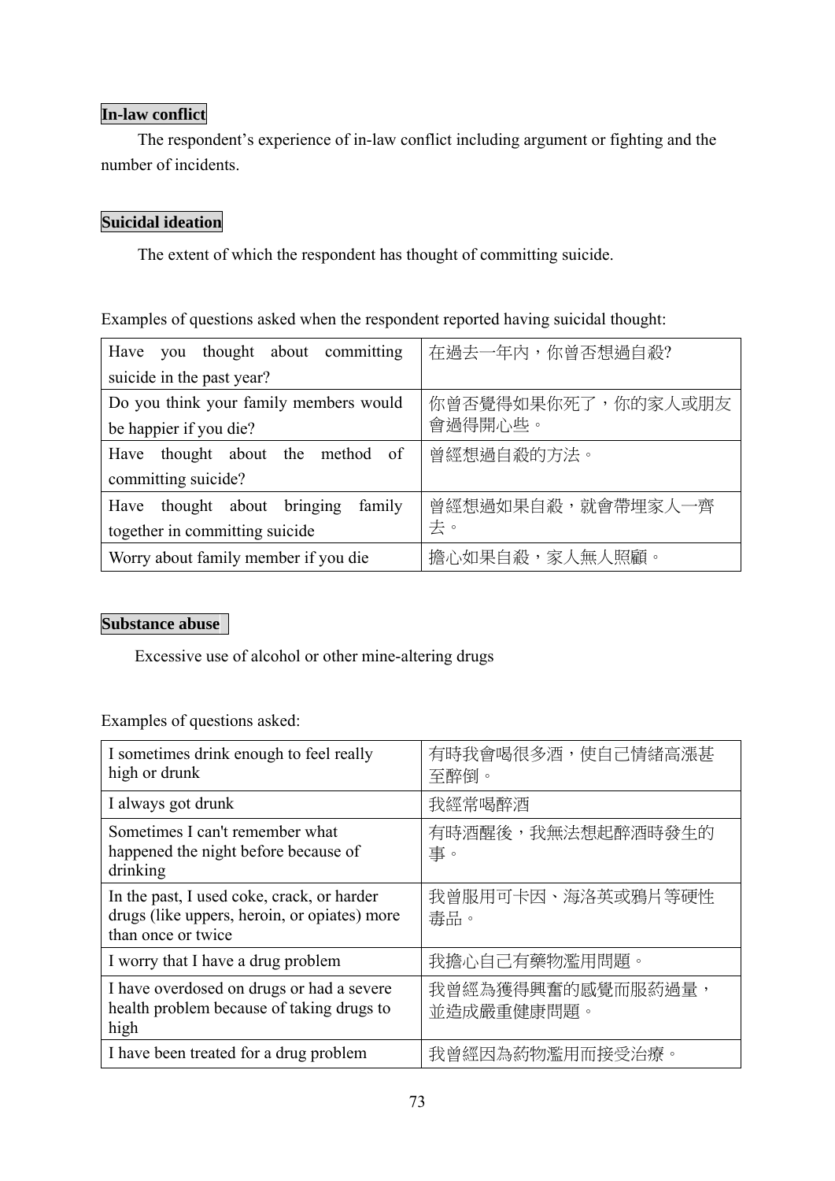**In-law conflict**

The respondent's experience of in-law conflict including argument or fighting and the number of incidents.

**Suicidal ideation**

The extent of which the respondent has thought of committing suicide.

Examples of questions asked when the respondent reported having suicidal thought:

| | |
|---|---|
| Have you thought about committing suicide in the past year? | 在過去一年內，你曾否想過自殺? |
| Do you think your family members would be happier if you die? | 你曾否覺得如果你死了，你的家人或朋友會過得開心些。 |
| Have thought about the method of committing suicide? | 曾經想過自殺的方法。 |
| Have thought about bringing family together in committing suicide | 曾經想過如果自殺，就會帶埋家人一齊去。 |
| Worry about family member if you die | 擔心如果自殺，家人無人照顧。 |

**Substance abuse**

Excessive use of alcohol or other mine-altering drugs

Examples of questions asked:

| | |
|---|---|
| I sometimes drink enough to feel really high or drunk | 有時我會喝很多酒，使自己情緒高漲甚至醉倒。 |
| I always got drunk | 我經常喝醉酒 |
| Sometimes I can't remember what happened the night before because of drinking | 有時酒醒後，我無法想起醉酒時發生的事。 |
| In the past, I used coke, crack, or harder drugs (like uppers, heroin, or opiates) more than once or twice | 我曾服用可卡因、海洛英或鴉片等硬性毒品。 |
| I worry that I have a drug problem | 我擔心自己有藥物濫用問題。 |
| I have overdosed on drugs or had a severe health problem because of taking drugs to high | 我曾經為獲得興奮的感覺而服葯過量，並造成嚴重健康問題。 |
| I have been treated for a drug problem | 我曾經因為葯物濫用而接受治療。 |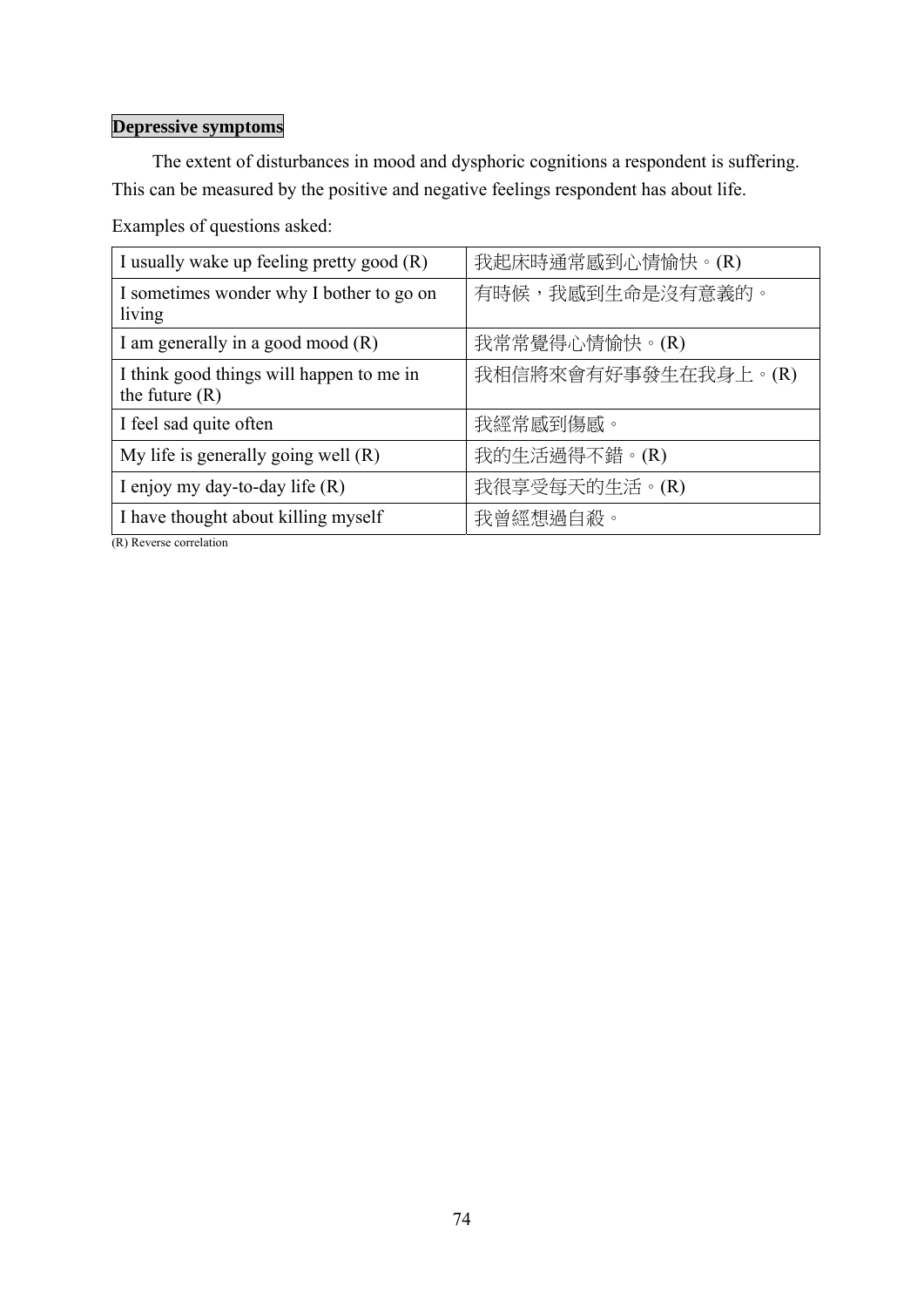**Depressive symptoms**

The extent of disturbances in mood and dysphoric cognitions a respondent is suffering. This can be measured by the positive and negative feelings respondent has about life.

Examples of questions asked:

| | |
|---|---|
| I usually wake up feeling pretty good (R) | 我起床時通常感到心情愉快。(R) |
| I sometimes wonder why I bother to go on living | 有時候，我感到生命是沒有意義的。 |
| I am generally in a good mood (R) | 我常常覺得心情愉快。(R) |
| I think good things will happen to me in the future (R) | 我相信將來會有好事發生在我身上。(R) |
| I feel sad quite often | 我經常感到傷感。 |
| My life is generally going well (R) | 我的生活過得不錯。(R) |
| I enjoy my day-to-day life (R) | 我很享受每天的生活。(R) |
| I have thought about killing myself | 我曾經想過自殺。 |

(R) Reverse correlation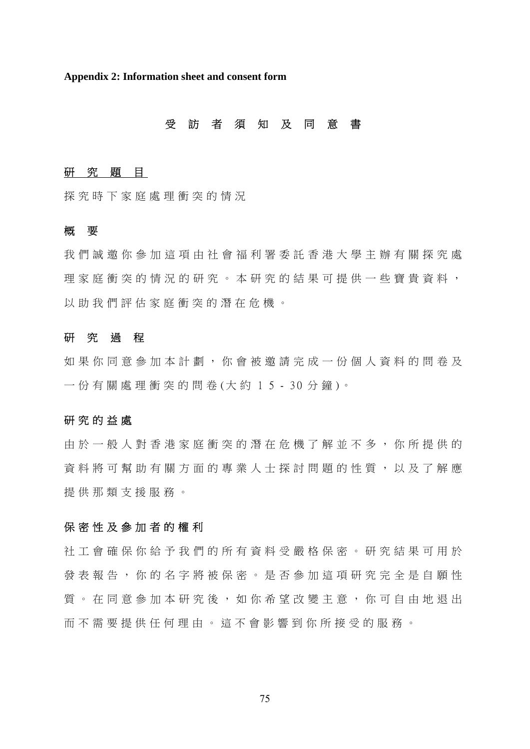**Appendix 2: Information sheet and consent form**

## 受訪者須知及同意書

### 研究題目

探究時下家庭處理衝突的情況

### 概要

我們誠邀你參加這項由社會福利署委託香港大學主辦有關探究處理家庭衝突的情況的研究。本研究的結果可提供一些寶貴資料，以助我們評估家庭衝突的潛在危機。

### 研究過程

如果你同意參加本計劃，你會被邀請完成一份個人資料的問卷及一份有關處理衝突的問卷(大約 15 - 30 分鐘)。

### 研究的益處

由於一般人對香港家庭衝突的潛在危機了解並不多，你所提供的資料將可幫助有關方面的專業人士探討問題的性質，以及了解應提供那類支援服務。

### 保密性及參加者的權利

社工會確保你給予我們的所有資料受嚴格保密。研究結果可用於發表報告，你的名字將被保密。是否參加這項研究完全是自願性質。在同意參加本研究後，如你希望改變主意，你可自由地退出而不需要提供任何理由。這不會影響到你所接受的服務。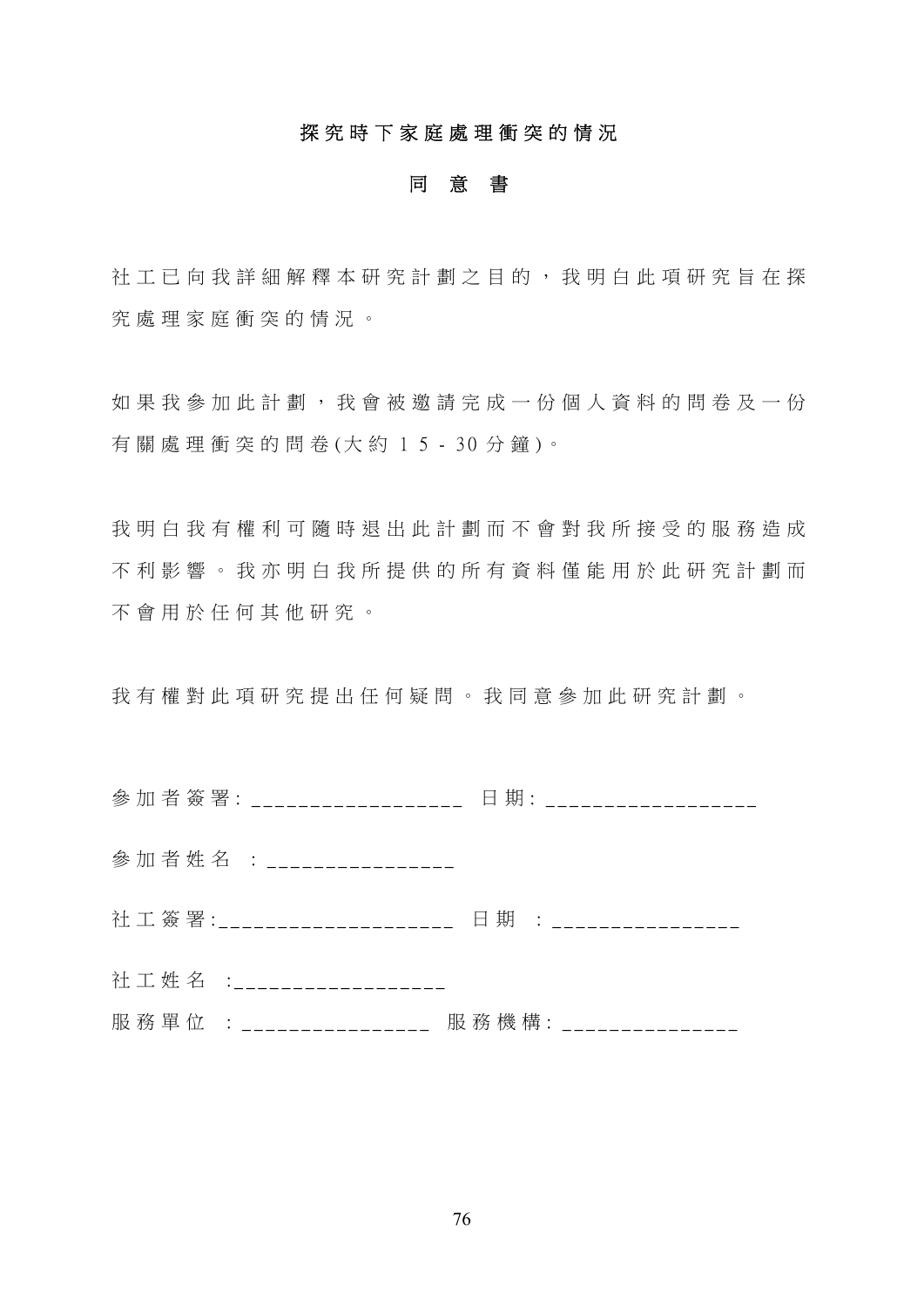**探究時下家庭處理衝突的情況**

**同 意 書**

社工已向我詳細解釋本研究計劃之目的，我明白此項研究旨在探究處理家庭衝突的情況。

如果我參加此計劃，我會被邀請完成一份個人資料的問卷及一份有關處理衝突的問卷(大約 15 - 30 分鐘)。

我明白我有權利可隨時退出此計劃而不會對我所接受的服務造成不利影響。我亦明白我所提供的所有資料僅能用於此研究計劃而不會用於任何其他研究。

我有權對此項研究提出任何疑問。我同意參加此研究計劃。

參加者簽署: __________________ 日期: __________________

參加者姓名 : ________________

社工簽署:____________________ 日期 : ________________

社工姓名 :__________________

服務單位 : ________________ 服務機構: _______________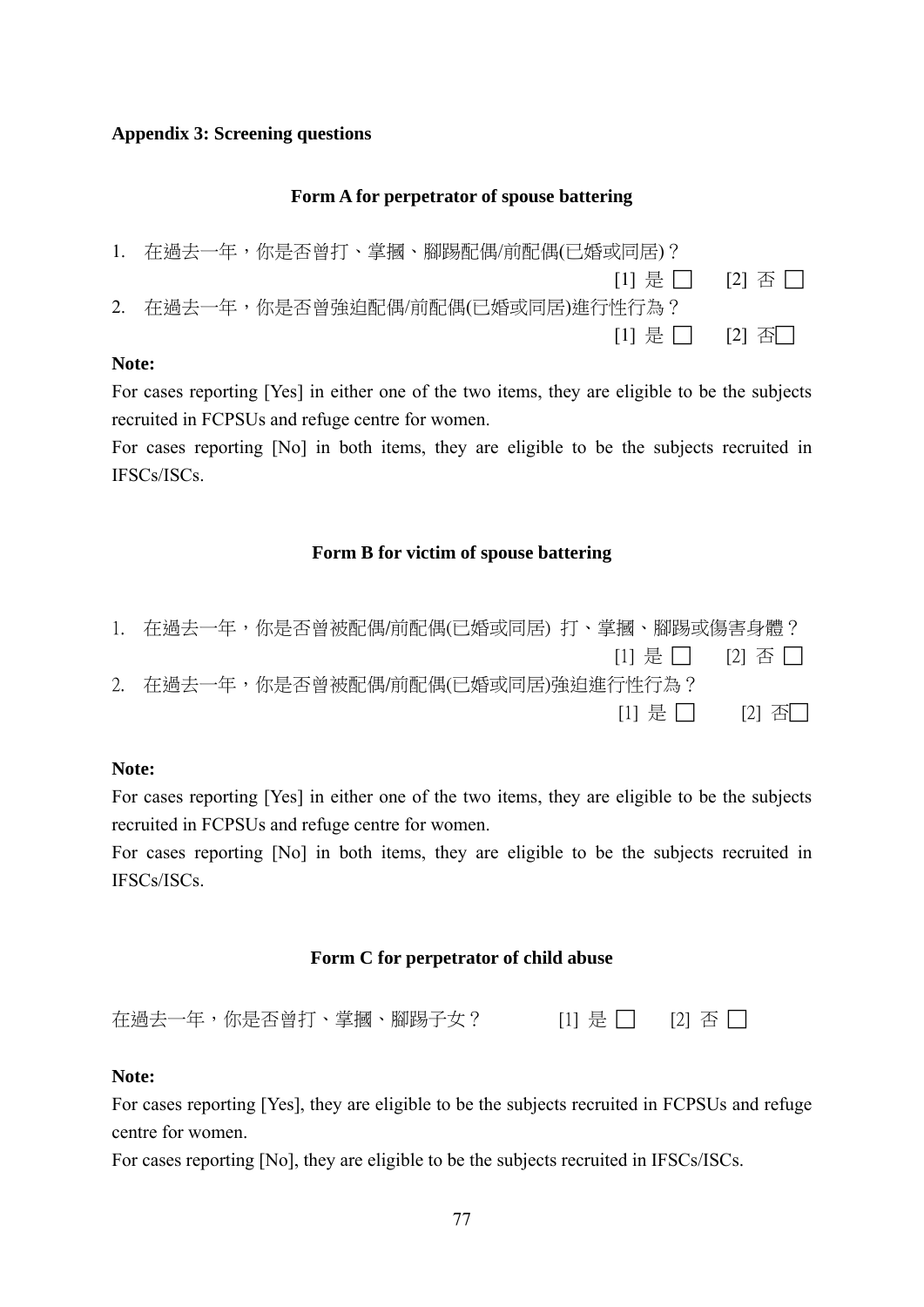**Appendix 3: Screening questions**

### Form A for perpetrator of spouse battering

1. 在過去一年，你是否曾打、掌摑、腳踢配偶/前配偶(已婚或同居)？

   [1] 是 ☐ [2] 否 ☐

2. 在過去一年，你是否曾強迫配偶/前配偶(已婚或同居)進行性行為？

   [1] 是 ☐ [2] 否☐

**Note:**

For cases reporting [Yes] in either one of the two items, they are eligible to be the subjects recruited in FCPSUs and refuge centre for women.

For cases reporting [No] in both items, they are eligible to be the subjects recruited in IFSCs/ISCs.

### Form B for victim of spouse battering

1. 在過去一年，你是否曾被配偶/前配偶(已婚或同居) 打、掌摑、腳踢或傷害身體？

   [1] 是 ☐ [2] 否 ☐

2. 在過去一年，你是否曾被配偶/前配偶(已婚或同居)強迫進行性行為？

   [1] 是 ☐ [2] 否☐

**Note:**

For cases reporting [Yes] in either one of the two items, they are eligible to be the subjects recruited in FCPSUs and refuge centre for women.

For cases reporting [No] in both items, they are eligible to be the subjects recruited in IFSCs/ISCs.

### Form C for perpetrator of child abuse

在過去一年，你是否曾打、掌摑、腳踢子女？ [1] 是 ☐ [2] 否 ☐

**Note:**

For cases reporting [Yes], they are eligible to be the subjects recruited in FCPSUs and refuge centre for women.

For cases reporting [No], they are eligible to be the subjects recruited in IFSCs/ISCs.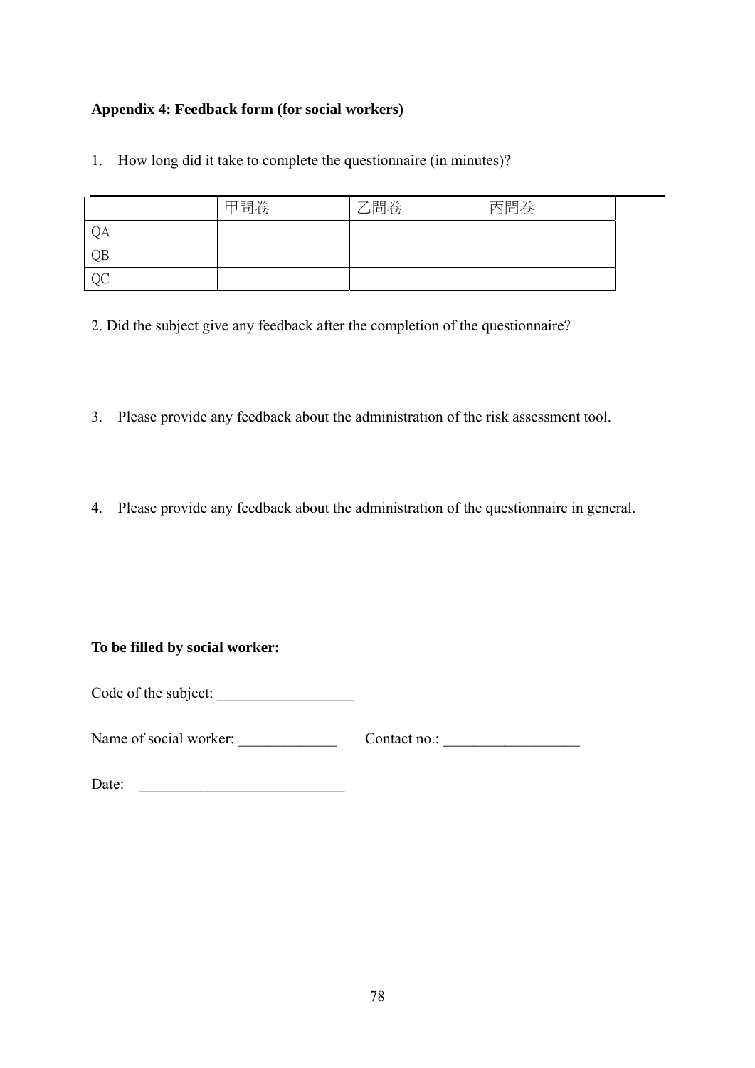**Appendix 4: Feedback form (for social workers)**

1. How long did it take to complete the questionnaire (in minutes)?

| | 甲問卷 | 乙問卷 | 丙問卷 |
|---|---|---|---|
| QA | | | |
| QB | | | |
| QC | | | |

2. Did the subject give any feedback after the completion of the questionnaire?

3. Please provide any feedback about the administration of the risk assessment tool.

4. Please provide any feedback about the administration of the questionnaire in general.

---

**To be filled by social worker:**

Code of the subject: __________________

Name of social worker: _____________ Contact no.: __________________

Date: ___________________________